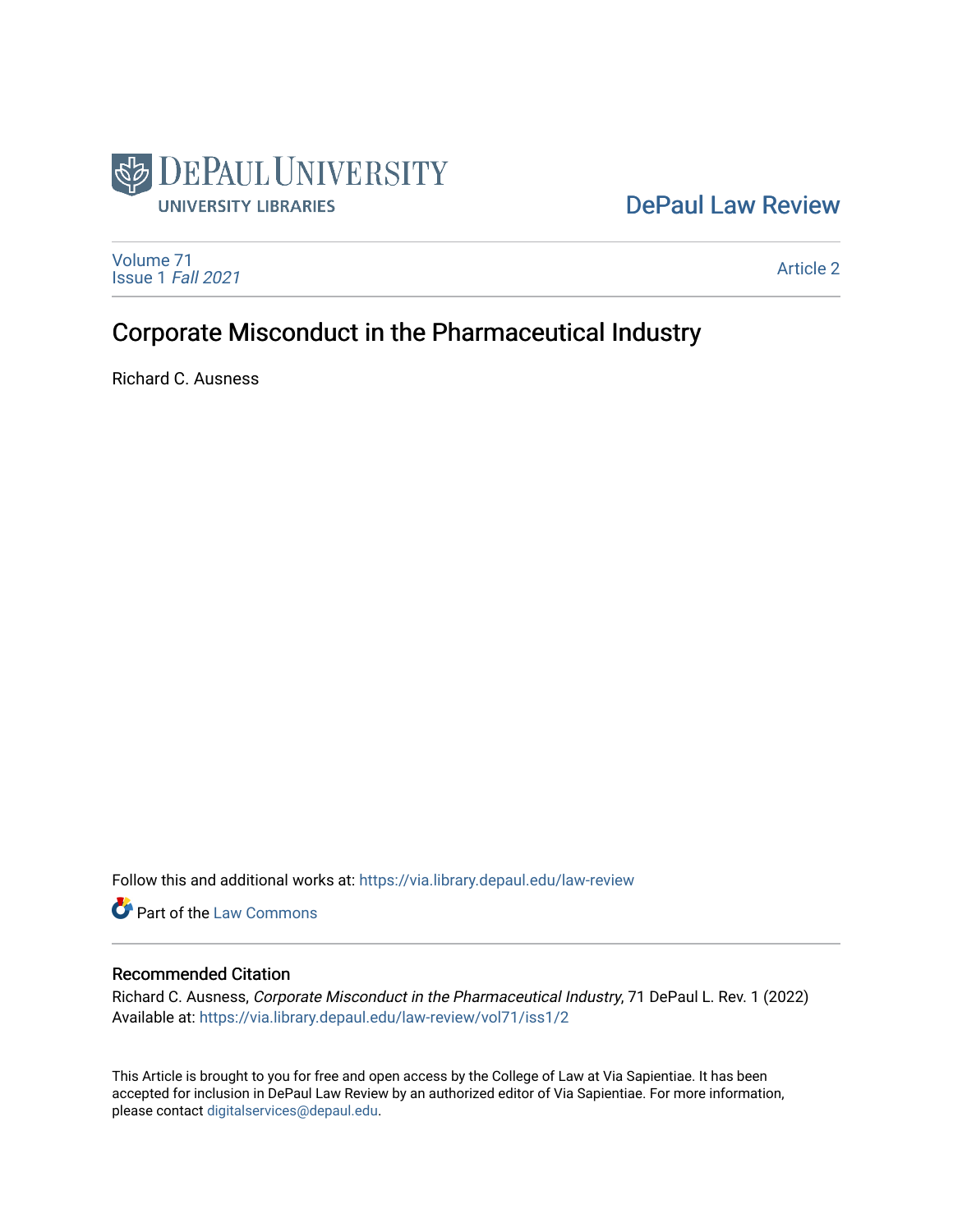DePaul University Libraries

DePaul Law Review

Volume 71
Issue 1 *Fall 2021*

Article 2

# Corporate Misconduct in the Pharmaceutical Industry

Richard C. Ausness

Follow this and additional works at: https://via.library.depaul.edu/law-review

Part of the Law Commons

## Recommended Citation

Richard C. Ausness, *Corporate Misconduct in the Pharmaceutical Industry*, 71 DePaul L. Rev. 1 (2022)
Available at: https://via.library.depaul.edu/law-review/vol71/iss1/2

This Article is brought to you for free and open access by the College of Law at Via Sapientiae. It has been accepted for inclusion in DePaul Law Review by an authorized editor of Via Sapientiae. For more information, please contact digitalservices@depaul.edu.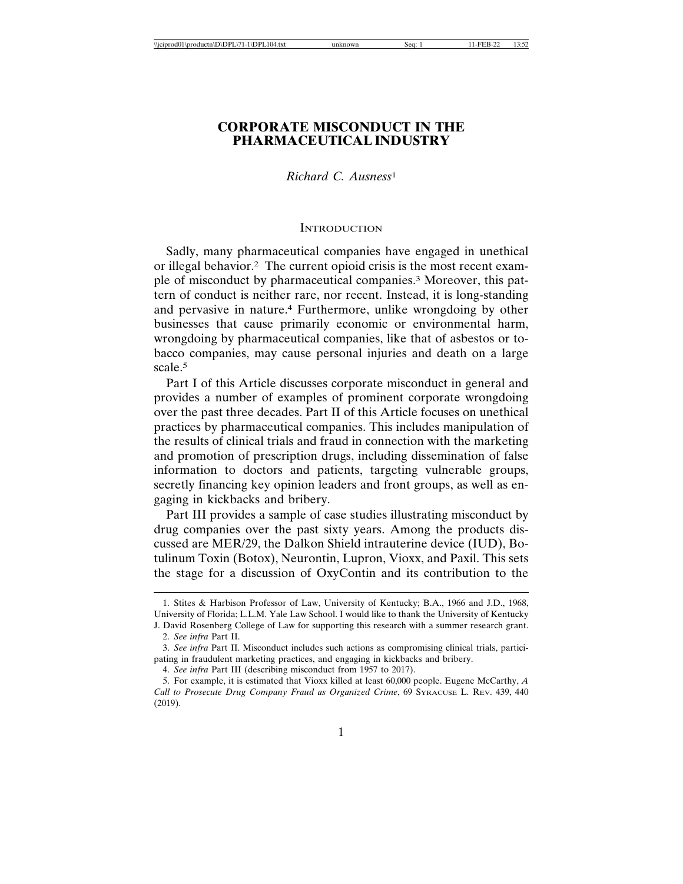# CORPORATE MISCONDUCT IN THE PHARMACEUTICAL INDUSTRY

*Richard C. Ausness*[1]

## Introduction

Sadly, many pharmaceutical companies have engaged in unethical or illegal behavior.[2] The current opioid crisis is the most recent example of misconduct by pharmaceutical companies.[3] Moreover, this pattern of conduct is neither rare, nor recent. Instead, it is long-standing and pervasive in nature.[4] Furthermore, unlike wrongdoing by other businesses that cause primarily economic or environmental harm, wrongdoing by pharmaceutical companies, like that of asbestos or tobacco companies, may cause personal injuries and death on a large scale.[5]

Part I of this Article discusses corporate misconduct in general and provides a number of examples of prominent corporate wrongdoing over the past three decades. Part II of this Article focuses on unethical practices by pharmaceutical companies. This includes manipulation of the results of clinical trials and fraud in connection with the marketing and promotion of prescription drugs, including dissemination of false information to doctors and patients, targeting vulnerable groups, secretly financing key opinion leaders and front groups, as well as engaging in kickbacks and bribery.

Part III provides a sample of case studies illustrating misconduct by drug companies over the past sixty years. Among the products discussed are MER/29, the Dalkon Shield intrauterine device (IUD), Botulinum Toxin (Botox), Neurontin, Lupron, Vioxx, and Paxil. This sets the stage for a discussion of OxyContin and its contribution to the

---

1. Stites & Harbison Professor of Law, University of Kentucky; B.A., 1966 and J.D., 1968, University of Florida; L.L.M. Yale Law School. I would like to thank the University of Kentucky J. David Rosenberg College of Law for supporting this research with a summer research grant.

2. *See infra* Part II.

3. *See infra* Part II. Misconduct includes such actions as compromising clinical trials, participating in fraudulent marketing practices, and engaging in kickbacks and bribery.

4. *See infra* Part III (describing misconduct from 1957 to 2017).

5. For example, it is estimated that Vioxx killed at least 60,000 people. Eugene McCarthy, *A Call to Prosecute Drug Company Fraud as Organized Crime*, 69 Syracuse L. Rev. 439, 440 (2019).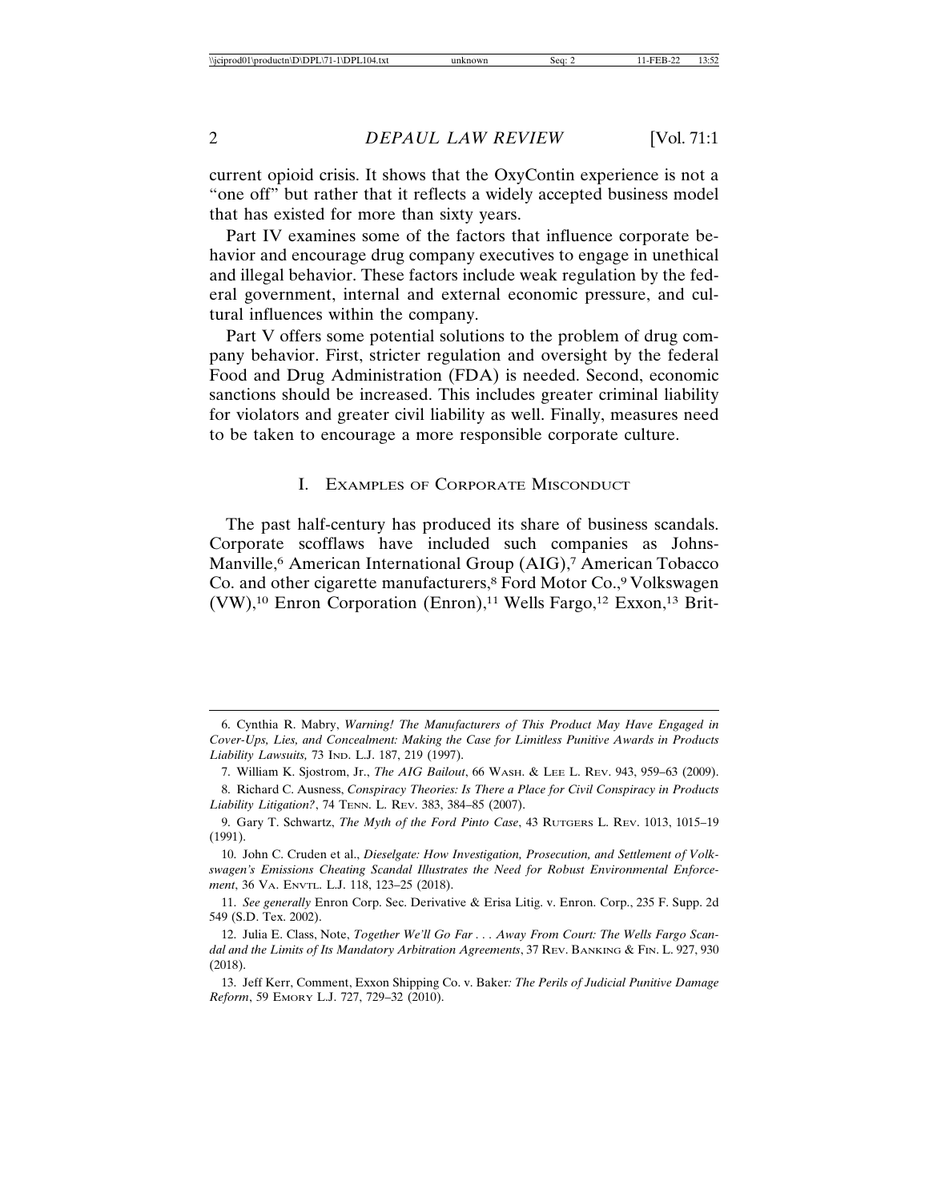current opioid crisis. It shows that the OxyContin experience is not a "one off" but rather that it reflects a widely accepted business model that has existed for more than sixty years.

Part IV examines some of the factors that influence corporate behavior and encourage drug company executives to engage in unethical and illegal behavior. These factors include weak regulation by the federal government, internal and external economic pressure, and cultural influences within the company.

Part V offers some potential solutions to the problem of drug company behavior. First, stricter regulation and oversight by the federal Food and Drug Administration (FDA) is needed. Second, economic sanctions should be increased. This includes greater criminal liability for violators and greater civil liability as well. Finally, measures need to be taken to encourage a more responsible corporate culture.

## I. Examples of Corporate Misconduct

The past half-century has produced its share of business scandals. Corporate scofflaws have included such companies as Johns-Manville,[6] American International Group (AIG),[7] American Tobacco Co. and other cigarette manufacturers,[8] Ford Motor Co.,[9] Volkswagen (VW),[10] Enron Corporation (Enron),[11] Wells Fargo,[12] Exxon,[13] Brit-

---

6. Cynthia R. Mabry, *Warning! The Manufacturers of This Product May Have Engaged in Cover-Ups, Lies, and Concealment: Making the Case for Limitless Punitive Awards in Products Liability Lawsuits,* 73 Ind. L.J. 187, 219 (1997).

7. William K. Sjostrom, Jr., *The AIG Bailout*, 66 Wash. & Lee L. Rev. 943, 959–63 (2009).

8. Richard C. Ausness, *Conspiracy Theories: Is There a Place for Civil Conspiracy in Products Liability Litigation?*, 74 Tenn. L. Rev. 383, 384–85 (2007).

9. Gary T. Schwartz, *The Myth of the Ford Pinto Case*, 43 Rutgers L. Rev. 1013, 1015–19 (1991).

10. John C. Cruden et al., *Dieselgate: How Investigation, Prosecution, and Settlement of Volkswagen's Emissions Cheating Scandal Illustrates the Need for Robust Environmental Enforcement*, 36 Va. Envtl. L.J. 118, 123–25 (2018).

11. *See generally* Enron Corp. Sec. Derivative & Erisa Litig. v. Enron. Corp., 235 F. Supp. 2d 549 (S.D. Tex. 2002).

12. Julia E. Class, Note, *Together We'll Go Far . . . Away From Court: The Wells Fargo Scandal and the Limits of Its Mandatory Arbitration Agreements*, 37 Rev. Banking & Fin. L. 927, 930 (2018).

13. Jeff Kerr, Comment, Exxon Shipping Co. v. Baker*: The Perils of Judicial Punitive Damage Reform*, 59 Emory L.J. 727, 729–32 (2010).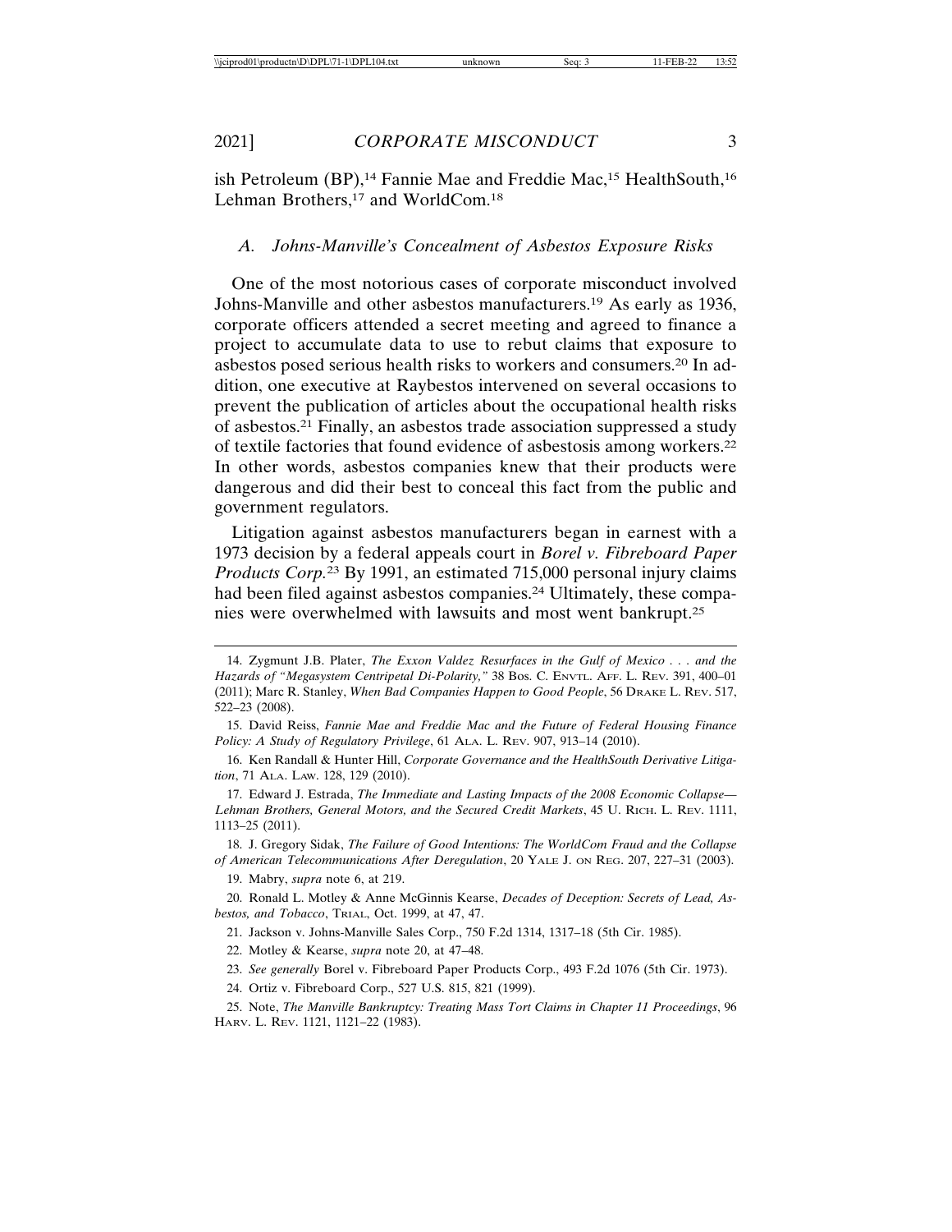ish Petroleum (BP),[14] Fannie Mae and Freddie Mac,[15] HealthSouth,[16] Lehman Brothers,[17] and WorldCom.[18]

### *A. Johns-Manville's Concealment of Asbestos Exposure Risks*

One of the most notorious cases of corporate misconduct involved Johns-Manville and other asbestos manufacturers.[19] As early as 1936, corporate officers attended a secret meeting and agreed to finance a project to accumulate data to use to rebut claims that exposure to asbestos posed serious health risks to workers and consumers.[20] In addition, one executive at Raybestos intervened on several occasions to prevent the publication of articles about the occupational health risks of asbestos.[21] Finally, an asbestos trade association suppressed a study of textile factories that found evidence of asbestosis among workers.[22] In other words, asbestos companies knew that their products were dangerous and did their best to conceal this fact from the public and government regulators.

Litigation against asbestos manufacturers began in earnest with a 1973 decision by a federal appeals court in *Borel v. Fibreboard Paper Products Corp.*[23] By 1991, an estimated 715,000 personal injury claims had been filed against asbestos companies.[24] Ultimately, these companies were overwhelmed with lawsuits and most went bankrupt.[25]

---

14. Zygmunt J.B. Plater, *The Exxon Valdez Resurfaces in the Gulf of Mexico . . . and the Hazards of "Megasystem Centripetal Di-Polarity,"* 38 Bos. C. Envtl. Aff. L. Rev. 391, 400–01 (2011); Marc R. Stanley, *When Bad Companies Happen to Good People*, 56 Drake L. Rev. 517, 522–23 (2008).

15. David Reiss, *Fannie Mae and Freddie Mac and the Future of Federal Housing Finance Policy: A Study of Regulatory Privilege*, 61 Ala. L. Rev. 907, 913–14 (2010).

16. Ken Randall & Hunter Hill, *Corporate Governance and the HealthSouth Derivative Litigation*, 71 Ala. Law. 128, 129 (2010).

17. Edward J. Estrada, *The Immediate and Lasting Impacts of the 2008 Economic Collapse—Lehman Brothers, General Motors, and the Secured Credit Markets*, 45 U. Rich. L. Rev. 1111, 1113–25 (2011).

18. J. Gregory Sidak, *The Failure of Good Intentions: The WorldCom Fraud and the Collapse of American Telecommunications After Deregulation*, 20 Yale J. on Reg. 207, 227–31 (2003).

19. Mabry, *supra* note 6, at 219.

20. Ronald L. Motley & Anne McGinnis Kearse, *Decades of Deception: Secrets of Lead, Asbestos, and Tobacco*, Trial, Oct. 1999, at 47, 47.

21. Jackson v. Johns-Manville Sales Corp., 750 F.2d 1314, 1317–18 (5th Cir. 1985).

22. Motley & Kearse, *supra* note 20, at 47–48.

23. *See generally* Borel v. Fibreboard Paper Products Corp., 493 F.2d 1076 (5th Cir. 1973).

24. Ortiz v. Fibreboard Corp., 527 U.S. 815, 821 (1999).

25. Note, *The Manville Bankruptcy: Treating Mass Tort Claims in Chapter 11 Proceedings*, 96 Harv. L. Rev. 1121, 1121–22 (1983).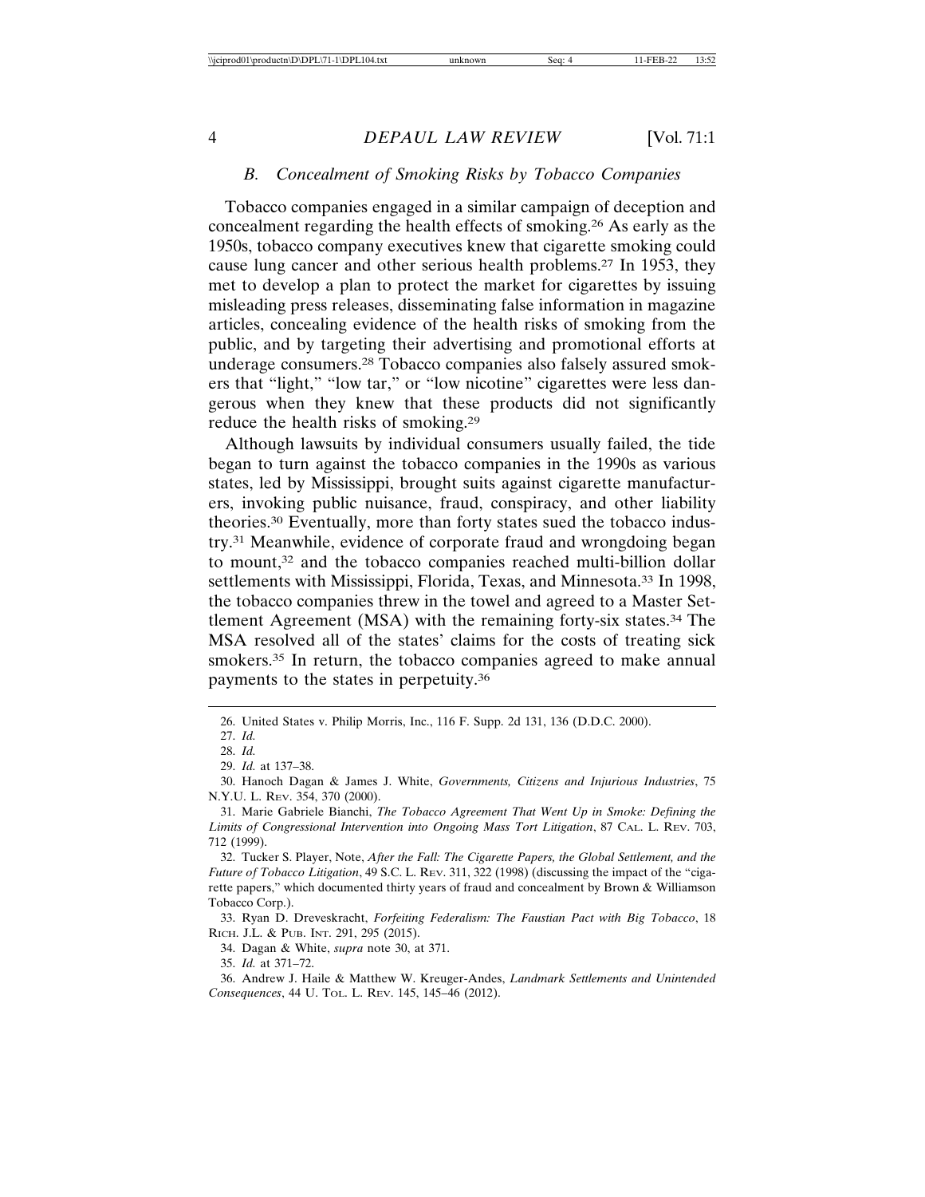### *B. Concealment of Smoking Risks by Tobacco Companies*

Tobacco companies engaged in a similar campaign of deception and concealment regarding the health effects of smoking.[26] As early as the 1950s, tobacco company executives knew that cigarette smoking could cause lung cancer and other serious health problems.[27] In 1953, they met to develop a plan to protect the market for cigarettes by issuing misleading press releases, disseminating false information in magazine articles, concealing evidence of the health risks of smoking from the public, and by targeting their advertising and promotional efforts at underage consumers.[28] Tobacco companies also falsely assured smokers that "light," "low tar," or "low nicotine" cigarettes were less dangerous when they knew that these products did not significantly reduce the health risks of smoking.[29]

Although lawsuits by individual consumers usually failed, the tide began to turn against the tobacco companies in the 1990s as various states, led by Mississippi, brought suits against cigarette manufacturers, invoking public nuisance, fraud, conspiracy, and other liability theories.[30] Eventually, more than forty states sued the tobacco industry.[31] Meanwhile, evidence of corporate fraud and wrongdoing began to mount,[32] and the tobacco companies reached multi-billion dollar settlements with Mississippi, Florida, Texas, and Minnesota.[33] In 1998, the tobacco companies threw in the towel and agreed to a Master Settlement Agreement (MSA) with the remaining forty-six states.[34] The MSA resolved all of the states' claims for the costs of treating sick smokers.[35] In return, the tobacco companies agreed to make annual payments to the states in perpetuity.[36]

---

26. United States v. Philip Morris, Inc., 116 F. Supp. 2d 131, 136 (D.D.C. 2000).

27. *Id.*

28. *Id.*

29. *Id.* at 137–38.

30. Hanoch Dagan & James J. White, *Governments, Citizens and Injurious Industries*, 75 N.Y.U. L. Rev. 354, 370 (2000).

31. Marie Gabriele Bianchi, *The Tobacco Agreement That Went Up in Smoke: Defining the Limits of Congressional Intervention into Ongoing Mass Tort Litigation*, 87 Cal. L. Rev. 703, 712 (1999).

32. Tucker S. Player, Note, *After the Fall: The Cigarette Papers, the Global Settlement, and the Future of Tobacco Litigation*, 49 S.C. L. Rev. 311, 322 (1998) (discussing the impact of the "cigarette papers," which documented thirty years of fraud and concealment by Brown & Williamson Tobacco Corp.).

33. Ryan D. Dreveskracht, *Forfeiting Federalism: The Faustian Pact with Big Tobacco*, 18 Rich. J.L. & Pub. Int. 291, 295 (2015).

34. Dagan & White, *supra* note 30, at 371.

35. *Id.* at 371–72.

36. Andrew J. Haile & Matthew W. Kreuger-Andes, *Landmark Settlements and Unintended Consequences*, 44 U. Tol. L. Rev. 145, 145–46 (2012).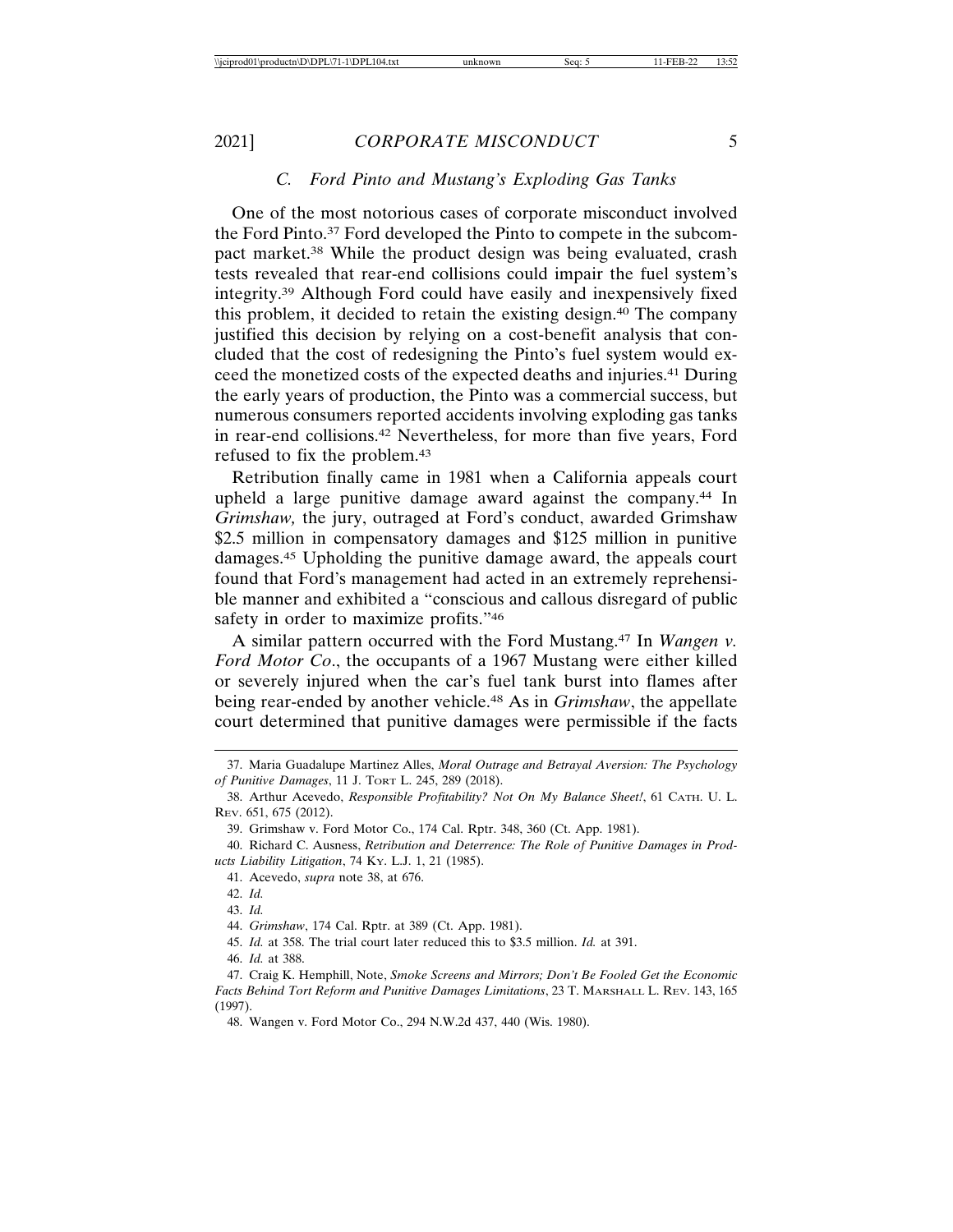### *C. Ford Pinto and Mustang's Exploding Gas Tanks*

One of the most notorious cases of corporate misconduct involved the Ford Pinto.[37] Ford developed the Pinto to compete in the subcompact market.[38] While the product design was being evaluated, crash tests revealed that rear-end collisions could impair the fuel system's integrity.[39] Although Ford could have easily and inexpensively fixed this problem, it decided to retain the existing design.[40] The company justified this decision by relying on a cost-benefit analysis that concluded that the cost of redesigning the Pinto's fuel system would exceed the monetized costs of the expected deaths and injuries.[41] During the early years of production, the Pinto was a commercial success, but numerous consumers reported accidents involving exploding gas tanks in rear-end collisions.[42] Nevertheless, for more than five years, Ford refused to fix the problem.[43]

Retribution finally came in 1981 when a California appeals court upheld a large punitive damage award against the company.[44] In *Grimshaw,* the jury, outraged at Ford's conduct, awarded Grimshaw $2.5 million in compensatory damages and $125 million in punitive damages.[45] Upholding the punitive damage award, the appeals court found that Ford's management had acted in an extremely reprehensible manner and exhibited a "conscious and callous disregard of public safety in order to maximize profits."[46]

A similar pattern occurred with the Ford Mustang.[47] In *Wangen v. Ford Motor Co*., the occupants of a 1967 Mustang were either killed or severely injured when the car's fuel tank burst into flames after being rear-ended by another vehicle.[48] As in *Grimshaw*, the appellate court determined that punitive damages were permissible if the facts

---

37. Maria Guadalupe Martinez Alles, *Moral Outrage and Betrayal Aversion: The Psychology of Punitive Damages*, 11 J. Tort L. 245, 289 (2018).

38. Arthur Acevedo, *Responsible Profitability? Not On My Balance Sheet!*, 61 Cath. U. L. Rev. 651, 675 (2012).

39. Grimshaw v. Ford Motor Co., 174 Cal. Rptr. 348, 360 (Ct. App. 1981).

40. Richard C. Ausness, *Retribution and Deterrence: The Role of Punitive Damages in Products Liability Litigation*, 74 Ky. L.J. 1, 21 (1985).

41. Acevedo, *supra* note 38, at 676.

42. *Id.*

43. *Id.*

44. *Grimshaw*, 174 Cal. Rptr. at 389 (Ct. App. 1981).

45. *Id.* at 358. The trial court later reduced this to $3.5 million. *Id.* at 391.

46. *Id.* at 388.

47. Craig K. Hemphill, Note, *Smoke Screens and Mirrors; Don't Be Fooled Get the Economic Facts Behind Tort Reform and Punitive Damages Limitations*, 23 T. Marshall L. Rev. 143, 165 (1997).

48. Wangen v. Ford Motor Co., 294 N.W.2d 437, 440 (Wis. 1980).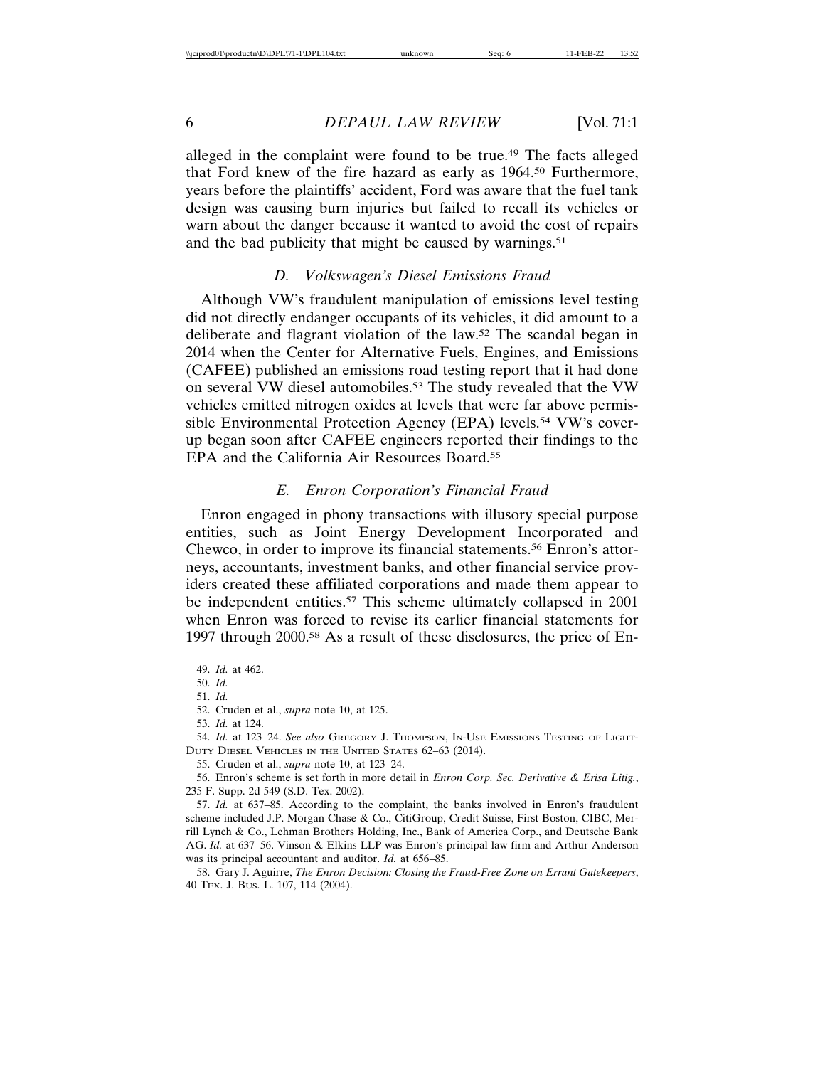alleged in the complaint were found to be true.[49] The facts alleged that Ford knew of the fire hazard as early as 1964.[50] Furthermore, years before the plaintiffs' accident, Ford was aware that the fuel tank design was causing burn injuries but failed to recall its vehicles or warn about the danger because it wanted to avoid the cost of repairs and the bad publicity that might be caused by warnings.[51]

### *D. Volkswagen's Diesel Emissions Fraud*

Although VW's fraudulent manipulation of emissions level testing did not directly endanger occupants of its vehicles, it did amount to a deliberate and flagrant violation of the law.[52] The scandal began in 2014 when the Center for Alternative Fuels, Engines, and Emissions (CAFEE) published an emissions road testing report that it had done on several VW diesel automobiles.[53] The study revealed that the VW vehicles emitted nitrogen oxides at levels that were far above permissible Environmental Protection Agency (EPA) levels.[54] VW's cover-up began soon after CAFEE engineers reported their findings to the EPA and the California Air Resources Board.[55]

### *E. Enron Corporation's Financial Fraud*

Enron engaged in phony transactions with illusory special purpose entities, such as Joint Energy Development Incorporated and Chewco, in order to improve its financial statements.[56] Enron's attorneys, accountants, investment banks, and other financial service providers created these affiliated corporations and made them appear to be independent entities.[57] This scheme ultimately collapsed in 2001 when Enron was forced to revise its earlier financial statements for 1997 through 2000.[58] As a result of these disclosures, the price of En-

---

49. *Id.* at 462.

50. *Id.*

51. *Id.*

52. Cruden et al., *supra* note 10, at 125.

53. *Id.* at 124.

54. *Id.* at 123–24. *See also* Gregory J. Thompson, In-Use Emissions Testing of Light-Duty Diesel Vehicles in the United States 62–63 (2014).

55. Cruden et al., *supra* note 10, at 123–24.

56. Enron's scheme is set forth in more detail in *Enron Corp. Sec. Derivative & Erisa Litig.*, 235 F. Supp. 2d 549 (S.D. Tex. 2002).

57. *Id.* at 637–85. According to the complaint, the banks involved in Enron's fraudulent scheme included J.P. Morgan Chase & Co., CitiGroup, Credit Suisse, First Boston, CIBC, Merrill Lynch & Co., Lehman Brothers Holding, Inc., Bank of America Corp., and Deutsche Bank AG. *Id.* at 637–56. Vinson & Elkins LLP was Enron's principal law firm and Arthur Anderson was its principal accountant and auditor. *Id.* at 656–85.

58. Gary J. Aguirre, *The Enron Decision: Closing the Fraud-Free Zone on Errant Gatekeepers*, 40 Tex. J. Bus. L. 107, 114 (2004).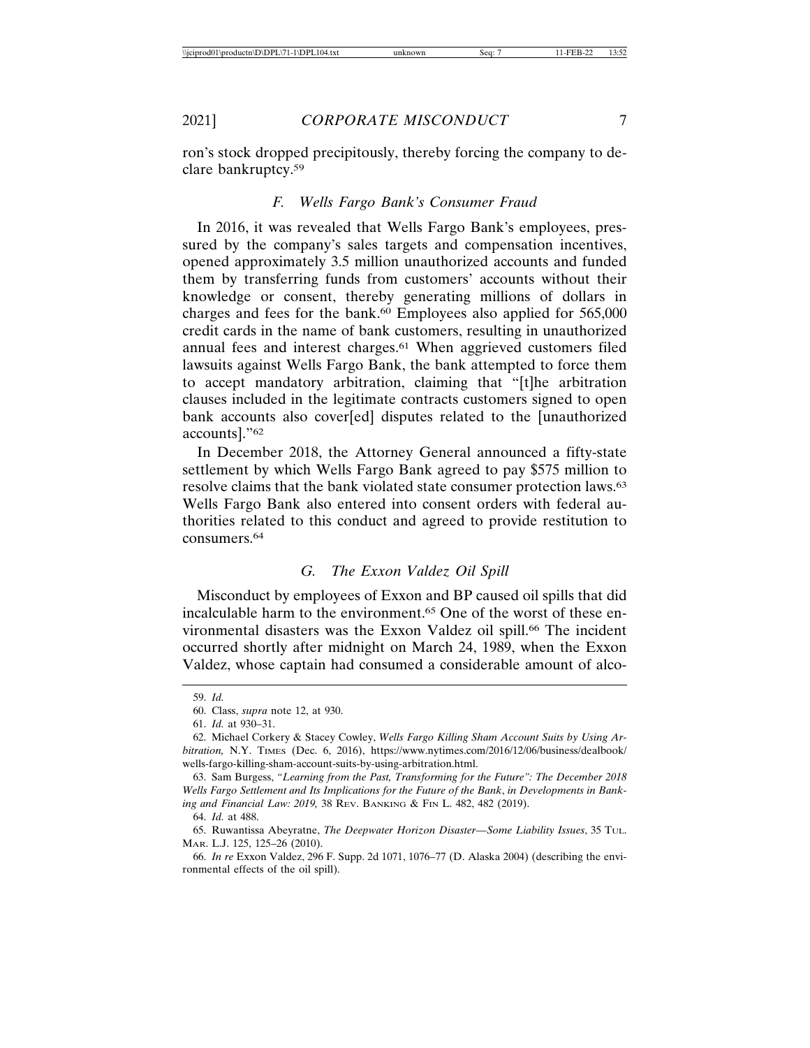ron's stock dropped precipitously, thereby forcing the company to declare bankruptcy.[59]

### *F. Wells Fargo Bank's Consumer Fraud*

In 2016, it was revealed that Wells Fargo Bank's employees, pressured by the company's sales targets and compensation incentives, opened approximately 3.5 million unauthorized accounts and funded them by transferring funds from customers' accounts without their knowledge or consent, thereby generating millions of dollars in charges and fees for the bank.[60] Employees also applied for 565,000 credit cards in the name of bank customers, resulting in unauthorized annual fees and interest charges.[61] When aggrieved customers filed lawsuits against Wells Fargo Bank, the bank attempted to force them to accept mandatory arbitration, claiming that "[t]he arbitration clauses included in the legitimate contracts customers signed to open bank accounts also cover[ed] disputes related to the [unauthorized accounts]."[62]

In December 2018, the Attorney General announced a fifty-state settlement by which Wells Fargo Bank agreed to pay $575 million to resolve claims that the bank violated state consumer protection laws.[63] Wells Fargo Bank also entered into consent orders with federal authorities related to this conduct and agreed to provide restitution to consumers.[64]

### *G. The Exxon Valdez Oil Spill*

Misconduct by employees of Exxon and BP caused oil spills that did incalculable harm to the environment.[65] One of the worst of these environmental disasters was the Exxon Valdez oil spill.[66] The incident occurred shortly after midnight on March 24, 1989, when the Exxon Valdez, whose captain had consumed a considerable amount of alco-

---

59. *Id.*

60. Class, *supra* note 12, at 930.

61. *Id.* at 930–31.

62. Michael Corkery & Stacey Cowley, *Wells Fargo Killing Sham Account Suits by Using Arbitration,* N.Y. TIMES (Dec. 6, 2016), https://www.nytimes.com/2016/12/06/business/dealbook/wells-fargo-killing-sham-account-suits-by-using-arbitration.html.

63. Sam Burgess, *"Learning from the Past, Transforming for the Future": The December 2018 Wells Fargo Settlement and Its Implications for the Future of the Bank*, *in Developments in Banking and Financial Law: 2019,* 38 REV. BANKING & FIN L. 482, 482 (2019).

64. *Id.* at 488.

65. Ruwantissa Abeyratne, *The Deepwater Horizon Disaster—Some Liability Issues*, 35 TUL. MAR. L.J. 125, 125–26 (2010).

66. *In re* Exxon Valdez, 296 F. Supp. 2d 1071, 1076–77 (D. Alaska 2004) (describing the environmental effects of the oil spill).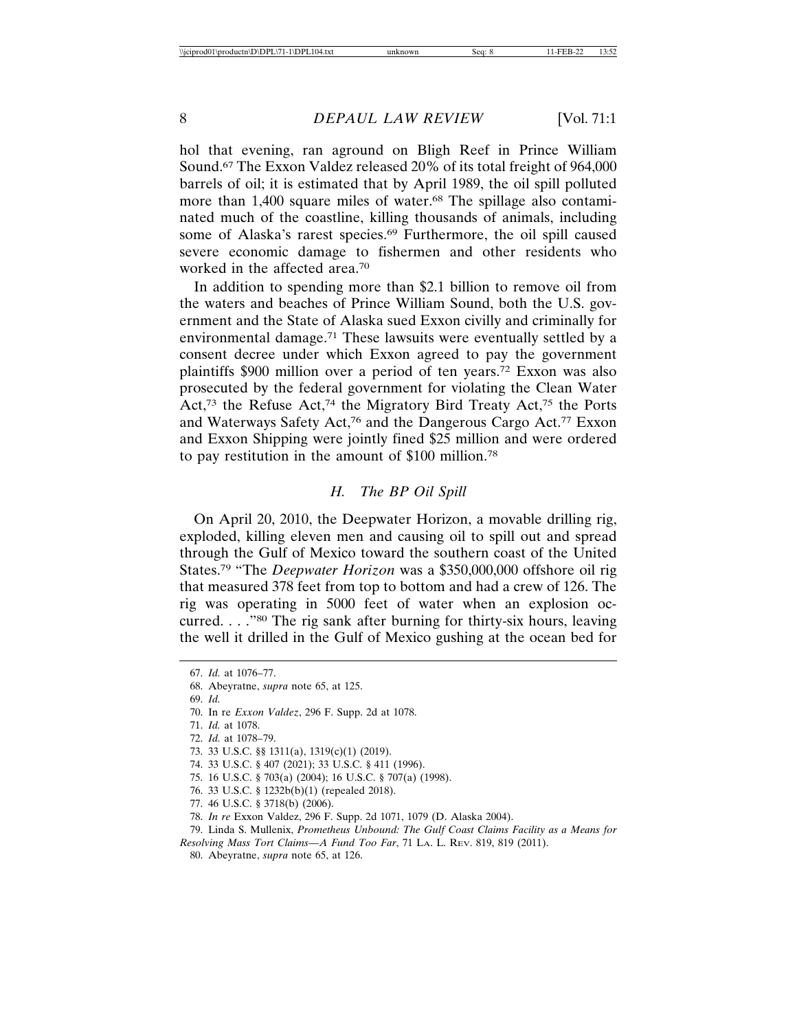hol that evening, ran aground on Bligh Reef in Prince William Sound.[67] The Exxon Valdez released 20% of its total freight of 964,000 barrels of oil; it is estimated that by April 1989, the oil spill polluted more than 1,400 square miles of water.[68] The spillage also contaminated much of the coastline, killing thousands of animals, including some of Alaska's rarest species.[69] Furthermore, the oil spill caused severe economic damage to fishermen and other residents who worked in the affected area.[70]

In addition to spending more than $2.1 billion to remove oil from the waters and beaches of Prince William Sound, both the U.S. government and the State of Alaska sued Exxon civilly and criminally for environmental damage.[71] These lawsuits were eventually settled by a consent decree under which Exxon agreed to pay the government plaintiffs $900 million over a period of ten years.[72] Exxon was also prosecuted by the federal government for violating the Clean Water Act,[73] the Refuse Act,[74] the Migratory Bird Treaty Act,[75] the Ports and Waterways Safety Act,[76] and the Dangerous Cargo Act.[77] Exxon and Exxon Shipping were jointly fined $25 million and were ordered to pay restitution in the amount of $100 million.[78]

### *H. The BP Oil Spill*

On April 20, 2010, the Deepwater Horizon, a movable drilling rig, exploded, killing eleven men and causing oil to spill out and spread through the Gulf of Mexico toward the southern coast of the United States.[79] "The *Deepwater Horizon* was a $350,000,000 offshore oil rig that measured 378 feet from top to bottom and had a crew of 126. The rig was operating in 5000 feet of water when an explosion occurred. . . ."[80] The rig sank after burning for thirty-six hours, leaving the well it drilled in the Gulf of Mexico gushing at the ocean bed for

---

67. *Id.* at 1076–77.
68. Abeyratne, *supra* note 65, at 125.
69. *Id.*
70. In re *Exxon Valdez*, 296 F. Supp. 2d at 1078.
71. *Id.* at 1078.
72. *Id.* at 1078–79.
73. 33 U.S.C. §§ 1311(a), 1319(c)(1) (2019).
74. 33 U.S.C. § 407 (2021); 33 U.S.C. § 411 (1996).
75. 16 U.S.C. § 703(a) (2004); 16 U.S.C. § 707(a) (1998).
76. 33 U.S.C. § 1232b(b)(1) (repealed 2018).
77. 46 U.S.C. § 3718(b) (2006).
78. *In re* Exxon Valdez, 296 F. Supp. 2d 1071, 1079 (D. Alaska 2004).
79. Linda S. Mullenix, *Prometheus Unbound: The Gulf Coast Claims Facility as a Means for Resolving Mass Tort Claims—A Fund Too Far*, 71 La. L. Rev. 819, 819 (2011).
80. Abeyratne, *supra* note 65, at 126.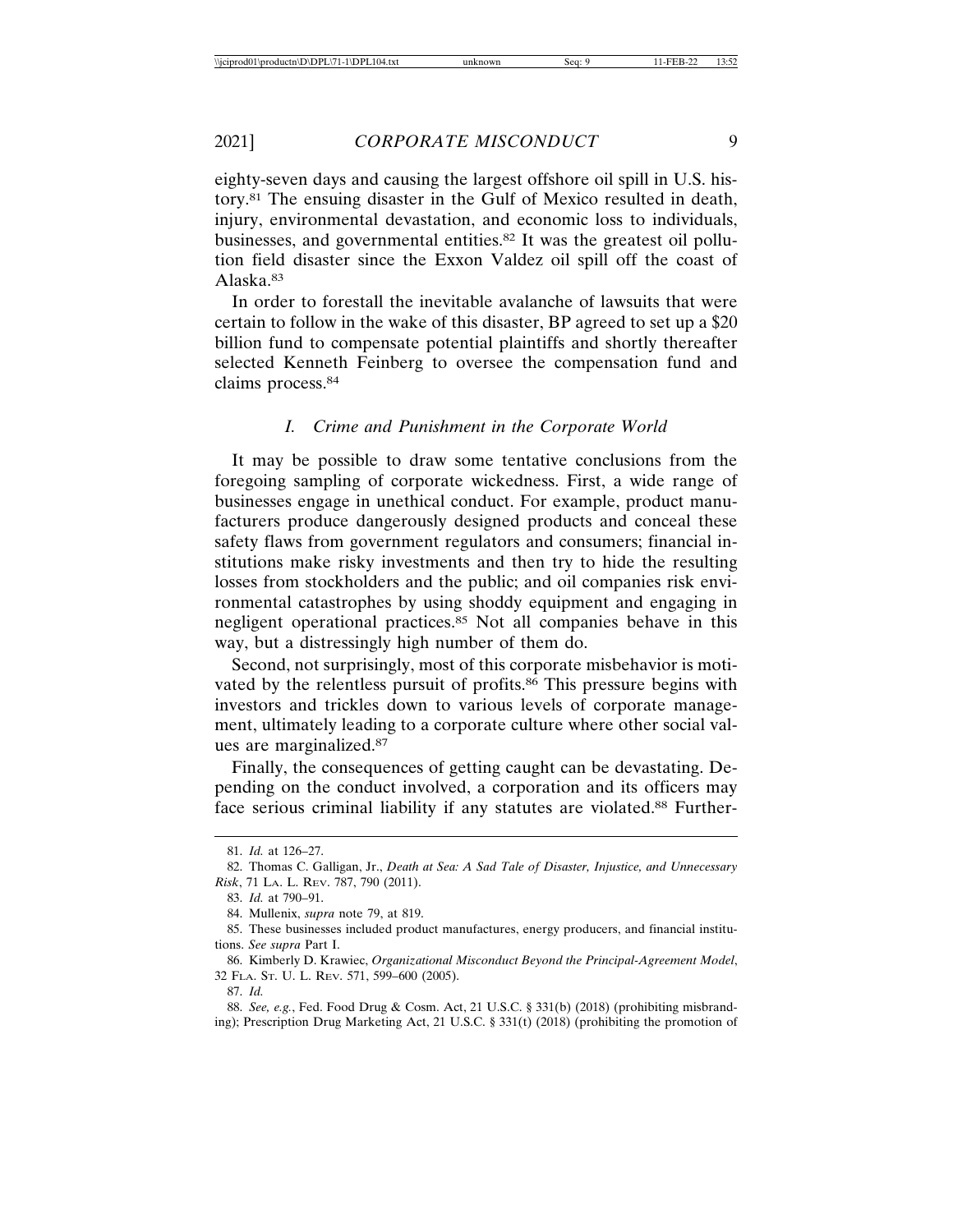eighty-seven days and causing the largest offshore oil spill in U.S. history.[81] The ensuing disaster in the Gulf of Mexico resulted in death, injury, environmental devastation, and economic loss to individuals, businesses, and governmental entities.[82] It was the greatest oil pollution field disaster since the Exxon Valdez oil spill off the coast of Alaska.[83]

In order to forestall the inevitable avalanche of lawsuits that were certain to follow in the wake of this disaster, BP agreed to set up a $20 billion fund to compensate potential plaintiffs and shortly thereafter selected Kenneth Feinberg to oversee the compensation fund and claims process.[84]

### *I. Crime and Punishment in the Corporate World*

It may be possible to draw some tentative conclusions from the foregoing sampling of corporate wickedness. First, a wide range of businesses engage in unethical conduct. For example, product manufacturers produce dangerously designed products and conceal these safety flaws from government regulators and consumers; financial institutions make risky investments and then try to hide the resulting losses from stockholders and the public; and oil companies risk environmental catastrophes by using shoddy equipment and engaging in negligent operational practices.[85] Not all companies behave in this way, but a distressingly high number of them do.

Second, not surprisingly, most of this corporate misbehavior is motivated by the relentless pursuit of profits.[86] This pressure begins with investors and trickles down to various levels of corporate management, ultimately leading to a corporate culture where other social values are marginalized.[87]

Finally, the consequences of getting caught can be devastating. Depending on the conduct involved, a corporation and its officers may face serious criminal liability if any statutes are violated.[88] Further-

---

81. *Id.* at 126–27.

82. Thomas C. Galligan, Jr., *Death at Sea: A Sad Tale of Disaster, Injustice, and Unnecessary Risk*, 71 La. L. Rev. 787, 790 (2011).

83. *Id.* at 790–91.

84. Mullenix, *supra* note 79, at 819.

85. These businesses included product manufactures, energy producers, and financial institutions. *See supra* Part I.

86. Kimberly D. Krawiec, *Organizational Misconduct Beyond the Principal-Agreement Model*, 32 Fla. St. U. L. Rev. 571, 599–600 (2005).

87. *Id.*

88. *See, e.g.*, Fed. Food Drug & Cosm. Act, 21 U.S.C. § 331(b) (2018) (prohibiting misbranding); Prescription Drug Marketing Act, 21 U.S.C. § 331(t) (2018) (prohibiting the promotion of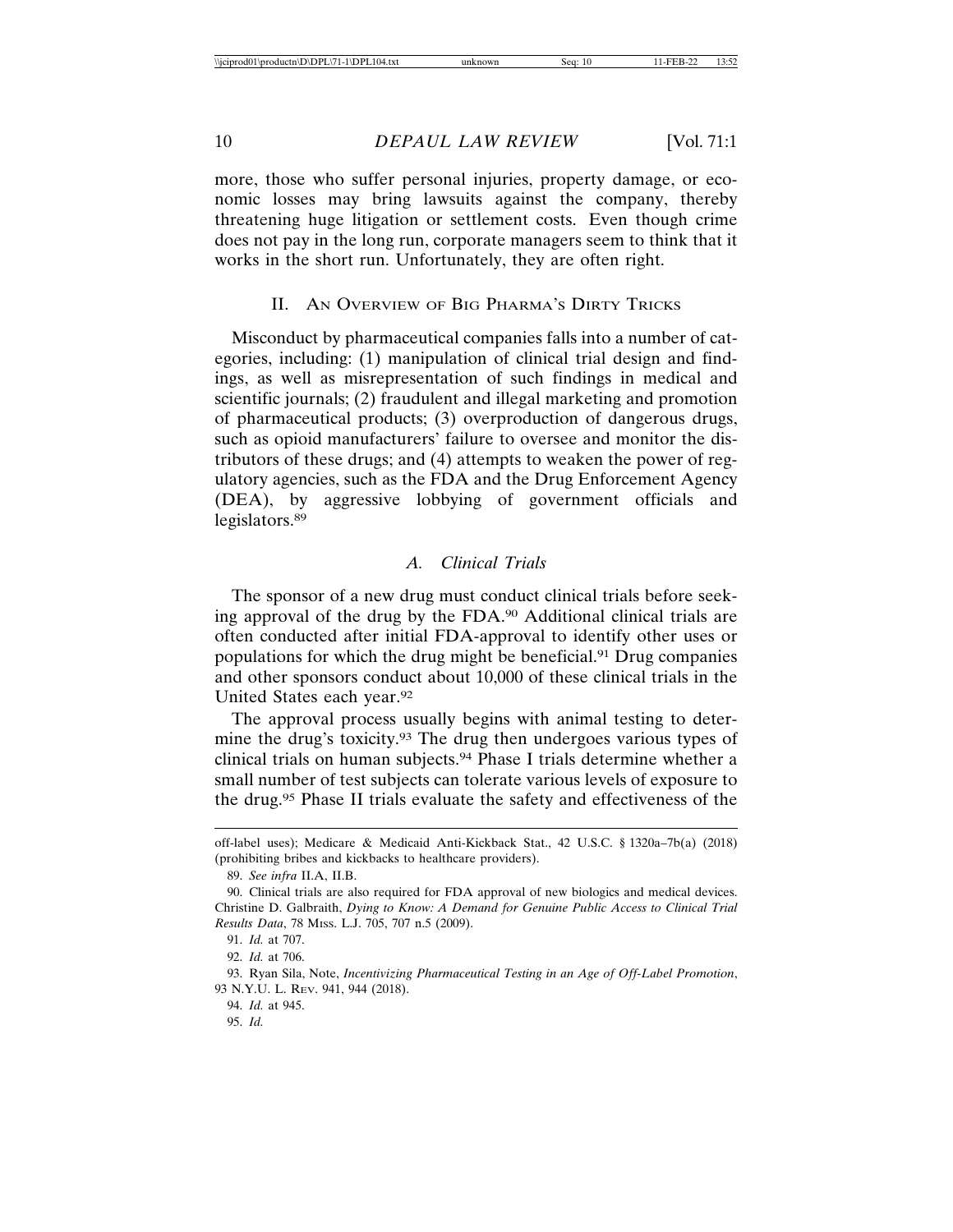more, those who suffer personal injuries, property damage, or economic losses may bring lawsuits against the company, thereby threatening huge litigation or settlement costs. Even though crime does not pay in the long run, corporate managers seem to think that it works in the short run. Unfortunately, they are often right.

## II. An Overview of Big Pharma's Dirty Tricks

Misconduct by pharmaceutical companies falls into a number of categories, including: (1) manipulation of clinical trial design and findings, as well as misrepresentation of such findings in medical and scientific journals; (2) fraudulent and illegal marketing and promotion of pharmaceutical products; (3) overproduction of dangerous drugs, such as opioid manufacturers' failure to oversee and monitor the distributors of these drugs; and (4) attempts to weaken the power of regulatory agencies, such as the FDA and the Drug Enforcement Agency (DEA), by aggressive lobbying of government officials and legislators.[89]

### *A. Clinical Trials*

The sponsor of a new drug must conduct clinical trials before seeking approval of the drug by the FDA.[90] Additional clinical trials are often conducted after initial FDA-approval to identify other uses or populations for which the drug might be beneficial.[91] Drug companies and other sponsors conduct about 10,000 of these clinical trials in the United States each year.[92]

The approval process usually begins with animal testing to determine the drug's toxicity.[93] The drug then undergoes various types of clinical trials on human subjects.[94] Phase I trials determine whether a small number of test subjects can tolerate various levels of exposure to the drug.[95] Phase II trials evaluate the safety and effectiveness of the

---

off-label uses); Medicare & Medicaid Anti-Kickback Stat., 42 U.S.C. § 1320a–7b(a) (2018) (prohibiting bribes and kickbacks to healthcare providers).

89. *See infra* II.A, II.B.

90. Clinical trials are also required for FDA approval of new biologics and medical devices. Christine D. Galbraith, *Dying to Know: A Demand for Genuine Public Access to Clinical Trial Results Data*, 78 Miss. L.J. 705, 707 n.5 (2009).

91. *Id.* at 707.

92. *Id.* at 706.

93. Ryan Sila, Note, *Incentivizing Pharmaceutical Testing in an Age of Off-Label Promotion*, 93 N.Y.U. L. Rev. 941, 944 (2018).

94. *Id.* at 945.

95. *Id.*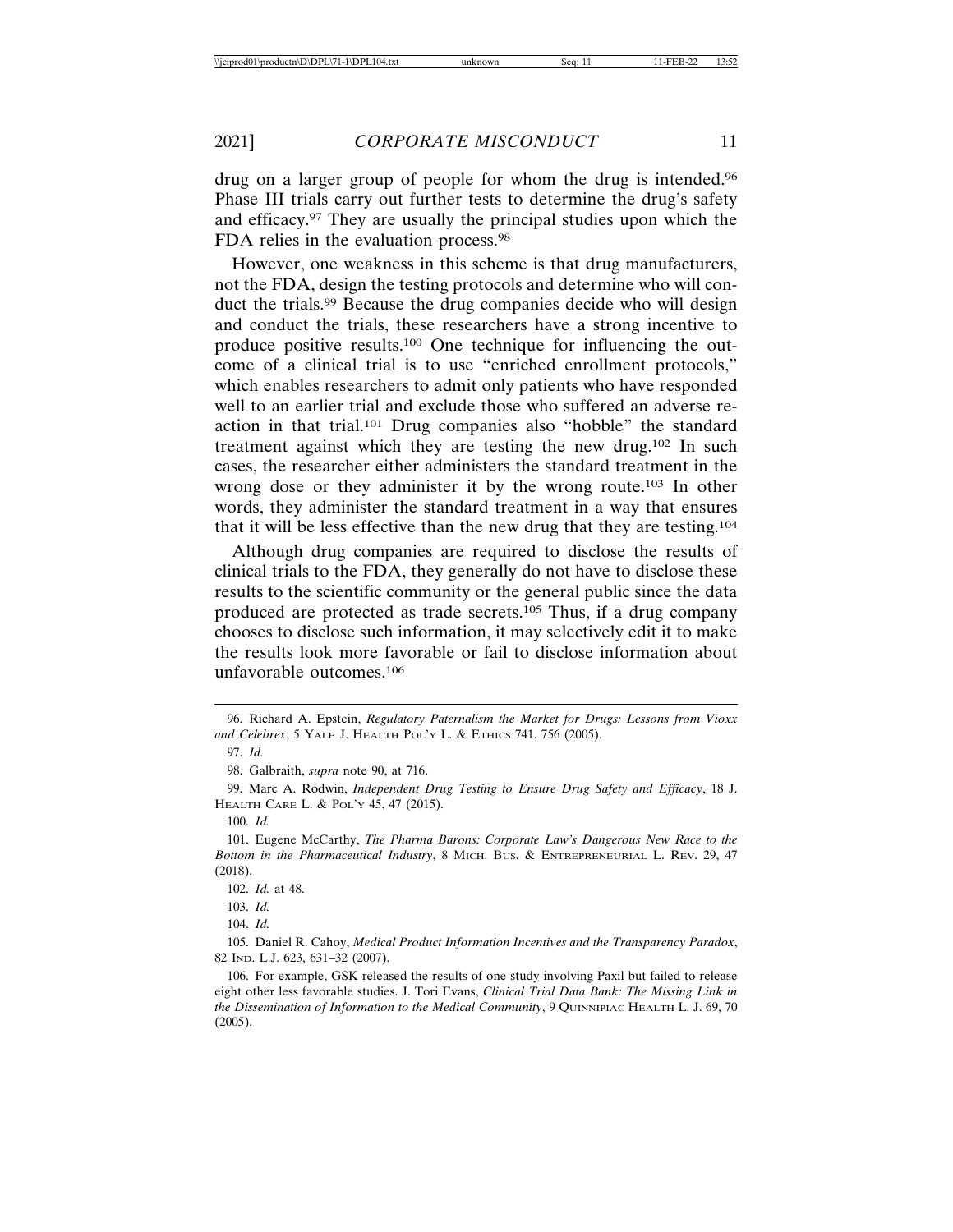drug on a larger group of people for whom the drug is intended.[96] Phase III trials carry out further tests to determine the drug's safety and efficacy.[97] They are usually the principal studies upon which the FDA relies in the evaluation process.[98]

However, one weakness in this scheme is that drug manufacturers, not the FDA, design the testing protocols and determine who will conduct the trials.[99] Because the drug companies decide who will design and conduct the trials, these researchers have a strong incentive to produce positive results.[100] One technique for influencing the outcome of a clinical trial is to use "enriched enrollment protocols," which enables researchers to admit only patients who have responded well to an earlier trial and exclude those who suffered an adverse reaction in that trial.[101] Drug companies also "hobble" the standard treatment against which they are testing the new drug.[102] In such cases, the researcher either administers the standard treatment in the wrong dose or they administer it by the wrong route.[103] In other words, they administer the standard treatment in a way that ensures that it will be less effective than the new drug that they are testing.[104]

Although drug companies are required to disclose the results of clinical trials to the FDA, they generally do not have to disclose these results to the scientific community or the general public since the data produced are protected as trade secrets.[105] Thus, if a drug company chooses to disclose such information, it may selectively edit it to make the results look more favorable or fail to disclose information about unfavorable outcomes.[106]

---

96. Richard A. Epstein, *Regulatory Paternalism the Market for Drugs: Lessons from Vioxx and Celebrex*, 5 YALE J. HEALTH POL'Y L. & ETHICS 741, 756 (2005).

97. *Id.*

98. Galbraith, *supra* note 90, at 716.

99. Marc A. Rodwin, *Independent Drug Testing to Ensure Drug Safety and Efficacy*, 18 J. HEALTH CARE L. & POL'Y 45, 47 (2015).

100. *Id.*

101. Eugene McCarthy, *The Pharma Barons: Corporate Law's Dangerous New Race to the Bottom in the Pharmaceutical Industry*, 8 MICH. BUS. & ENTREPRENEURIAL L. REV. 29, 47 (2018).

102. *Id.* at 48.

103. *Id.*

104. *Id.*

105. Daniel R. Cahoy, *Medical Product Information Incentives and the Transparency Paradox*, 82 IND. L.J. 623, 631–32 (2007).

106. For example, GSK released the results of one study involving Paxil but failed to release eight other less favorable studies. J. Tori Evans, *Clinical Trial Data Bank: The Missing Link in the Dissemination of Information to the Medical Community*, 9 QUINNIPIAC HEALTH L. J. 69, 70 (2005).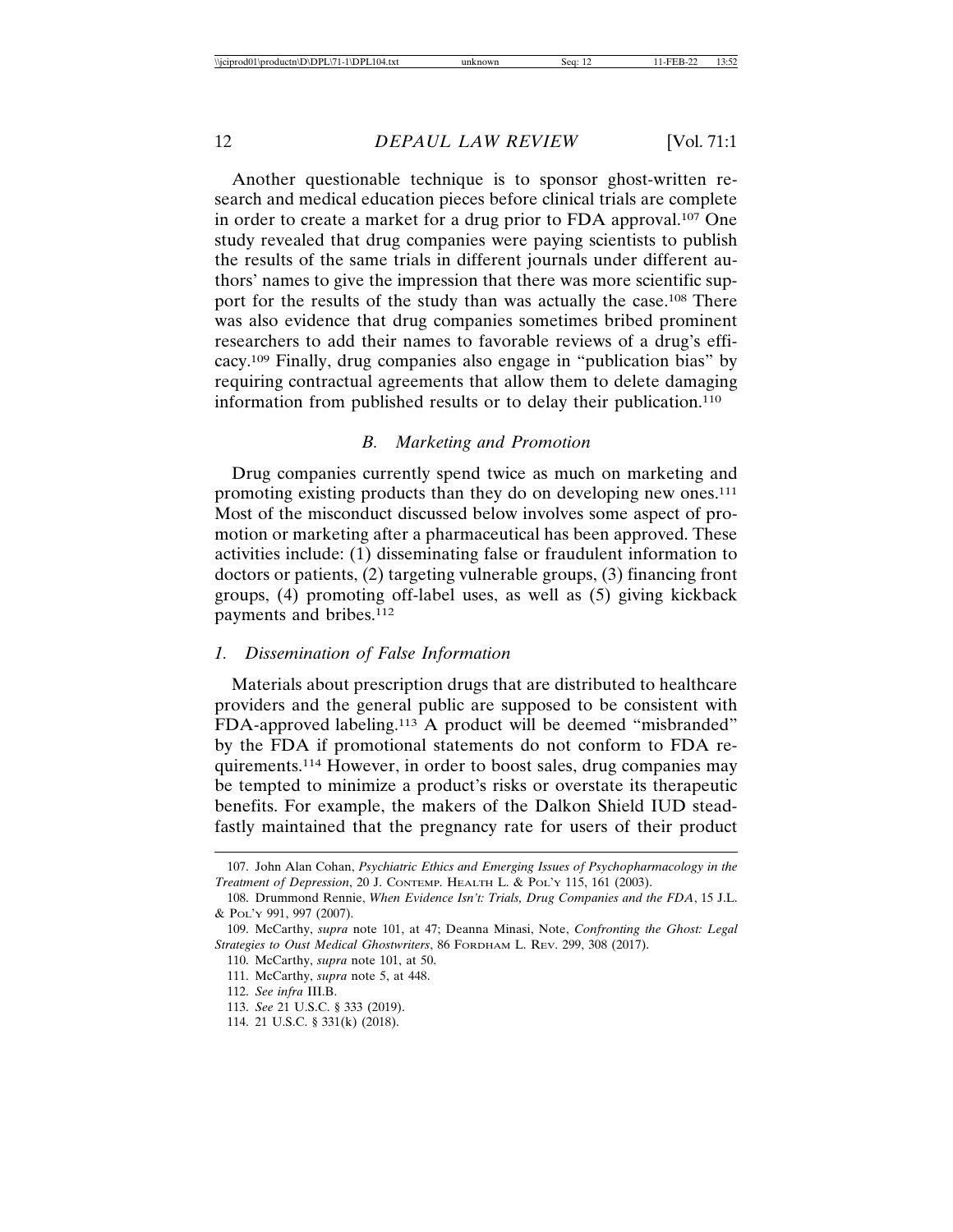Another questionable technique is to sponsor ghost-written research and medical education pieces before clinical trials are complete in order to create a market for a drug prior to FDA approval.[107] One study revealed that drug companies were paying scientists to publish the results of the same trials in different journals under different authors' names to give the impression that there was more scientific support for the results of the study than was actually the case.[108] There was also evidence that drug companies sometimes bribed prominent researchers to add their names to favorable reviews of a drug's efficacy.[109] Finally, drug companies also engage in "publication bias" by requiring contractual agreements that allow them to delete damaging information from published results or to delay their publication.[110]

### *B. Marketing and Promotion*

Drug companies currently spend twice as much on marketing and promoting existing products than they do on developing new ones.[111] Most of the misconduct discussed below involves some aspect of promotion or marketing after a pharmaceutical has been approved. These activities include: (1) disseminating false or fraudulent information to doctors or patients, (2) targeting vulnerable groups, (3) financing front groups, (4) promoting off-label uses, as well as (5) giving kickback payments and bribes.[112]

#### *1. Dissemination of False Information*

Materials about prescription drugs that are distributed to healthcare providers and the general public are supposed to be consistent with FDA-approved labeling.[113] A product will be deemed "misbranded" by the FDA if promotional statements do not conform to FDA requirements.[114] However, in order to boost sales, drug companies may be tempted to minimize a product's risks or overstate its therapeutic benefits. For example, the makers of the Dalkon Shield IUD steadfastly maintained that the pregnancy rate for users of their product

---

107. John Alan Cohan, *Psychiatric Ethics and Emerging Issues of Psychopharmacology in the Treatment of Depression*, 20 J. Contemp. Health L. & Pol'y 115, 161 (2003).

108. Drummond Rennie, *When Evidence Isn't: Trials, Drug Companies and the FDA*, 15 J.L. & Pol'y 991, 997 (2007).

109. McCarthy, *supra* note 101, at 47; Deanna Minasi, Note, *Confronting the Ghost: Legal Strategies to Oust Medical Ghostwriters*, 86 Fordham L. Rev. 299, 308 (2017).

110. McCarthy, *supra* note 101, at 50.

111. McCarthy, *supra* note 5, at 448.

112. *See infra* III.B.

113. *See* 21 U.S.C. § 333 (2019).

114. 21 U.S.C. § 331(k) (2018).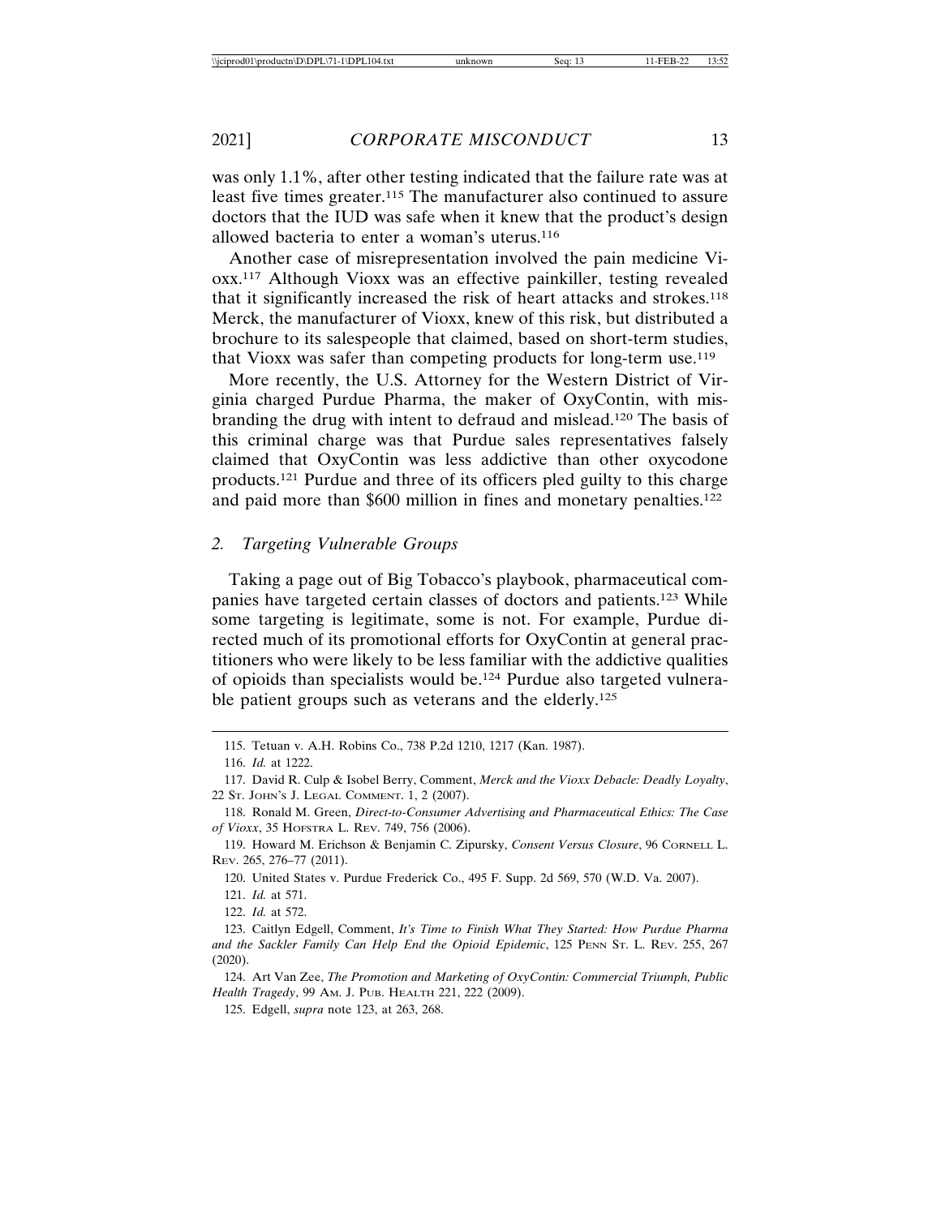was only 1.1%, after other testing indicated that the failure rate was at least five times greater.[115] The manufacturer also continued to assure doctors that the IUD was safe when it knew that the product's design allowed bacteria to enter a woman's uterus.[116]

Another case of misrepresentation involved the pain medicine Vioxx.[117] Although Vioxx was an effective painkiller, testing revealed that it significantly increased the risk of heart attacks and strokes.[118] Merck, the manufacturer of Vioxx, knew of this risk, but distributed a brochure to its salespeople that claimed, based on short-term studies, that Vioxx was safer than competing products for long-term use.[119]

More recently, the U.S. Attorney for the Western District of Virginia charged Purdue Pharma, the maker of OxyContin, with misbranding the drug with intent to defraud and mislead.[120] The basis of this criminal charge was that Purdue sales representatives falsely claimed that OxyContin was less addictive than other oxycodone products.[121] Purdue and three of its officers pled guilty to this charge and paid more than $600 million in fines and monetary penalties.[122]

### 2. *Targeting Vulnerable Groups*

Taking a page out of Big Tobacco's playbook, pharmaceutical companies have targeted certain classes of doctors and patients.[123] While some targeting is legitimate, some is not. For example, Purdue directed much of its promotional efforts for OxyContin at general practitioners who were likely to be less familiar with the addictive qualities of opioids than specialists would be.[124] Purdue also targeted vulnerable patient groups such as veterans and the elderly.[125]

---

115. Tetuan v. A.H. Robins Co., 738 P.2d 1210, 1217 (Kan. 1987).

116. *Id.* at 1222.

117. David R. Culp & Isobel Berry, Comment, *Merck and the Vioxx Debacle: Deadly Loyalty*, 22 ST. JOHN'S J. LEGAL COMMENT. 1, 2 (2007).

118. Ronald M. Green, *Direct-to-Consumer Advertising and Pharmaceutical Ethics: The Case of Vioxx*, 35 HOFSTRA L. REV. 749, 756 (2006).

119. Howard M. Erichson & Benjamin C. Zipursky, *Consent Versus Closure*, 96 CORNELL L. REV. 265, 276–77 (2011).

120. United States v. Purdue Frederick Co., 495 F. Supp. 2d 569, 570 (W.D. Va. 2007).

121. *Id.* at 571.

122. *Id.* at 572.

123. Caitlyn Edgell, Comment, *It's Time to Finish What They Started: How Purdue Pharma and the Sackler Family Can Help End the Opioid Epidemic*, 125 PENN ST. L. REV. 255, 267 (2020).

124. Art Van Zee, *The Promotion and Marketing of OxyContin: Commercial Triumph, Public Health Tragedy*, 99 AM. J. PUB. HEALTH 221, 222 (2009).

125. Edgell, *supra* note 123, at 263, 268.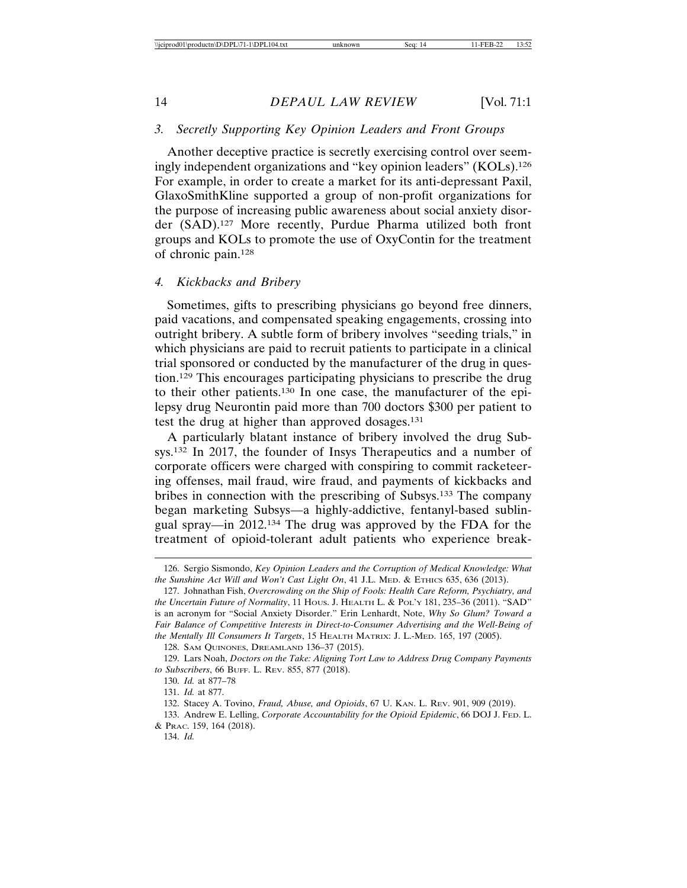### 3. *Secretly Supporting Key Opinion Leaders and Front Groups*

Another deceptive practice is secretly exercising control over seemingly independent organizations and "key opinion leaders" (KOLs).[126] For example, in order to create a market for its anti-depressant Paxil, GlaxoSmithKline supported a group of non-profit organizations for the purpose of increasing public awareness about social anxiety disorder (SAD).[127] More recently, Purdue Pharma utilized both front groups and KOLs to promote the use of OxyContin for the treatment of chronic pain.[128]

### 4. *Kickbacks and Bribery*

Sometimes, gifts to prescribing physicians go beyond free dinners, paid vacations, and compensated speaking engagements, crossing into outright bribery. A subtle form of bribery involves "seeding trials," in which physicians are paid to recruit patients to participate in a clinical trial sponsored or conducted by the manufacturer of the drug in question.[129] This encourages participating physicians to prescribe the drug to their other patients.[130] In one case, the manufacturer of the epilepsy drug Neurontin paid more than 700 doctors $300 per patient to test the drug at higher than approved dosages.[131]

A particularly blatant instance of bribery involved the drug Subsys.[132] In 2017, the founder of Insys Therapeutics and a number of corporate officers were charged with conspiring to commit racketeering offenses, mail fraud, wire fraud, and payments of kickbacks and bribes in connection with the prescribing of Subsys.[133] The company began marketing Subsys—a highly-addictive, fentanyl-based sublingual spray—in 2012.[134] The drug was approved by the FDA for the treatment of opioid-tolerant adult patients who experience break-

---

126. Sergio Sismondo, *Key Opinion Leaders and the Corruption of Medical Knowledge: What the Sunshine Act Will and Won't Cast Light On*, 41 J.L. MED. & ETHICS 635, 636 (2013).

127. Johnathan Fish, *Overcrowding on the Ship of Fools: Health Care Reform, Psychiatry, and the Uncertain Future of Normality*, 11 HOUS. J. HEALTH L. & POL'Y 181, 235–36 (2011). "SAD" is an acronym for "Social Anxiety Disorder." Erin Lenhardt, Note, *Why So Glum? Toward a Fair Balance of Competitive Interests in Direct-to-Consumer Advertising and the Well-Being of the Mentally Ill Consumers It Targets*, 15 HEALTH MATRIX: J. L.-MED. 165, 197 (2005).

128. SAM QUINONES, DREAMLAND 136–37 (2015).

129. Lars Noah, *Doctors on the Take: Aligning Tort Law to Address Drug Company Payments to Subscribers*, 66 BUFF. L. REV. 855, 877 (2018).

130. *Id.* at 877–78

131. *Id.* at 877.

132. Stacey A. Tovino, *Fraud, Abuse, and Opioids*, 67 U. KAN. L. REV. 901, 909 (2019).

133. Andrew E. Lelling, *Corporate Accountability for the Opioid Epidemic*, 66 DOJ J. FED. L. & PRAC. 159, 164 (2018).

134. *Id.*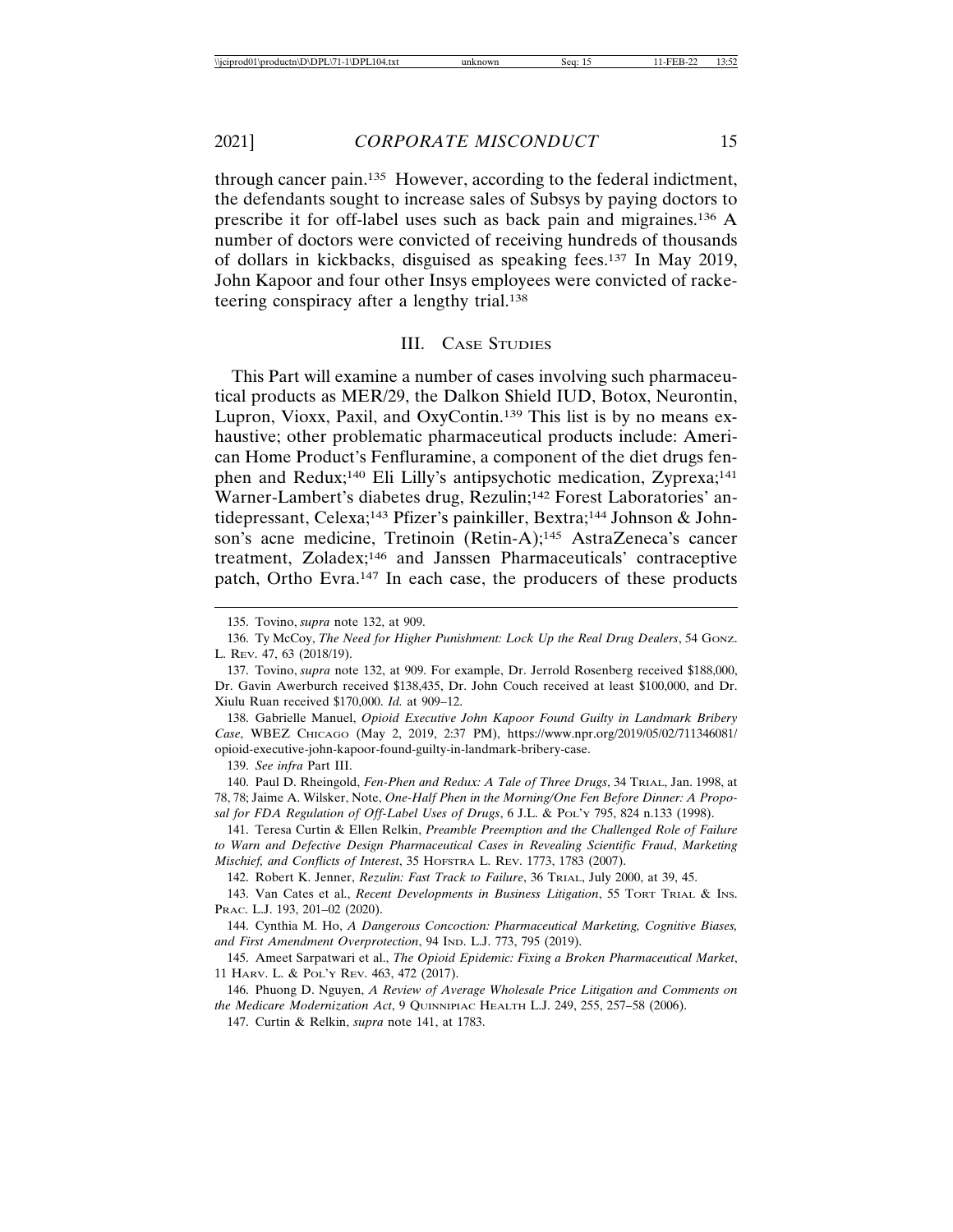through cancer pain.[135] However, according to the federal indictment, the defendants sought to increase sales of Subsys by paying doctors to prescribe it for off-label uses such as back pain and migraines.[136] A number of doctors were convicted of receiving hundreds of thousands of dollars in kickbacks, disguised as speaking fees.[137] In May 2019, John Kapoor and four other Insys employees were convicted of racketeering conspiracy after a lengthy trial.[138]

## III. Case Studies

This Part will examine a number of cases involving such pharmaceutical products as MER/29, the Dalkon Shield IUD, Botox, Neurontin, Lupron, Vioxx, Paxil, and OxyContin.[139] This list is by no means exhaustive; other problematic pharmaceutical products include: American Home Product's Fenfluramine, a component of the diet drugs fen-phen and Redux;[140] Eli Lilly's antipsychotic medication, Zyprexa;[141] Warner-Lambert's diabetes drug, Rezulin;[142] Forest Laboratories' antidepressant, Celexa;[143] Pfizer's painkiller, Bextra;[144] Johnson & Johnson's acne medicine, Tretinoin (Retin-A);[145] AstraZeneca's cancer treatment, Zoladex;[146] and Janssen Pharmaceuticals' contraceptive patch, Ortho Evra.[147] In each case, the producers of these products

---

135. Tovino, *supra* note 132, at 909.

136. Ty McCoy, *The Need for Higher Punishment: Lock Up the Real Drug Dealers*, 54 Gonz. L. Rev. 47, 63 (2018/19).

137. Tovino, *supra* note 132, at 909. For example, Dr. Jerrold Rosenberg received $188,000, Dr. Gavin Awerburch received $138,435, Dr. John Couch received at least $100,000, and Dr. Xiulu Ruan received $170,000. *Id.* at 909–12.

138. Gabrielle Manuel, *Opioid Executive John Kapoor Found Guilty in Landmark Bribery Case*, WBEZ Chicago (May 2, 2019, 2:37 PM), https://www.npr.org/2019/05/02/711346081/opioid-executive-john-kapoor-found-guilty-in-landmark-bribery-case.

139. *See infra* Part III.

140. Paul D. Rheingold, *Fen-Phen and Redux: A Tale of Three Drugs*, 34 Trial, Jan. 1998, at 78, 78; Jaime A. Wilsker, Note, *One-Half Phen in the Morning/One Fen Before Dinner: A Proposal for FDA Regulation of Off-Label Uses of Drugs*, 6 J.L. & Pol'y 795, 824 n.133 (1998).

141. Teresa Curtin & Ellen Relkin, *Preamble Preemption and the Challenged Role of Failure to Warn and Defective Design Pharmaceutical Cases in Revealing Scientific Fraud, Marketing Mischief, and Conflicts of Interest*, 35 Hofstra L. Rev. 1773, 1783 (2007).

142. Robert K. Jenner, *Rezulin: Fast Track to Failure*, 36 Trial, July 2000, at 39, 45.

143. Van Cates et al., *Recent Developments in Business Litigation*, 55 Tort Trial & Ins. Prac. L.J. 193, 201–02 (2020).

144. Cynthia M. Ho, *A Dangerous Concoction: Pharmaceutical Marketing, Cognitive Biases, and First Amendment Overprotection*, 94 Ind. L.J. 773, 795 (2019).

145. Ameet Sarpatwari et al., *The Opioid Epidemic: Fixing a Broken Pharmaceutical Market*, 11 Harv. L. & Pol'y Rev. 463, 472 (2017).

146. Phuong D. Nguyen, *A Review of Average Wholesale Price Litigation and Comments on the Medicare Modernization Act*, 9 Quinnipiac Health L.J. 249, 255, 257–58 (2006).

147. Curtin & Relkin, *supra* note 141, at 1783.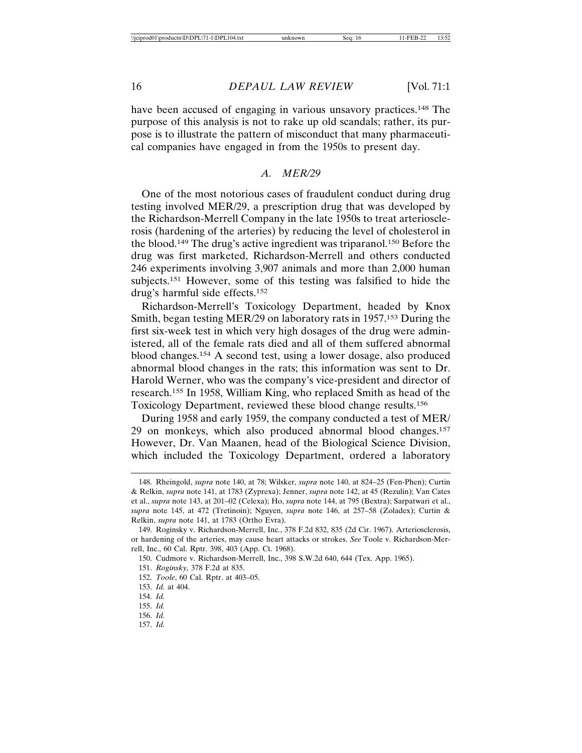have been accused of engaging in various unsavory practices.[148] The purpose of this analysis is not to rake up old scandals; rather, its purpose is to illustrate the pattern of misconduct that many pharmaceutical companies have engaged in from the 1950s to present day.

### *A. MER/29*

One of the most notorious cases of fraudulent conduct during drug testing involved MER/29, a prescription drug that was developed by the Richardson-Merrell Company in the late 1950s to treat arteriosclerosis (hardening of the arteries) by reducing the level of cholesterol in the blood.[149] The drug's active ingredient was triparanol.[150] Before the drug was first marketed, Richardson-Merrell and others conducted 246 experiments involving 3,907 animals and more than 2,000 human subjects.[151] However, some of this testing was falsified to hide the drug's harmful side effects.[152]

Richardson-Merrell's Toxicology Department, headed by Knox Smith, began testing MER/29 on laboratory rats in 1957.[153] During the first six-week test in which very high dosages of the drug were administered, all of the female rats died and all of them suffered abnormal blood changes.[154] A second test, using a lower dosage, also produced abnormal blood changes in the rats; this information was sent to Dr. Harold Werner, who was the company's vice-president and director of research.[155] In 1958, William King, who replaced Smith as head of the Toxicology Department, reviewed these blood change results.[156]

During 1958 and early 1959, the company conducted a test of MER/29 on monkeys, which also produced abnormal blood changes.[157] However, Dr. Van Maanen, head of the Biological Science Division, which included the Toxicology Department, ordered a laboratory

---

148. Rheingold, *supra* note 140, at 78; Wilsker, *supra* note 140, at 824–25 (Fen-Phen); Curtin & Relkin, *supra* note 141, at 1783 (Zyprexa); Jenner, *supra* note 142, at 45 (Rezulin); Van Cates et al., *supra* note 143, at 201–02 (Celexa); Ho, *supra* note 144, at 795 (Bextra); Sarpatwari et al., *supra* note 145, at 472 (Tretinoin); Nguyen, *supra* note 146, at 257–58 (Zoladex); Curtin & Relkin, *supra* note 141, at 1783 (Ortho Evra).

149. Roginsky v. Richardson-Merrell, Inc., 378 F.2d 832, 835 (2d Cir. 1967). Arteriosclerosis, or hardening of the arteries, may cause heart attacks or strokes. *See* Toole v. Richardson-Merrell, Inc., 60 Cal. Rptr. 398, 403 (App. Ct. 1968).

150. Cudmore v. Richardson-Merrell, Inc., 398 S.W.2d 640, 644 (Tex. App. 1965).

151. *Roginsky,* 378 F.2d at 835.

152. *Toole*, 60 Cal. Rptr. at 403–05.

153. *Id.* at 404.

154. *Id.*

155. *Id.*

156. *Id.*

157. *Id.*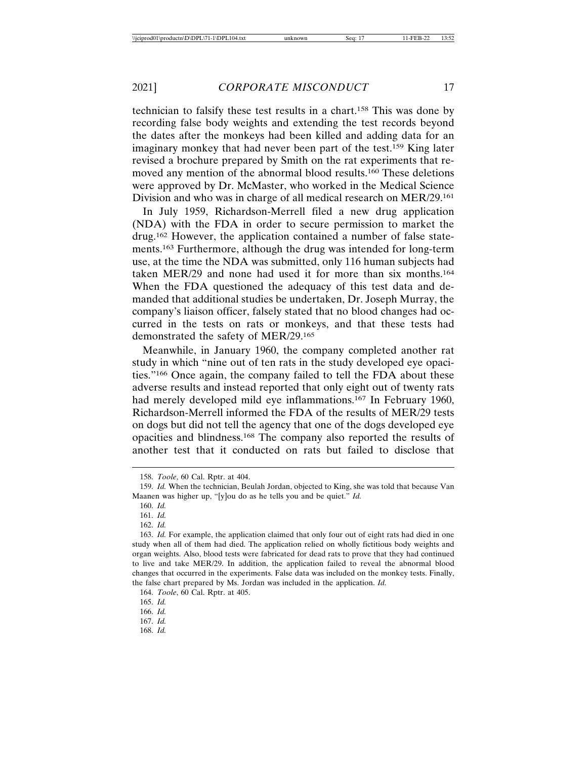technician to falsify these test results in a chart.[158] This was done by recording false body weights and extending the test records beyond the dates after the monkeys had been killed and adding data for an imaginary monkey that had never been part of the test.[159] King later revised a brochure prepared by Smith on the rat experiments that removed any mention of the abnormal blood results.[160] These deletions were approved by Dr. McMaster, who worked in the Medical Science Division and who was in charge of all medical research on MER/29.[161]

In July 1959, Richardson-Merrell filed a new drug application (NDA) with the FDA in order to secure permission to market the drug.[162] However, the application contained a number of false statements.[163] Furthermore, although the drug was intended for long-term use, at the time the NDA was submitted, only 116 human subjects had taken MER/29 and none had used it for more than six months.[164] When the FDA questioned the adequacy of this test data and demanded that additional studies be undertaken, Dr. Joseph Murray, the company's liaison officer, falsely stated that no blood changes had occurred in the tests on rats or monkeys, and that these tests had demonstrated the safety of MER/29.[165]

Meanwhile, in January 1960, the company completed another rat study in which "nine out of ten rats in the study developed eye opacities."[166] Once again, the company failed to tell the FDA about these adverse results and instead reported that only eight out of twenty rats had merely developed mild eye inflammations.[167] In February 1960, Richardson-Merrell informed the FDA of the results of MER/29 tests on dogs but did not tell the agency that one of the dogs developed eye opacities and blindness.[168] The company also reported the results of another test that it conducted on rats but failed to disclose that

---

158. *Toole*, 60 Cal. Rptr. at 404.

159. *Id.* When the technician, Beulah Jordan, objected to King, she was told that because Van Maanen was higher up, "[y]ou do as he tells you and be quiet." *Id.*

160. *Id.*

161. *Id.*

162. *Id.*

163. *Id.* For example, the application claimed that only four out of eight rats had died in one study when all of them had died. The application relied on wholly fictitious body weights and organ weights. Also, blood tests were fabricated for dead rats to prove that they had continued to live and take MER/29. In addition, the application failed to reveal the abnormal blood changes that occurred in the experiments. False data was included on the monkey tests. Finally, the false chart prepared by Ms. Jordan was included in the application. *Id.*

164. *Toole*, 60 Cal. Rptr. at 405.

165. *Id.*

166. *Id.*

167. *Id.*

168. *Id.*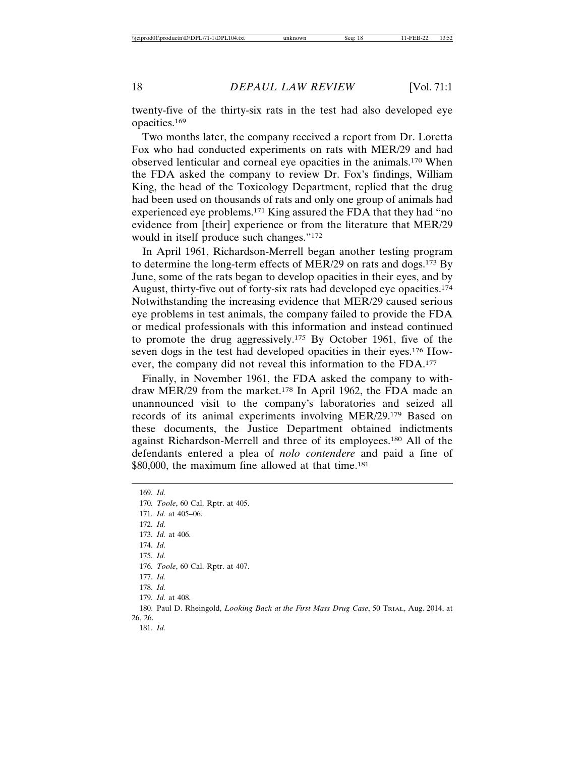twenty-five of the thirty-six rats in the test had also developed eye opacities.[169]

Two months later, the company received a report from Dr. Loretta Fox who had conducted experiments on rats with MER/29 and had observed lenticular and corneal eye opacities in the animals.[170] When the FDA asked the company to review Dr. Fox's findings, William King, the head of the Toxicology Department, replied that the drug had been used on thousands of rats and only one group of animals had experienced eye problems.[171] King assured the FDA that they had "no evidence from [their] experience or from the literature that MER/29 would in itself produce such changes."[172]

In April 1961, Richardson-Merrell began another testing program to determine the long-term effects of MER/29 on rats and dogs.[173] By June, some of the rats began to develop opacities in their eyes, and by August, thirty-five out of forty-six rats had developed eye opacities.[174] Notwithstanding the increasing evidence that MER/29 caused serious eye problems in test animals, the company failed to provide the FDA or medical professionals with this information and instead continued to promote the drug aggressively.[175] By October 1961, five of the seven dogs in the test had developed opacities in their eyes.[176] However, the company did not reveal this information to the FDA.[177]

Finally, in November 1961, the FDA asked the company to withdraw MER/29 from the market.[178] In April 1962, the FDA made an unannounced visit to the company's laboratories and seized all records of its animal experiments involving MER/29.[179] Based on these documents, the Justice Department obtained indictments against Richardson-Merrell and three of its employees.[180] All of the defendants entered a plea of *nolo contendere* and paid a fine of $80,000, the maximum fine allowed at that time.[181]

---

169. *Id.*
170. *Toole*, 60 Cal. Rptr. at 405.
171. *Id.* at 405–06.
172. *Id.*
173. *Id.* at 406.
174. *Id.*
175. *Id.*
176. *Toole*, 60 Cal. Rptr. at 407.
177. *Id.*
178. *Id.*
179. *Id.* at 408.
180. Paul D. Rheingold, *Looking Back at the First Mass Drug Case*, 50 TRIAL, Aug. 2014, at 26, 26.
181. *Id.*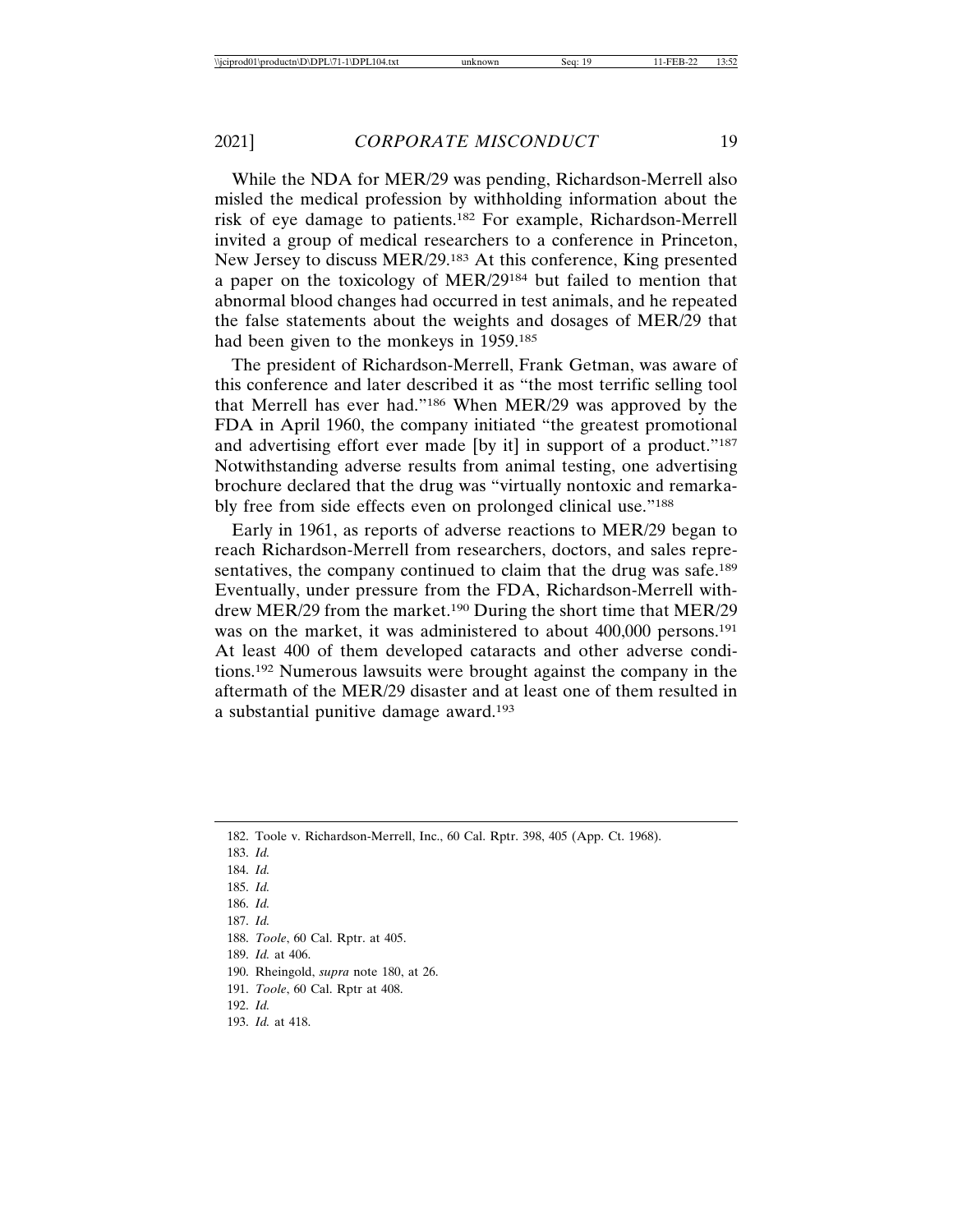While the NDA for MER/29 was pending, Richardson-Merrell also misled the medical profession by withholding information about the risk of eye damage to patients.[182] For example, Richardson-Merrell invited a group of medical researchers to a conference in Princeton, New Jersey to discuss MER/29.[183] At this conference, King presented a paper on the toxicology of MER/29[184] but failed to mention that abnormal blood changes had occurred in test animals, and he repeated the false statements about the weights and dosages of MER/29 that had been given to the monkeys in 1959.[185]

The president of Richardson-Merrell, Frank Getman, was aware of this conference and later described it as "the most terrific selling tool that Merrell has ever had."[186] When MER/29 was approved by the FDA in April 1960, the company initiated "the greatest promotional and advertising effort ever made [by it] in support of a product."[187] Notwithstanding adverse results from animal testing, one advertising brochure declared that the drug was "virtually nontoxic and remarkably free from side effects even on prolonged clinical use."[188]

Early in 1961, as reports of adverse reactions to MER/29 began to reach Richardson-Merrell from researchers, doctors, and sales representatives, the company continued to claim that the drug was safe.[189] Eventually, under pressure from the FDA, Richardson-Merrell withdrew MER/29 from the market.[190] During the short time that MER/29 was on the market, it was administered to about 400,000 persons.[191] At least 400 of them developed cataracts and other adverse conditions.[192] Numerous lawsuits were brought against the company in the aftermath of the MER/29 disaster and at least one of them resulted in a substantial punitive damage award.[193]

---

182. Toole v. Richardson-Merrell, Inc., 60 Cal. Rptr. 398, 405 (App. Ct. 1968).
183. *Id.*
184. *Id.*
185. *Id.*
186. *Id.*
187. *Id.*
188. *Toole*, 60 Cal. Rptr. at 405.
189. *Id.* at 406.
190. Rheingold, *supra* note 180, at 26.
191. *Toole*, 60 Cal. Rptr at 408.
192. *Id.*
193. *Id.* at 418.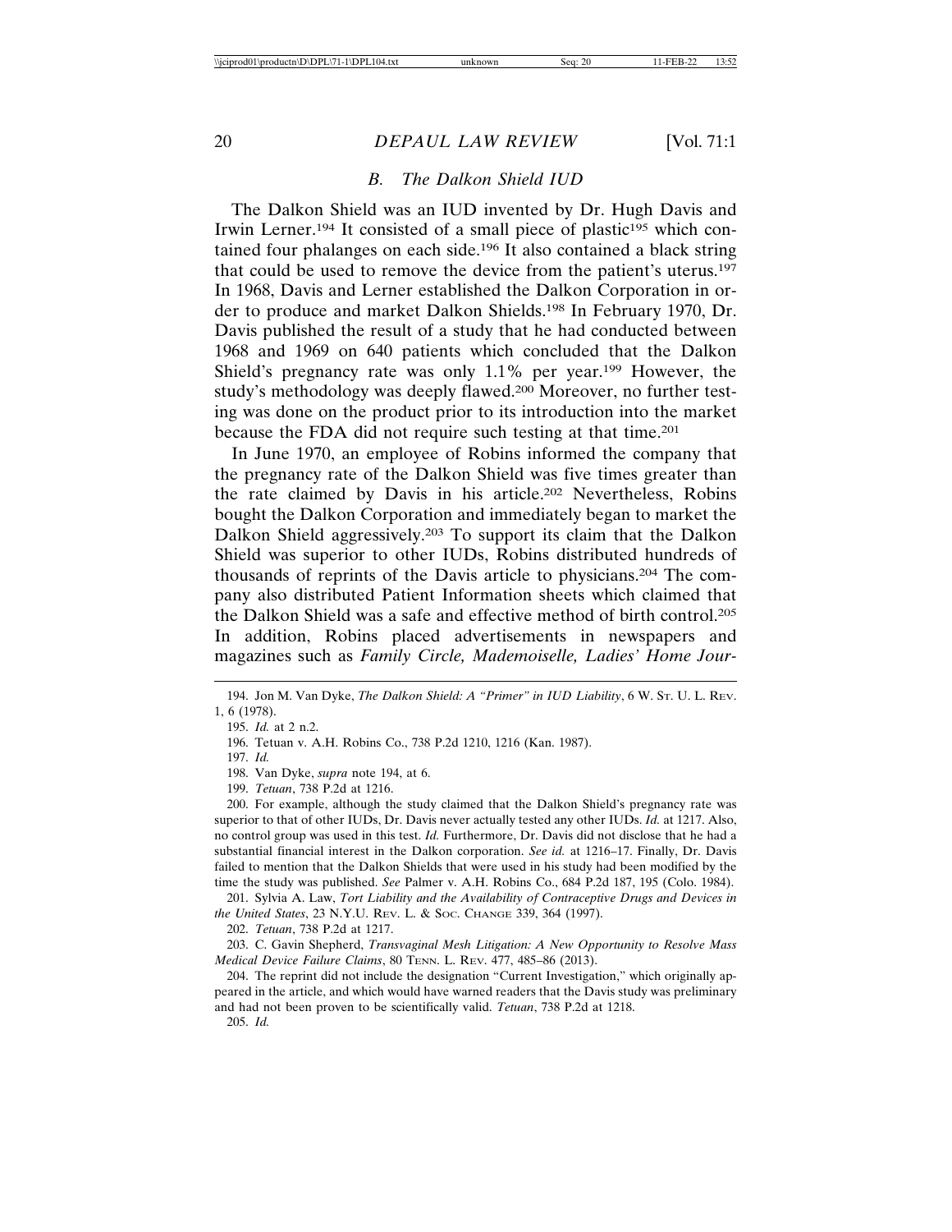### *B. The Dalkon Shield IUD*

The Dalkon Shield was an IUD invented by Dr. Hugh Davis and Irwin Lerner.[194] It consisted of a small piece of plastic[195] which contained four phalanges on each side.[196] It also contained a black string that could be used to remove the device from the patient's uterus.[197] In 1968, Davis and Lerner established the Dalkon Corporation in order to produce and market Dalkon Shields.[198] In February 1970, Dr. Davis published the result of a study that he had conducted between 1968 and 1969 on 640 patients which concluded that the Dalkon Shield's pregnancy rate was only 1.1% per year.[199] However, the study's methodology was deeply flawed.[200] Moreover, no further testing was done on the product prior to its introduction into the market because the FDA did not require such testing at that time.[201]

In June 1970, an employee of Robins informed the company that the pregnancy rate of the Dalkon Shield was five times greater than the rate claimed by Davis in his article.[202] Nevertheless, Robins bought the Dalkon Corporation and immediately began to market the Dalkon Shield aggressively.[203] To support its claim that the Dalkon Shield was superior to other IUDs, Robins distributed hundreds of thousands of reprints of the Davis article to physicians.[204] The company also distributed Patient Information sheets which claimed that the Dalkon Shield was a safe and effective method of birth control.[205] In addition, Robins placed advertisements in newspapers and magazines such as *Family Circle, Mademoiselle, Ladies' Home Jour-*

---

194. Jon M. Van Dyke, *The Dalkon Shield: A "Primer" in IUD Liability*, 6 W. St. U. L. Rev. 1, 6 (1978).

195. *Id.* at 2 n.2.

196. Tetuan v. A.H. Robins Co., 738 P.2d 1210, 1216 (Kan. 1987).

197. *Id.*

198. Van Dyke, *supra* note 194, at 6.

199. *Tetuan*, 738 P.2d at 1216.

200. For example, although the study claimed that the Dalkon Shield's pregnancy rate was superior to that of other IUDs, Dr. Davis never actually tested any other IUDs. *Id.* at 1217. Also, no control group was used in this test. *Id.* Furthermore, Dr. Davis did not disclose that he had a substantial financial interest in the Dalkon corporation. *See id.* at 1216–17. Finally, Dr. Davis failed to mention that the Dalkon Shields that were used in his study had been modified by the time the study was published. *See* Palmer v. A.H. Robins Co., 684 P.2d 187, 195 (Colo. 1984).

201. Sylvia A. Law, *Tort Liability and the Availability of Contraceptive Drugs and Devices in the United States*, 23 N.Y.U. Rev. L. & Soc. Change 339, 364 (1997).

202. *Tetuan*, 738 P.2d at 1217.

203. C. Gavin Shepherd, *Transvaginal Mesh Litigation: A New Opportunity to Resolve Mass Medical Device Failure Claims*, 80 Tenn. L. Rev. 477, 485–86 (2013).

204. The reprint did not include the designation "Current Investigation," which originally appeared in the article, and which would have warned readers that the Davis study was preliminary and had not been proven to be scientifically valid. *Tetuan*, 738 P.2d at 1218.

205. *Id.*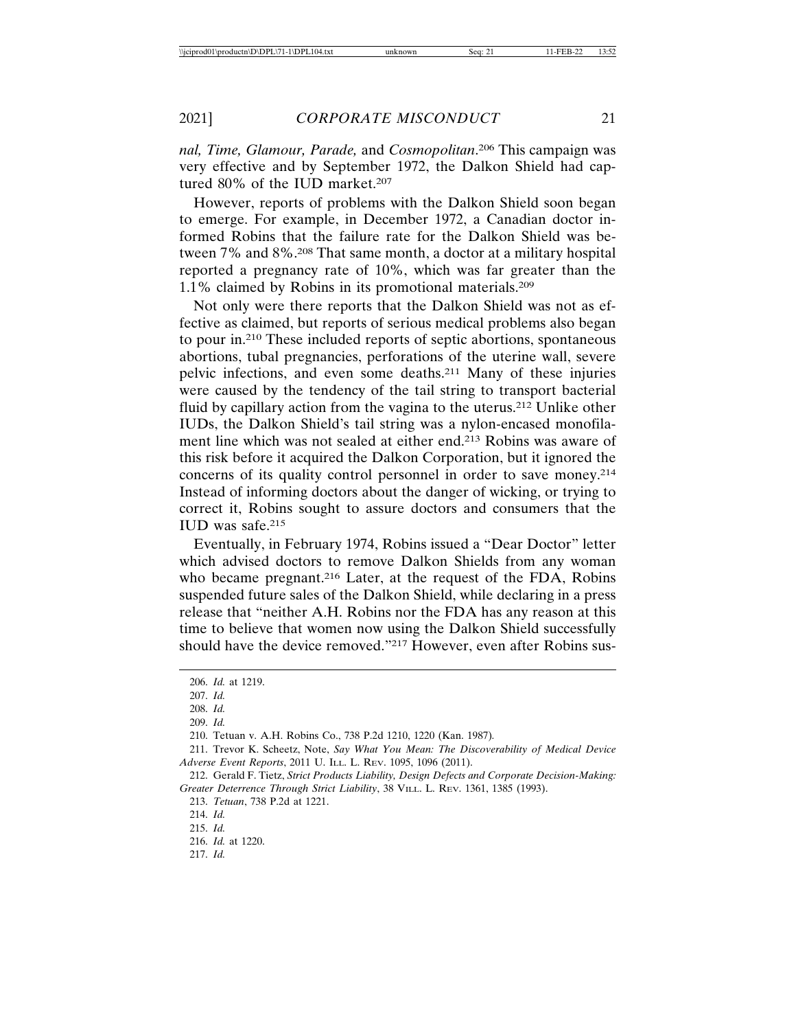*nal, Time, Glamour, Parade,* and *Cosmopolitan*.[206] This campaign was very effective and by September 1972, the Dalkon Shield had captured 80% of the IUD market.[207]

However, reports of problems with the Dalkon Shield soon began to emerge. For example, in December 1972, a Canadian doctor informed Robins that the failure rate for the Dalkon Shield was between 7% and 8%.[208] That same month, a doctor at a military hospital reported a pregnancy rate of 10%, which was far greater than the 1.1% claimed by Robins in its promotional materials.[209]

Not only were there reports that the Dalkon Shield was not as effective as claimed, but reports of serious medical problems also began to pour in.[210] These included reports of septic abortions, spontaneous abortions, tubal pregnancies, perforations of the uterine wall, severe pelvic infections, and even some deaths.[211] Many of these injuries were caused by the tendency of the tail string to transport bacterial fluid by capillary action from the vagina to the uterus.[212] Unlike other IUDs, the Dalkon Shield's tail string was a nylon-encased monofilament line which was not sealed at either end.[213] Robins was aware of this risk before it acquired the Dalkon Corporation, but it ignored the concerns of its quality control personnel in order to save money.[214] Instead of informing doctors about the danger of wicking, or trying to correct it, Robins sought to assure doctors and consumers that the IUD was safe.[215]

Eventually, in February 1974, Robins issued a "Dear Doctor" letter which advised doctors to remove Dalkon Shields from any woman who became pregnant.[216] Later, at the request of the FDA, Robins suspended future sales of the Dalkon Shield, while declaring in a press release that "neither A.H. Robins nor the FDA has any reason at this time to believe that women now using the Dalkon Shield successfully should have the device removed."[217] However, even after Robins sus-

206. *Id.* at 1219.

207. *Id.*

208. *Id.*

209. *Id.*

210. Tetuan v. A.H. Robins Co., 738 P.2d 1210, 1220 (Kan. 1987).

211. Trevor K. Scheetz, Note, *Say What You Mean: The Discoverability of Medical Device Adverse Event Reports*, 2011 U. ILL. L. REV. 1095, 1096 (2011).

212. Gerald F. Tietz, *Strict Products Liability, Design Defects and Corporate Decision-Making: Greater Deterrence Through Strict Liability*, 38 VILL. L. REV. 1361, 1385 (1993).

213. *Tetuan*, 738 P.2d at 1221.

214. *Id.*

215. *Id.*

216. *Id.* at 1220.

217. *Id.*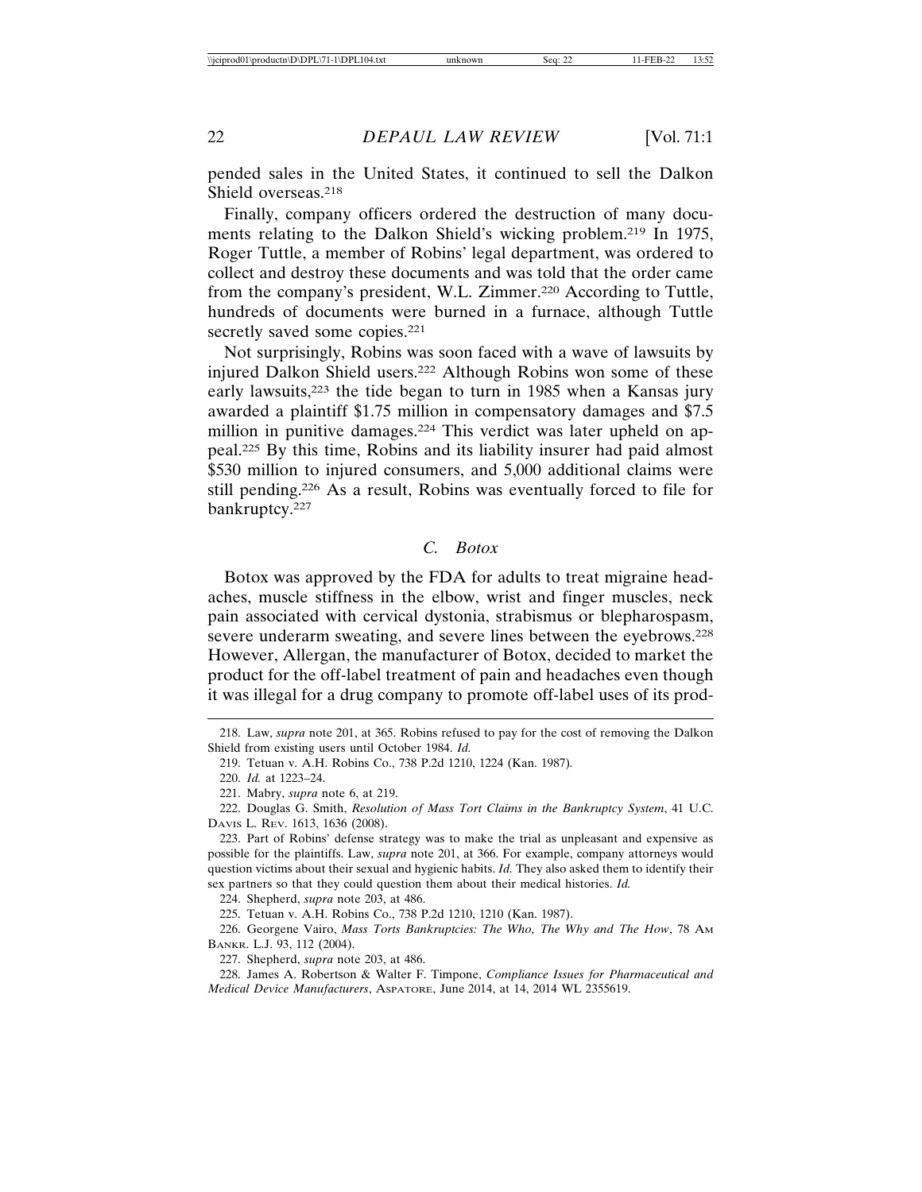pended sales in the United States, it continued to sell the Dalkon Shield overseas.[218]

Finally, company officers ordered the destruction of many documents relating to the Dalkon Shield's wicking problem.[219] In 1975, Roger Tuttle, a member of Robins' legal department, was ordered to collect and destroy these documents and was told that the order came from the company's president, W.L. Zimmer.[220] According to Tuttle, hundreds of documents were burned in a furnace, although Tuttle secretly saved some copies.[221]

Not surprisingly, Robins was soon faced with a wave of lawsuits by injured Dalkon Shield users.[222] Although Robins won some of these early lawsuits,[223] the tide began to turn in 1985 when a Kansas jury awarded a plaintiff $1.75 million in compensatory damages and $7.5 million in punitive damages.[224] This verdict was later upheld on appeal.[225] By this time, Robins and its liability insurer had paid almost $530 million to injured consumers, and 5,000 additional claims were still pending.[226] As a result, Robins was eventually forced to file for bankruptcy.[227]

### *C. Botox*

Botox was approved by the FDA for adults to treat migraine headaches, muscle stiffness in the elbow, wrist and finger muscles, neck pain associated with cervical dystonia, strabismus or blepharospasm, severe underarm sweating, and severe lines between the eyebrows.[228] However, Allergan, the manufacturer of Botox, decided to market the product for the off-label treatment of pain and headaches even though it was illegal for a drug company to promote off-label uses of its prod-

---

218. Law, *supra* note 201, at 365. Robins refused to pay for the cost of removing the Dalkon Shield from existing users until October 1984. *Id.*

219. Tetuan v. A.H. Robins Co., 738 P.2d 1210, 1224 (Kan. 1987).

220. *Id.* at 1223–24.

221. Mabry, *supra* note 6, at 219.

222. Douglas G. Smith, *Resolution of Mass Tort Claims in the Bankruptcy System*, 41 U.C. DAVIS L. REV. 1613, 1636 (2008).

223. Part of Robins' defense strategy was to make the trial as unpleasant and expensive as possible for the plaintiffs. Law, *supra* note 201, at 366. For example, company attorneys would question victims about their sexual and hygienic habits. *Id.* They also asked them to identify their sex partners so that they could question them about their medical histories. *Id.*

224. Shepherd, *supra* note 203, at 486.

225. Tetuan v. A.H. Robins Co., 738 P.2d 1210, 1210 (Kan. 1987).

226. Georgene Vairo, *Mass Torts Bankruptcies: The Who, The Why and The How*, 78 AM BANKR. L.J. 93, 112 (2004).

227. Shepherd, *supra* note 203, at 486.

228. James A. Robertson & Walter F. Timpone, *Compliance Issues for Pharmaceutical and Medical Device Manufacturers*, ASPATORE, June 2014, at 14, 2014 WL 2355619.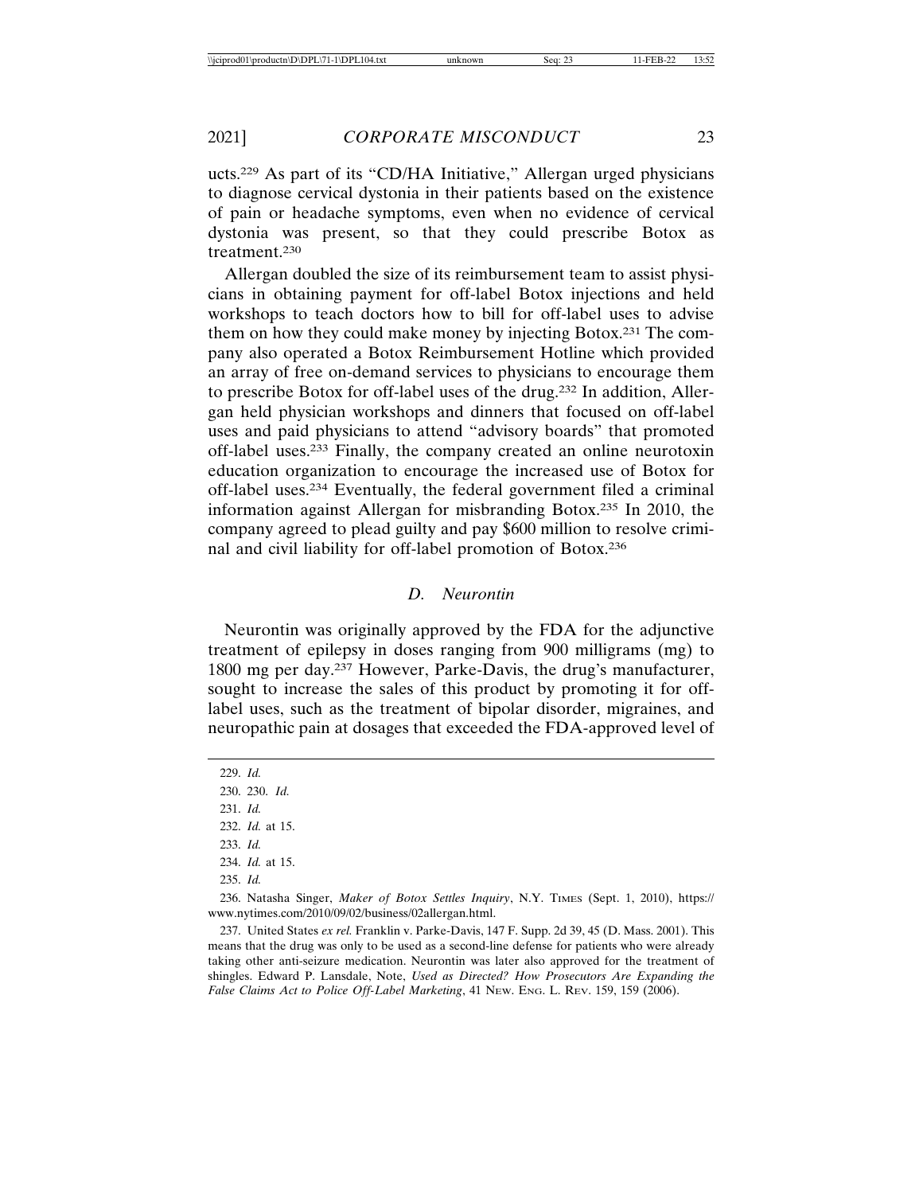ucts.[229] As part of its "CD/HA Initiative," Allergan urged physicians to diagnose cervical dystonia in their patients based on the existence of pain or headache symptoms, even when no evidence of cervical dystonia was present, so that they could prescribe Botox as treatment.[230]

Allergan doubled the size of its reimbursement team to assist physicians in obtaining payment for off-label Botox injections and held workshops to teach doctors how to bill for off-label uses to advise them on how they could make money by injecting Botox.[231] The company also operated a Botox Reimbursement Hotline which provided an array of free on-demand services to physicians to encourage them to prescribe Botox for off-label uses of the drug.[232] In addition, Allergan held physician workshops and dinners that focused on off-label uses and paid physicians to attend "advisory boards" that promoted off-label uses.[233] Finally, the company created an online neurotoxin education organization to encourage the increased use of Botox for off-label uses.[234] Eventually, the federal government filed a criminal information against Allergan for misbranding Botox.[235] In 2010, the company agreed to plead guilty and pay $600 million to resolve criminal and civil liability for off-label promotion of Botox.[236]

### *D. Neurontin*

Neurontin was originally approved by the FDA for the adjunctive treatment of epilepsy in doses ranging from 900 milligrams (mg) to 1800 mg per day.[237] However, Parke-Davis, the drug's manufacturer, sought to increase the sales of this product by promoting it for off-label uses, such as the treatment of bipolar disorder, migraines, and neuropathic pain at dosages that exceeded the FDA-approved level of

---

229. *Id.*

230. 230. *Id.*

231. *Id.*

232. *Id.* at 15.

233. *Id.*

234. *Id.* at 15.

235. *Id.*

236. Natasha Singer, *Maker of Botox Settles Inquiry*, N.Y. TIMES (Sept. 1, 2010), https://www.nytimes.com/2010/09/02/business/02allergan.html.

237. United States *ex rel.* Franklin v. Parke-Davis, 147 F. Supp. 2d 39, 45 (D. Mass. 2001). This means that the drug was only to be used as a second-line defense for patients who were already taking other anti-seizure medication. Neurontin was later also approved for the treatment of shingles. Edward P. Lansdale, Note, *Used as Directed? How Prosecutors Are Expanding the False Claims Act to Police Off-Label Marketing*, 41 NEW. ENG. L. REV. 159, 159 (2006).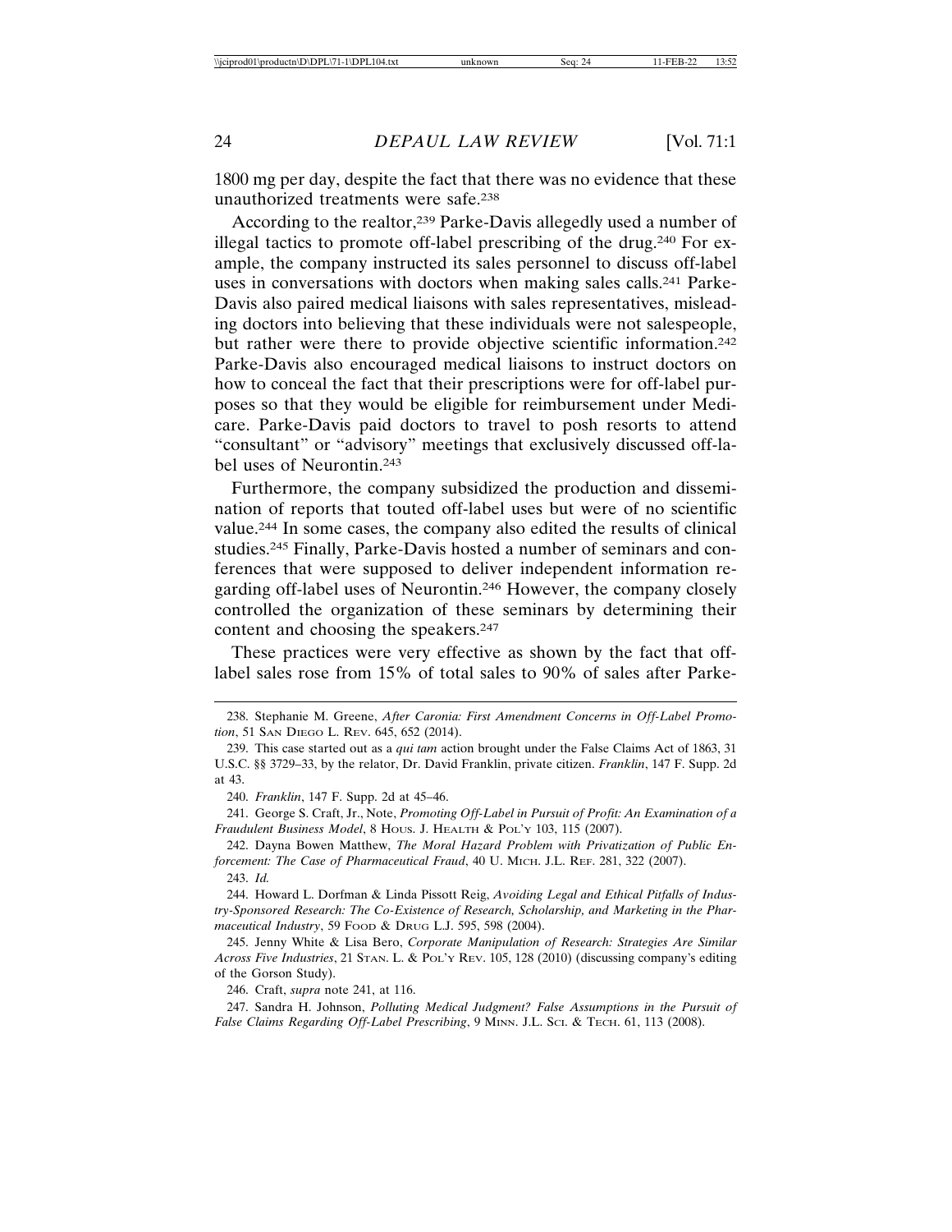1800 mg per day, despite the fact that there was no evidence that these unauthorized treatments were safe.[238]

According to the realtor,[239] Parke-Davis allegedly used a number of illegal tactics to promote off-label prescribing of the drug.[240] For example, the company instructed its sales personnel to discuss off-label uses in conversations with doctors when making sales calls.[241] Parke-Davis also paired medical liaisons with sales representatives, misleading doctors into believing that these individuals were not salespeople, but rather were there to provide objective scientific information.[242] Parke-Davis also encouraged medical liaisons to instruct doctors on how to conceal the fact that their prescriptions were for off-label purposes so that they would be eligible for reimbursement under Medicare. Parke-Davis paid doctors to travel to posh resorts to attend "consultant" or "advisory" meetings that exclusively discussed off-label uses of Neurontin.[243]

Furthermore, the company subsidized the production and dissemination of reports that touted off-label uses but were of no scientific value.[244] In some cases, the company also edited the results of clinical studies.[245] Finally, Parke-Davis hosted a number of seminars and conferences that were supposed to deliver independent information regarding off-label uses of Neurontin.[246] However, the company closely controlled the organization of these seminars by determining their content and choosing the speakers.[247]

These practices were very effective as shown by the fact that off-label sales rose from 15% of total sales to 90% of sales after Parke-

---

238. Stephanie M. Greene, *After Caronia: First Amendment Concerns in Off-Label Promotion*, 51 San Diego L. Rev. 645, 652 (2014).

239. This case started out as a *qui tam* action brought under the False Claims Act of 1863, 31 U.S.C. §§ 3729–33, by the relator, Dr. David Franklin, private citizen. *Franklin*, 147 F. Supp. 2d at 43.

240. *Franklin*, 147 F. Supp. 2d at 45–46.

241. George S. Craft, Jr., Note, *Promoting Off-Label in Pursuit of Profit: An Examination of a Fraudulent Business Model*, 8 Hous. J. Health & Pol'y 103, 115 (2007).

242. Dayna Bowen Matthew, *The Moral Hazard Problem with Privatization of Public Enforcement: The Case of Pharmaceutical Fraud*, 40 U. Mich. J.L. Ref. 281, 322 (2007).

243. *Id.*

244. Howard L. Dorfman & Linda Pissott Reig, *Avoiding Legal and Ethical Pitfalls of Industry-Sponsored Research: The Co-Existence of Research, Scholarship, and Marketing in the Pharmaceutical Industry*, 59 Food & Drug L.J. 595, 598 (2004).

245. Jenny White & Lisa Bero, *Corporate Manipulation of Research: Strategies Are Similar Across Five Industries*, 21 Stan. L. & Pol'y Rev. 105, 128 (2010) (discussing company's editing of the Gorson Study).

246. Craft, *supra* note 241, at 116.

247. Sandra H. Johnson, *Polluting Medical Judgment? False Assumptions in the Pursuit of False Claims Regarding Off-Label Prescribing*, 9 Minn. J.L. Sci. & Tech. 61, 113 (2008).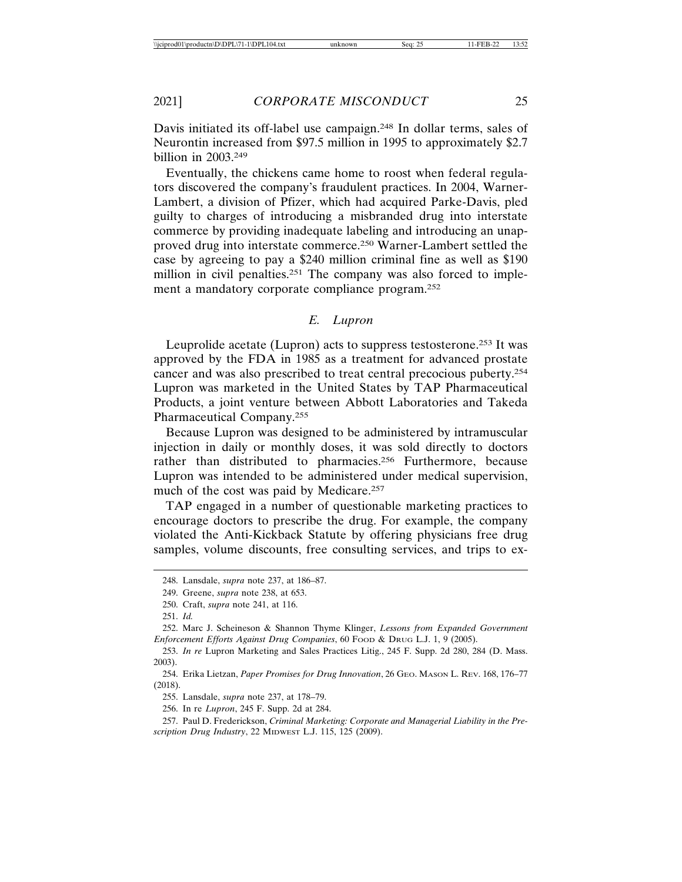Davis initiated its off-label use campaign.[248] In dollar terms, sales of Neurontin increased from $97.5 million in 1995 to approximately $2.7 billion in 2003.[249]

Eventually, the chickens came home to roost when federal regulators discovered the company's fraudulent practices. In 2004, Warner-Lambert, a division of Pfizer, which had acquired Parke-Davis, pled guilty to charges of introducing a misbranded drug into interstate commerce by providing inadequate labeling and introducing an unapproved drug into interstate commerce.[250] Warner-Lambert settled the case by agreeing to pay a $240 million criminal fine as well as $190 million in civil penalties.[251] The company was also forced to implement a mandatory corporate compliance program.[252]

### *E. Lupron*

Leuprolide acetate (Lupron) acts to suppress testosterone.[253] It was approved by the FDA in 1985 as a treatment for advanced prostate cancer and was also prescribed to treat central precocious puberty.[254] Lupron was marketed in the United States by TAP Pharmaceutical Products, a joint venture between Abbott Laboratories and Takeda Pharmaceutical Company.[255]

Because Lupron was designed to be administered by intramuscular injection in daily or monthly doses, it was sold directly to doctors rather than distributed to pharmacies.[256] Furthermore, because Lupron was intended to be administered under medical supervision, much of the cost was paid by Medicare.[257]

TAP engaged in a number of questionable marketing practices to encourage doctors to prescribe the drug. For example, the company violated the Anti-Kickback Statute by offering physicians free drug samples, volume discounts, free consulting services, and trips to ex-

---

248. Lansdale, *supra* note 237, at 186–87.

249. Greene, *supra* note 238, at 653.

250. Craft, *supra* note 241, at 116.

251. *Id.*

252. Marc J. Scheineson & Shannon Thyme Klinger, *Lessons from Expanded Government Enforcement Efforts Against Drug Companies*, 60 FOOD & DRUG L.J. 1, 9 (2005).

253. *In re* Lupron Marketing and Sales Practices Litig., 245 F. Supp. 2d 280, 284 (D. Mass. 2003).

254. Erika Lietzan, *Paper Promises for Drug Innovation*, 26 GEO. MASON L. REV. 168, 176–77 (2018).

255. Lansdale, *supra* note 237, at 178–79.

256. In re *Lupron*, 245 F. Supp. 2d at 284.

257. Paul D. Frederickson, *Criminal Marketing: Corporate and Managerial Liability in the Prescription Drug Industry*, 22 MIDWEST L.J. 115, 125 (2009).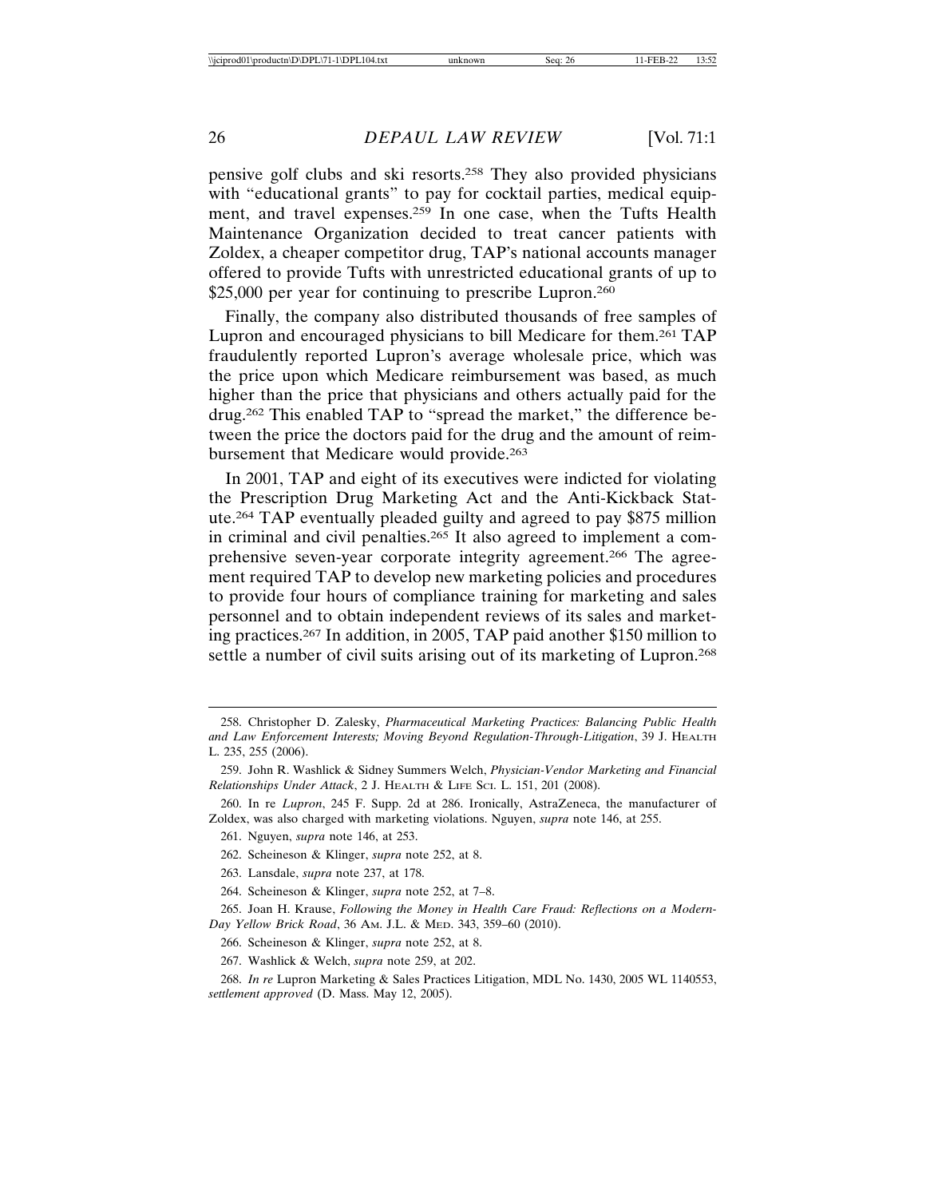pensive golf clubs and ski resorts.[258] They also provided physicians with "educational grants" to pay for cocktail parties, medical equipment, and travel expenses.[259] In one case, when the Tufts Health Maintenance Organization decided to treat cancer patients with Zoldex, a cheaper competitor drug, TAP's national accounts manager offered to provide Tufts with unrestricted educational grants of up to \$25,000 per year for continuing to prescribe Lupron.[260]

Finally, the company also distributed thousands of free samples of Lupron and encouraged physicians to bill Medicare for them.[261] TAP fraudulently reported Lupron's average wholesale price, which was the price upon which Medicare reimbursement was based, as much higher than the price that physicians and others actually paid for the drug.[262] This enabled TAP to "spread the market," the difference between the price the doctors paid for the drug and the amount of reimbursement that Medicare would provide.[263]

In 2001, TAP and eight of its executives were indicted for violating the Prescription Drug Marketing Act and the Anti-Kickback Statute.[264] TAP eventually pleaded guilty and agreed to pay \$875 million in criminal and civil penalties.[265] It also agreed to implement a comprehensive seven-year corporate integrity agreement.[266] The agreement required TAP to develop new marketing policies and procedures to provide four hours of compliance training for marketing and sales personnel and to obtain independent reviews of its sales and marketing practices.[267] In addition, in 2005, TAP paid another \$150 million to settle a number of civil suits arising out of its marketing of Lupron.[268]

---

258. Christopher D. Zalesky, *Pharmaceutical Marketing Practices: Balancing Public Health and Law Enforcement Interests; Moving Beyond Regulation-Through-Litigation*, 39 J. HEALTH L. 235, 255 (2006).

259. John R. Washlick & Sidney Summers Welch, *Physician-Vendor Marketing and Financial Relationships Under Attack*, 2 J. HEALTH & LIFE SCI. L. 151, 201 (2008).

260. In re *Lupron*, 245 F. Supp. 2d at 286. Ironically, AstraZeneca, the manufacturer of Zoldex, was also charged with marketing violations. Nguyen, *supra* note 146, at 255.

261. Nguyen, *supra* note 146, at 253.

262. Scheineson & Klinger, *supra* note 252, at 8.

263. Lansdale, *supra* note 237, at 178.

264. Scheineson & Klinger, *supra* note 252, at 7–8.

265. Joan H. Krause, *Following the Money in Health Care Fraud: Reflections on a Modern-Day Yellow Brick Road*, 36 AM. J.L. & MED. 343, 359–60 (2010).

266. Scheineson & Klinger, *supra* note 252, at 8.

267. Washlick & Welch, *supra* note 259, at 202.

268. *In re* Lupron Marketing & Sales Practices Litigation, MDL No. 1430, 2005 WL 1140553, *settlement approved* (D. Mass. May 12, 2005).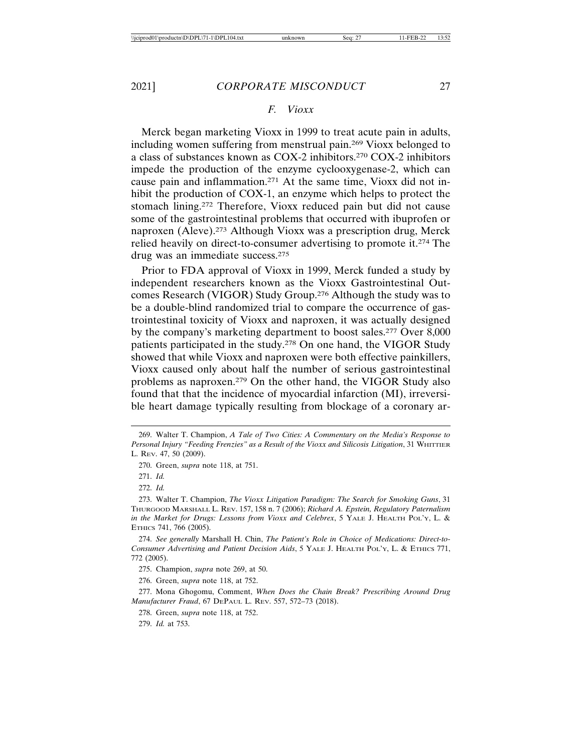### *F. Vioxx*

Merck began marketing Vioxx in 1999 to treat acute pain in adults, including women suffering from menstrual pain.[269] Vioxx belonged to a class of substances known as COX-2 inhibitors.[270] COX-2 inhibitors impede the production of the enzyme cyclooxygenase-2, which can cause pain and inflammation.[271] At the same time, Vioxx did not inhibit the production of COX-1, an enzyme which helps to protect the stomach lining.[272] Therefore, Vioxx reduced pain but did not cause some of the gastrointestinal problems that occurred with ibuprofen or naproxen (Aleve).[273] Although Vioxx was a prescription drug, Merck relied heavily on direct-to-consumer advertising to promote it.[274] The drug was an immediate success.[275]

Prior to FDA approval of Vioxx in 1999, Merck funded a study by independent researchers known as the Vioxx Gastrointestinal Outcomes Research (VIGOR) Study Group.[276] Although the study was to be a double-blind randomized trial to compare the occurrence of gastrointestinal toxicity of Vioxx and naproxen, it was actually designed by the company's marketing department to boost sales.[277] Over 8,000 patients participated in the study.[278] On one hand, the VIGOR Study showed that while Vioxx and naproxen were both effective painkillers, Vioxx caused only about half the number of serious gastrointestinal problems as naproxen.[279] On the other hand, the VIGOR Study also found that that the incidence of myocardial infarction (MI), irreversible heart damage typically resulting from blockage of a coronary ar-

---

269. Walter T. Champion, *A Tale of Two Cities: A Commentary on the Media's Response to Personal Injury "Feeding Frenzies" as a Result of the Vioxx and Silicosis Litigation*, 31 WHITTIER L. REV. 47, 50 (2009).

270. Green, *supra* note 118, at 751.

271. *Id.*

272. *Id.*

273. Walter T. Champion, *The Vioxx Litigation Paradigm: The Search for Smoking Guns*, 31 THURGOOD MARSHALL L. REV. 157, 158 n. 7 (2006); *Richard A. Epstein, Regulatory Paternalism in the Market for Drugs: Lessons from Vioxx and Celebrex*, 5 YALE J. HEALTH POL'Y, L. & ETHICS 741, 766 (2005).

274. *See generally* Marshall H. Chin, *The Patient's Role in Choice of Medications: Direct-to-Consumer Advertising and Patient Decision Aids*, 5 YALE J. HEALTH POL'Y, L. & ETHICS 771, 772 (2005).

275. Champion, *supra* note 269, at 50.

276. Green, *supra* note 118, at 752.

277. Mona Ghogomu, Comment, *When Does the Chain Break? Prescribing Around Drug Manufacturer Fraud*, 67 DEPAUL L. REV. 557, 572–73 (2018).

278. Green, *supra* note 118, at 752.

279. *Id.* at 753.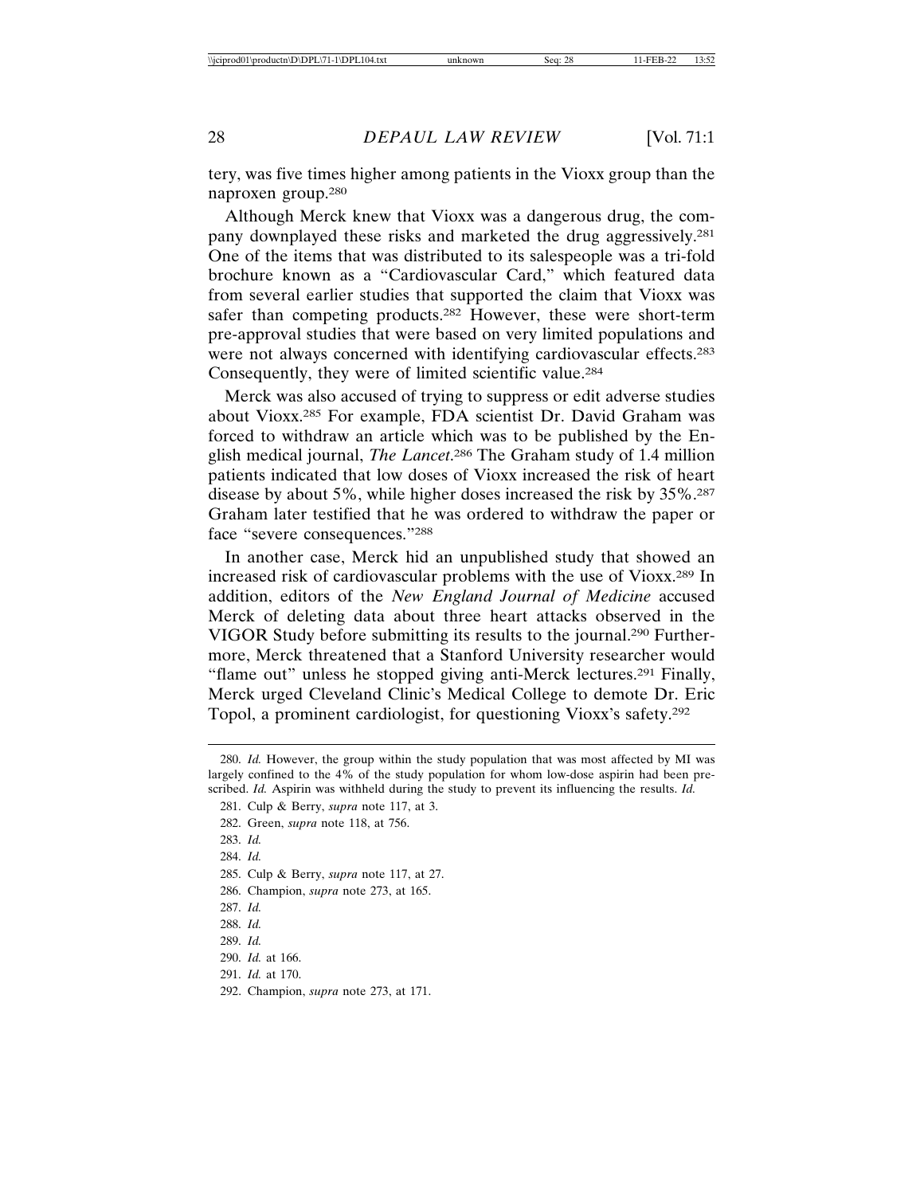tery, was five times higher among patients in the Vioxx group than the naproxen group.[280]

Although Merck knew that Vioxx was a dangerous drug, the company downplayed these risks and marketed the drug aggressively.[281] One of the items that was distributed to its salespeople was a tri-fold brochure known as a "Cardiovascular Card," which featured data from several earlier studies that supported the claim that Vioxx was safer than competing products.[282] However, these were short-term pre-approval studies that were based on very limited populations and were not always concerned with identifying cardiovascular effects.[283] Consequently, they were of limited scientific value.[284]

Merck was also accused of trying to suppress or edit adverse studies about Vioxx.[285] For example, FDA scientist Dr. David Graham was forced to withdraw an article which was to be published by the English medical journal, *The Lancet*.[286] The Graham study of 1.4 million patients indicated that low doses of Vioxx increased the risk of heart disease by about 5%, while higher doses increased the risk by 35%.[287] Graham later testified that he was ordered to withdraw the paper or face "severe consequences."[288]

In another case, Merck hid an unpublished study that showed an increased risk of cardiovascular problems with the use of Vioxx.[289] In addition, editors of the *New England Journal of Medicine* accused Merck of deleting data about three heart attacks observed in the VIGOR Study before submitting its results to the journal.[290] Furthermore, Merck threatened that a Stanford University researcher would "flame out" unless he stopped giving anti-Merck lectures.[291] Finally, Merck urged Cleveland Clinic's Medical College to demote Dr. Eric Topol, a prominent cardiologist, for questioning Vioxx's safety.[292]

---

280. *Id.* However, the group within the study population that was most affected by MI was largely confined to the 4% of the study population for whom low-dose aspirin had been prescribed. *Id.* Aspirin was withheld during the study to prevent its influencing the results. *Id.*

281. Culp & Berry, *supra* note 117, at 3.

282. Green, *supra* note 118, at 756.

283. *Id.*

284. *Id.*

285. Culp & Berry, *supra* note 117, at 27.

286. Champion, *supra* note 273, at 165.

287. *Id.*

288. *Id.*

289. *Id.*

290. *Id.* at 166.

291. *Id.* at 170.

292. Champion, *supra* note 273, at 171.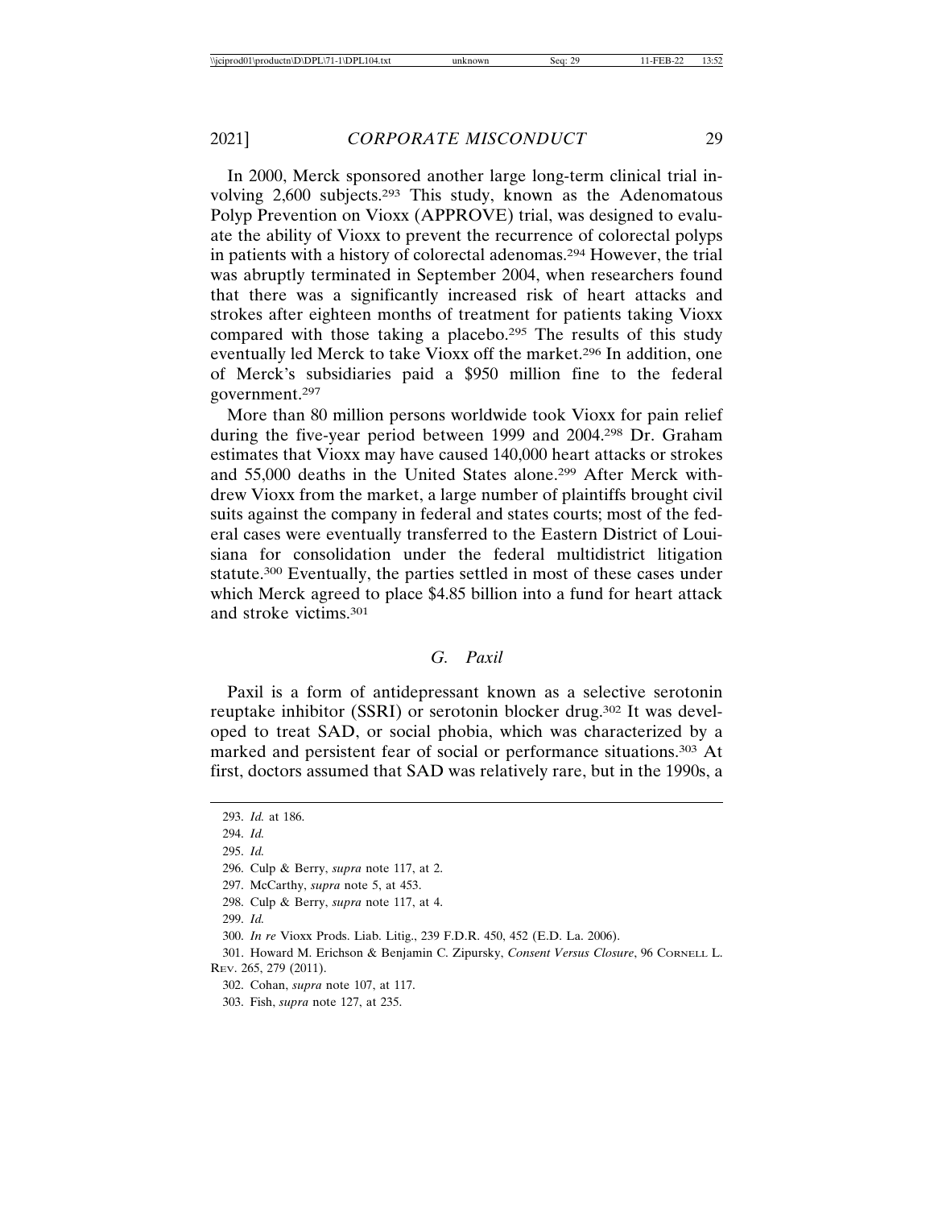In 2000, Merck sponsored another large long-term clinical trial involving 2,600 subjects.[293] This study, known as the Adenomatous Polyp Prevention on Vioxx (APPROVE) trial, was designed to evaluate the ability of Vioxx to prevent the recurrence of colorectal polyps in patients with a history of colorectal adenomas.[294] However, the trial was abruptly terminated in September 2004, when researchers found that there was a significantly increased risk of heart attacks and strokes after eighteen months of treatment for patients taking Vioxx compared with those taking a placebo.[295] The results of this study eventually led Merck to take Vioxx off the market.[296] In addition, one of Merck's subsidiaries paid a $950 million fine to the federal government.[297]

More than 80 million persons worldwide took Vioxx for pain relief during the five-year period between 1999 and 2004.[298] Dr. Graham estimates that Vioxx may have caused 140,000 heart attacks or strokes and 55,000 deaths in the United States alone.[299] After Merck withdrew Vioxx from the market, a large number of plaintiffs brought civil suits against the company in federal and states courts; most of the federal cases were eventually transferred to the Eastern District of Louisiana for consolidation under the federal multidistrict litigation statute.[300] Eventually, the parties settled in most of these cases under which Merck agreed to place $4.85 billion into a fund for heart attack and stroke victims.[301]

### *G. Paxil*

Paxil is a form of antidepressant known as a selective serotonin reuptake inhibitor (SSRI) or serotonin blocker drug.[302] It was developed to treat SAD, or social phobia, which was characterized by a marked and persistent fear of social or performance situations.[303] At first, doctors assumed that SAD was relatively rare, but in the 1990s, a

---

293. *Id.* at 186.

294. *Id.*

295. *Id.*

296. Culp & Berry, *supra* note 117, at 2.

297. McCarthy, *supra* note 5, at 453.

298. Culp & Berry, *supra* note 117, at 4.

299. *Id.*

300. *In re* Vioxx Prods. Liab. Litig., 239 F.D.R. 450, 452 (E.D. La. 2006).

301. Howard M. Erichson & Benjamin C. Zipursky, *Consent Versus Closure*, 96 CORNELL L. REV. 265, 279 (2011).

302. Cohan, *supra* note 107, at 117.

303. Fish, *supra* note 127, at 235.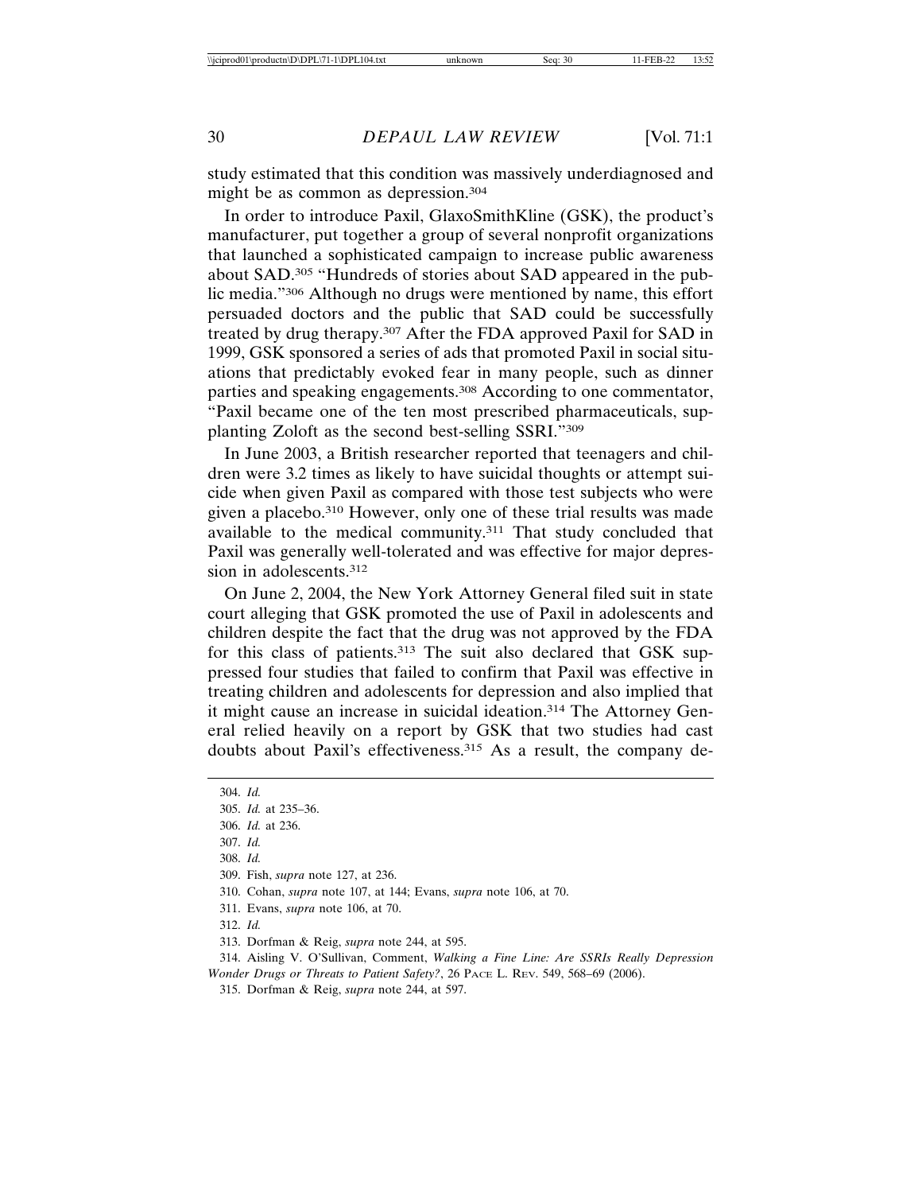study estimated that this condition was massively underdiagnosed and might be as common as depression.[304]

In order to introduce Paxil, GlaxoSmithKline (GSK), the product's manufacturer, put together a group of several nonprofit organizations that launched a sophisticated campaign to increase public awareness about SAD.[305] "Hundreds of stories about SAD appeared in the public media."[306] Although no drugs were mentioned by name, this effort persuaded doctors and the public that SAD could be successfully treated by drug therapy.[307] After the FDA approved Paxil for SAD in 1999, GSK sponsored a series of ads that promoted Paxil in social situations that predictably evoked fear in many people, such as dinner parties and speaking engagements.[308] According to one commentator, "Paxil became one of the ten most prescribed pharmaceuticals, supplanting Zoloft as the second best-selling SSRI."[309]

In June 2003, a British researcher reported that teenagers and children were 3.2 times as likely to have suicidal thoughts or attempt suicide when given Paxil as compared with those test subjects who were given a placebo.[310] However, only one of these trial results was made available to the medical community.[311] That study concluded that Paxil was generally well-tolerated and was effective for major depression in adolescents.[312]

On June 2, 2004, the New York Attorney General filed suit in state court alleging that GSK promoted the use of Paxil in adolescents and children despite the fact that the drug was not approved by the FDA for this class of patients.[313] The suit also declared that GSK suppressed four studies that failed to confirm that Paxil was effective in treating children and adolescents for depression and also implied that it might cause an increase in suicidal ideation.[314] The Attorney General relied heavily on a report by GSK that two studies had cast doubts about Paxil's effectiveness.[315] As a result, the company de-

---

304. *Id.*

305. *Id.* at 235–36.

306. *Id.* at 236.

307. *Id.*

308. *Id.*

309. Fish, *supra* note 127, at 236.

310. Cohan, *supra* note 107, at 144; Evans, *supra* note 106, at 70.

311. Evans, *supra* note 106, at 70.

312. *Id.*

313. Dorfman & Reig, *supra* note 244, at 595.

314. Aisling V. O'Sullivan, Comment, *Walking a Fine Line: Are SSRIs Really Depression Wonder Drugs or Threats to Patient Safety?*, 26 PACE L. REV. 549, 568–69 (2006).

315. Dorfman & Reig, *supra* note 244, at 597.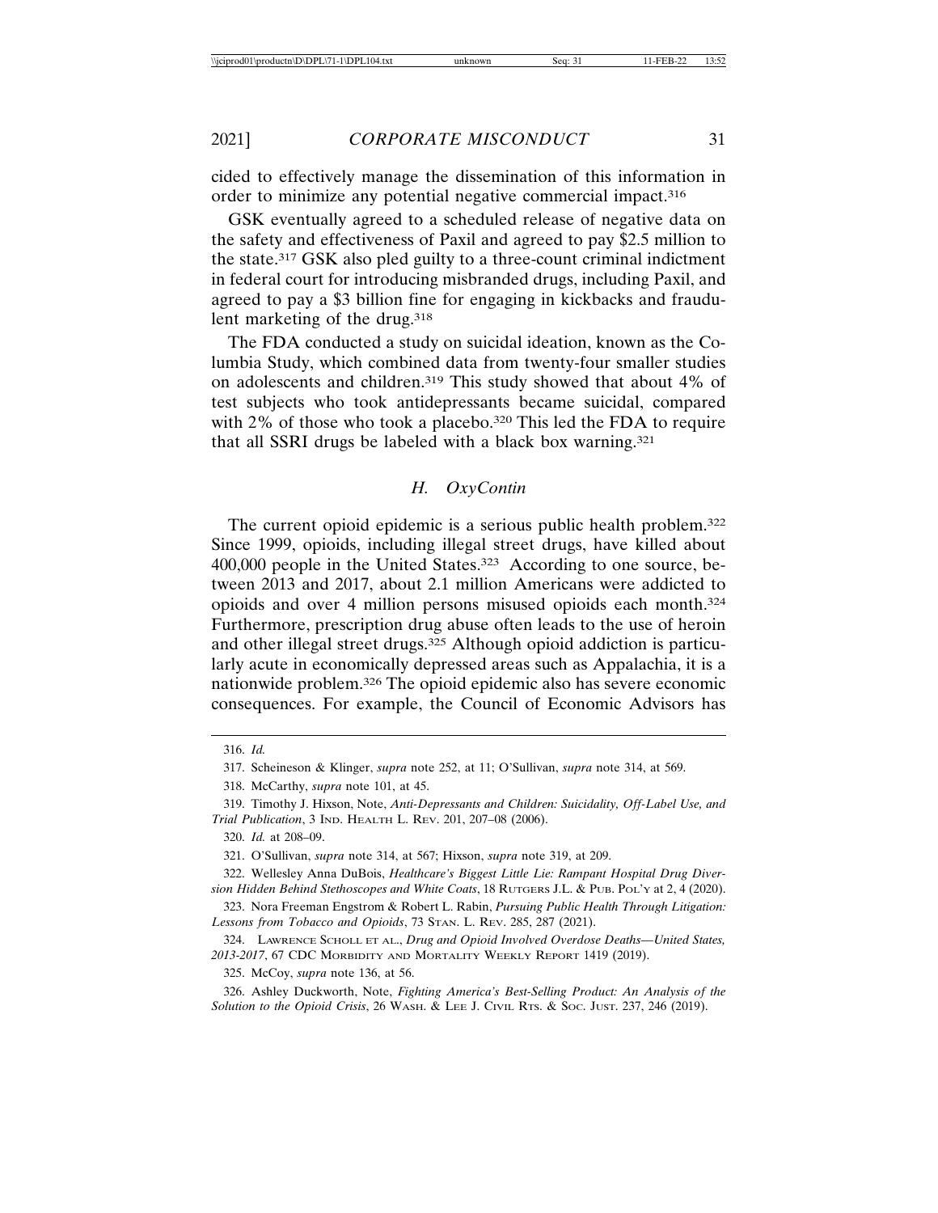cided to effectively manage the dissemination of this information in order to minimize any potential negative commercial impact.[316]

GSK eventually agreed to a scheduled release of negative data on the safety and effectiveness of Paxil and agreed to pay $2.5 million to the state.[317] GSK also pled guilty to a three-count criminal indictment in federal court for introducing misbranded drugs, including Paxil, and agreed to pay a $3 billion fine for engaging in kickbacks and fraudulent marketing of the drug.[318]

The FDA conducted a study on suicidal ideation, known as the Columbia Study, which combined data from twenty-four smaller studies on adolescents and children.[319] This study showed that about 4% of test subjects who took antidepressants became suicidal, compared with 2% of those who took a placebo.[320] This led the FDA to require that all SSRI drugs be labeled with a black box warning.[321]

### *H. OxyContin*

The current opioid epidemic is a serious public health problem.[322] Since 1999, opioids, including illegal street drugs, have killed about 400,000 people in the United States.[323] According to one source, between 2013 and 2017, about 2.1 million Americans were addicted to opioids and over 4 million persons misused opioids each month.[324] Furthermore, prescription drug abuse often leads to the use of heroin and other illegal street drugs.[325] Although opioid addiction is particularly acute in economically depressed areas such as Appalachia, it is a nationwide problem.[326] The opioid epidemic also has severe economic consequences. For example, the Council of Economic Advisors has

---

316. *Id.*

317. Scheineson & Klinger, *supra* note 252, at 11; O'Sullivan, *supra* note 314, at 569.

318. McCarthy, *supra* note 101, at 45.

319. Timothy J. Hixson, Note, *Anti-Depressants and Children: Suicidality, Off-Label Use, and Trial Publication*, 3 IND. HEALTH L. REV. 201, 207–08 (2006).

320. *Id.* at 208–09.

321. O'Sullivan, *supra* note 314, at 567; Hixson, *supra* note 319, at 209.

322. Wellesley Anna DuBois, *Healthcare's Biggest Little Lie: Rampant Hospital Drug Diversion Hidden Behind Stethoscopes and White Coats*, 18 RUTGERS J.L. & PUB. POL'Y at 2, 4 (2020).

323. Nora Freeman Engstrom & Robert L. Rabin, *Pursuing Public Health Through Litigation: Lessons from Tobacco and Opioids*, 73 STAN. L. REV. 285, 287 (2021).

324. LAWRENCE SCHOLL ET AL., *Drug and Opioid Involved Overdose Deaths—United States, 2013-2017*, 67 CDC MORBIDITY AND MORTALITY WEEKLY REPORT 1419 (2019).

325. McCoy, *supra* note 136, at 56.

326. Ashley Duckworth, Note, *Fighting America's Best-Selling Product: An Analysis of the Solution to the Opioid Crisis*, 26 WASH. & LEE J. CIVIL RTS. & SOC. JUST. 237, 246 (2019).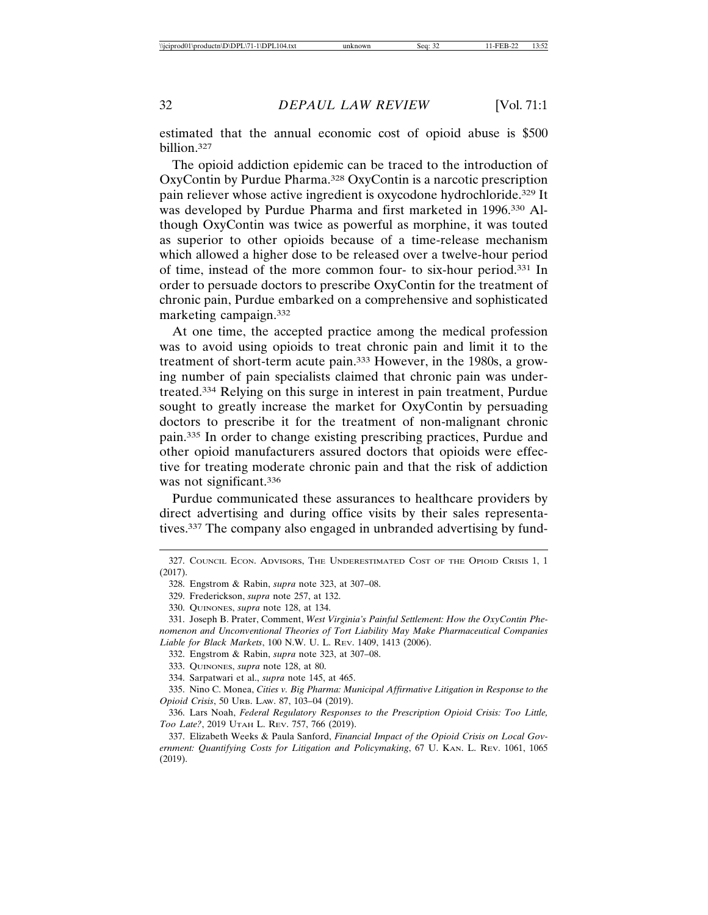estimated that the annual economic cost of opioid abuse is $500 billion.[327]

The opioid addiction epidemic can be traced to the introduction of OxyContin by Purdue Pharma.[328] OxyContin is a narcotic prescription pain reliever whose active ingredient is oxycodone hydrochloride.[329] It was developed by Purdue Pharma and first marketed in 1996.[330] Although OxyContin was twice as powerful as morphine, it was touted as superior to other opioids because of a time-release mechanism which allowed a higher dose to be released over a twelve-hour period of time, instead of the more common four- to six-hour period.[331] In order to persuade doctors to prescribe OxyContin for the treatment of chronic pain, Purdue embarked on a comprehensive and sophisticated marketing campaign.[332]

At one time, the accepted practice among the medical profession was to avoid using opioids to treat chronic pain and limit it to the treatment of short-term acute pain.[333] However, in the 1980s, a growing number of pain specialists claimed that chronic pain was undertreated.[334] Relying on this surge in interest in pain treatment, Purdue sought to greatly increase the market for OxyContin by persuading doctors to prescribe it for the treatment of non-malignant chronic pain.[335] In order to change existing prescribing practices, Purdue and other opioid manufacturers assured doctors that opioids were effective for treating moderate chronic pain and that the risk of addiction was not significant.[336]

Purdue communicated these assurances to healthcare providers by direct advertising and during office visits by their sales representatives.[337] The company also engaged in unbranded advertising by fund-

---

327. Council Econ. Advisors, The Underestimated Cost of the Opioid Crisis 1, 1 (2017).

328. Engstrom & Rabin, *supra* note 323, at 307–08.

329. Frederickson, *supra* note 257, at 132.

330. Quinones, *supra* note 128, at 134.

331. Joseph B. Prater, Comment, *West Virginia's Painful Settlement: How the OxyContin Phenomenon and Unconventional Theories of Tort Liability May Make Pharmaceutical Companies Liable for Black Markets*, 100 N.W. U. L. Rev. 1409, 1413 (2006).

332. Engstrom & Rabin, *supra* note 323, at 307–08.

333. Quinones, *supra* note 128, at 80.

334. Sarpatwari et al., *supra* note 145, at 465.

335. Nino C. Monea, *Cities v. Big Pharma: Municipal Affirmative Litigation in Response to the Opioid Crisis*, 50 Urb. Law. 87, 103–04 (2019).

336. Lars Noah, *Federal Regulatory Responses to the Prescription Opioid Crisis: Too Little, Too Late?*, 2019 Utah L. Rev. 757, 766 (2019).

337. Elizabeth Weeks & Paula Sanford, *Financial Impact of the Opioid Crisis on Local Government: Quantifying Costs for Litigation and Policymaking*, 67 U. Kan. L. Rev. 1061, 1065 (2019).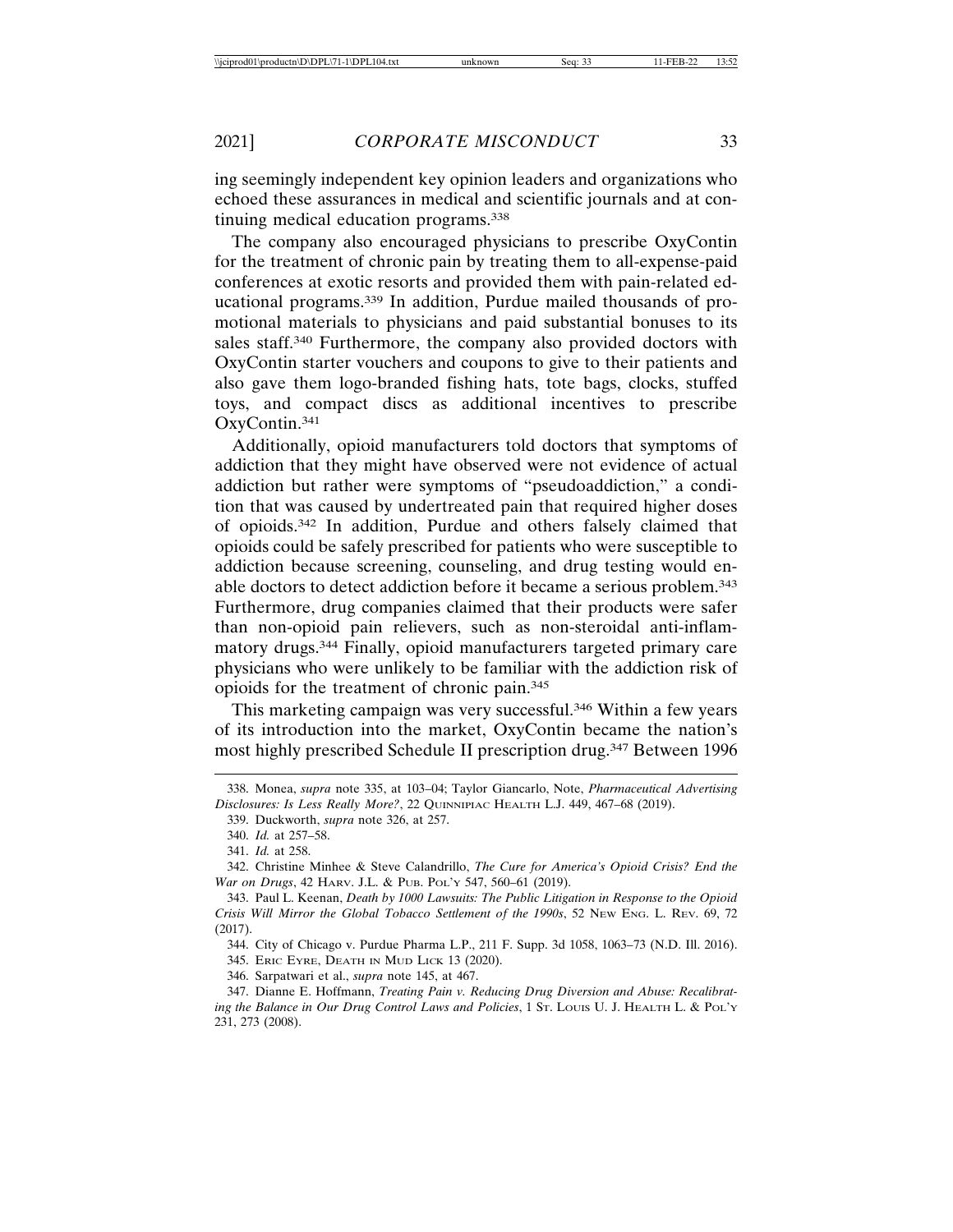ing seemingly independent key opinion leaders and organizations who echoed these assurances in medical and scientific journals and at continuing medical education programs.[338]

The company also encouraged physicians to prescribe OxyContin for the treatment of chronic pain by treating them to all-expense-paid conferences at exotic resorts and provided them with pain-related educational programs.[339] In addition, Purdue mailed thousands of promotional materials to physicians and paid substantial bonuses to its sales staff.[340] Furthermore, the company also provided doctors with OxyContin starter vouchers and coupons to give to their patients and also gave them logo-branded fishing hats, tote bags, clocks, stuffed toys, and compact discs as additional incentives to prescribe OxyContin.[341]

Additionally, opioid manufacturers told doctors that symptoms of addiction that they might have observed were not evidence of actual addiction but rather were symptoms of "pseudoaddiction," a condition that was caused by undertreated pain that required higher doses of opioids.[342] In addition, Purdue and others falsely claimed that opioids could be safely prescribed for patients who were susceptible to addiction because screening, counseling, and drug testing would enable doctors to detect addiction before it became a serious problem.[343] Furthermore, drug companies claimed that their products were safer than non-opioid pain relievers, such as non-steroidal anti-inflammatory drugs.[344] Finally, opioid manufacturers targeted primary care physicians who were unlikely to be familiar with the addiction risk of opioids for the treatment of chronic pain.[345]

This marketing campaign was very successful.[346] Within a few years of its introduction into the market, OxyContin became the nation's most highly prescribed Schedule II prescription drug.[347] Between 1996

---

338. Monea, *supra* note 335, at 103–04; Taylor Giancarlo, Note, *Pharmaceutical Advertising Disclosures: Is Less Really More?*, 22 QUINNIPIAC HEALTH L.J. 449, 467–68 (2019).

339. Duckworth, *supra* note 326, at 257.

340. *Id.* at 257–58.

341. *Id.* at 258.

342. Christine Minhee & Steve Calandrillo, *The Cure for America's Opioid Crisis? End the War on Drugs*, 42 HARV. J.L. & PUB. POL'Y 547, 560–61 (2019).

343. Paul L. Keenan, *Death by 1000 Lawsuits: The Public Litigation in Response to the Opioid Crisis Will Mirror the Global Tobacco Settlement of the 1990s*, 52 NEW ENG. L. REV. 69, 72 (2017).

344. City of Chicago v. Purdue Pharma L.P., 211 F. Supp. 3d 1058, 1063–73 (N.D. Ill. 2016).

345. ERIC EYRE, DEATH IN MUD LICK 13 (2020).

346. Sarpatwari et al., *supra* note 145, at 467.

347. Dianne E. Hoffmann, *Treating Pain v. Reducing Drug Diversion and Abuse: Recalibrating the Balance in Our Drug Control Laws and Policies*, 1 ST. LOUIS U. J. HEALTH L. & POL'Y 231, 273 (2008).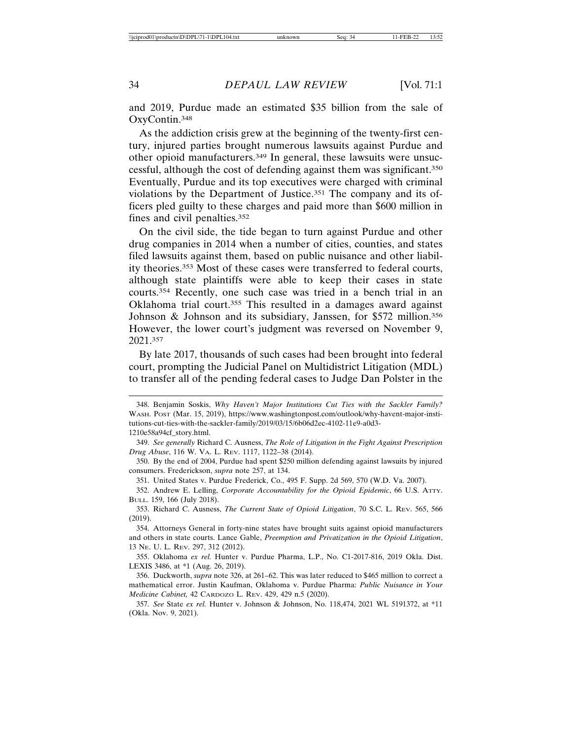and 2019, Purdue made an estimated $35 billion from the sale of OxyContin.[348]

As the addiction crisis grew at the beginning of the twenty-first century, injured parties brought numerous lawsuits against Purdue and other opioid manufacturers.[349] In general, these lawsuits were unsuccessful, although the cost of defending against them was significant.[350] Eventually, Purdue and its top executives were charged with criminal violations by the Department of Justice.[351] The company and its officers pled guilty to these charges and paid more than $600 million in fines and civil penalties.[352]

On the civil side, the tide began to turn against Purdue and other drug companies in 2014 when a number of cities, counties, and states filed lawsuits against them, based on public nuisance and other liability theories.[353] Most of these cases were transferred to federal courts, although state plaintiffs were able to keep their cases in state courts.[354] Recently, one such case was tried in a bench trial in an Oklahoma trial court.[355] This resulted in a damages award against Johnson & Johnson and its subsidiary, Janssen, for $572 million.[356] However, the lower court's judgment was reversed on November 9, 2021.[357]

By late 2017, thousands of such cases had been brought into federal court, prompting the Judicial Panel on Multidistrict Litigation (MDL) to transfer all of the pending federal cases to Judge Dan Polster in the

---

348. Benjamin Soskis, *Why Haven't Major Institutions Cut Ties with the Sackler Family?* WASH. POST (Mar. 15, 2019), https://www.washingtonpost.com/outlook/why-havent-major-institutions-cut-ties-with-the-sackler-family/2019/03/15/6b06d2ec-4102-11e9-a0d3-1210e58a94cf_story.html.

349. *See generally* Richard C. Ausness, *The Role of Litigation in the Fight Against Prescription Drug Abuse*, 116 W. VA. L. REV. 1117, 1122–38 (2014).

350. By the end of 2004, Purdue had spent $250 million defending against lawsuits by injured consumers. Frederickson, *supra* note 257, at 134.

351. United States v. Purdue Frederick, Co., 495 F. Supp. 2d 569, 570 (W.D. Va. 2007).

352. Andrew E. Lelling, *Corporate Accountability for the Opioid Epidemic*, 66 U.S. ATTY. BULL. 159, 166 (July 2018).

353. Richard C. Ausness, *The Current State of Opioid Litigation*, 70 S.C. L. REV. 565, 566 (2019).

354. Attorneys General in forty-nine states have brought suits against opioid manufacturers and others in state courts. Lance Gable, *Preemption and Privatization in the Opioid Litigation*, 13 NE. U. L. REV. 297, 312 (2012).

355. Oklahoma *ex rel.* Hunter v. Purdue Pharma, L.P., No. C1-2017-816, 2019 Okla. Dist. LEXIS 3486, at *1 (Aug. 26, 2019).

356. Duckworth, *supra* note 326, at 261–62. This was later reduced to $465 million to correct a mathematical error. Justin Kaufman, Oklahoma v. Purdue Pharma: *Public Nuisance in Your Medicine Cabinet,* 42 CARDOZO L. REV. 429, 429 n.5 (2020).

357. *See* State *ex rel.* Hunter v. Johnson & Johnson, No. 118,474, 2021 WL 5191372, at *11 (Okla. Nov. 9, 2021).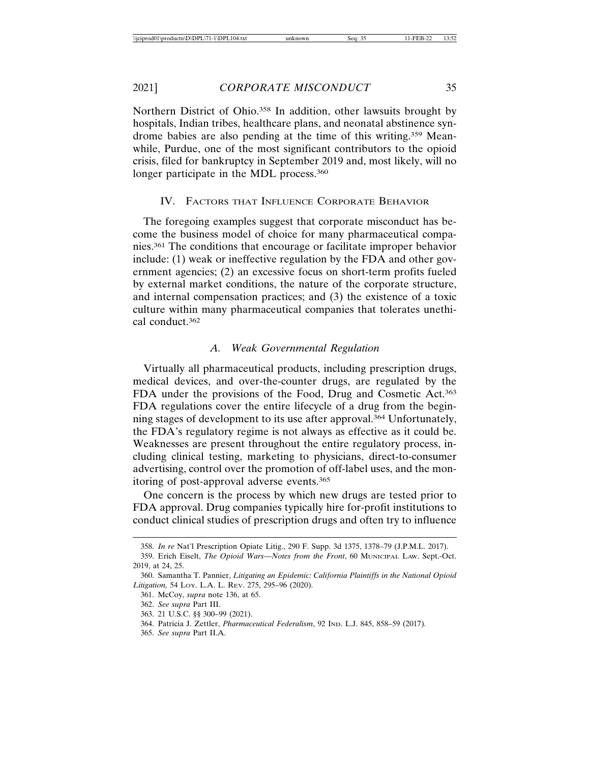Northern District of Ohio.[358] In addition, other lawsuits brought by hospitals, Indian tribes, healthcare plans, and neonatal abstinence syndrome babies are also pending at the time of this writing.[359] Meanwhile, Purdue, one of the most significant contributors to the opioid crisis, filed for bankruptcy in September 2019 and, most likely, will no longer participate in the MDL process.[360]

## IV. Factors that Influence Corporate Behavior

The foregoing examples suggest that corporate misconduct has become the business model of choice for many pharmaceutical companies.[361] The conditions that encourage or facilitate improper behavior include: (1) weak or ineffective regulation by the FDA and other government agencies; (2) an excessive focus on short-term profits fueled by external market conditions, the nature of the corporate structure, and internal compensation practices; and (3) the existence of a toxic culture within many pharmaceutical companies that tolerates unethical conduct.[362]

### *A. Weak Governmental Regulation*

Virtually all pharmaceutical products, including prescription drugs, medical devices, and over-the-counter drugs, are regulated by the FDA under the provisions of the Food, Drug and Cosmetic Act.[363] FDA regulations cover the entire lifecycle of a drug from the beginning stages of development to its use after approval.[364] Unfortunately, the FDA's regulatory regime is not always as effective as it could be. Weaknesses are present throughout the entire regulatory process, including clinical testing, marketing to physicians, direct-to-consumer advertising, control over the promotion of off-label uses, and the monitoring of post-approval adverse events.[365]

One concern is the process by which new drugs are tested prior to FDA approval. Drug companies typically hire for-profit institutions to conduct clinical studies of prescription drugs and often try to influence

---

358. *In re* Nat'l Prescription Opiate Litig., 290 F. Supp. 3d 1375, 1378–79 (J.P.M.L. 2017).

359. Erich Eiselt, *The Opioid Wars—Notes from the Front*, 60 Municipal Law. Sept.-Oct. 2019, at 24, 25.

360. Samantha T. Pannier, *Litigating an Epidemic: California Plaintiffs in the National Opioid Litigation,* 54 Loy. L.A. L. Rev. 275, 295–96 (2020).

361. McCoy, *supra* note 136, at 65.

362. *See supra* Part III.

363. 21 U.S.C. §§ 300–99 (2021).

364. Patricia J. Zettler, *Pharmaceutical Federalism*, 92 Ind. L.J. 845, 858–59 (2017).

365. *See supra* Part II.A.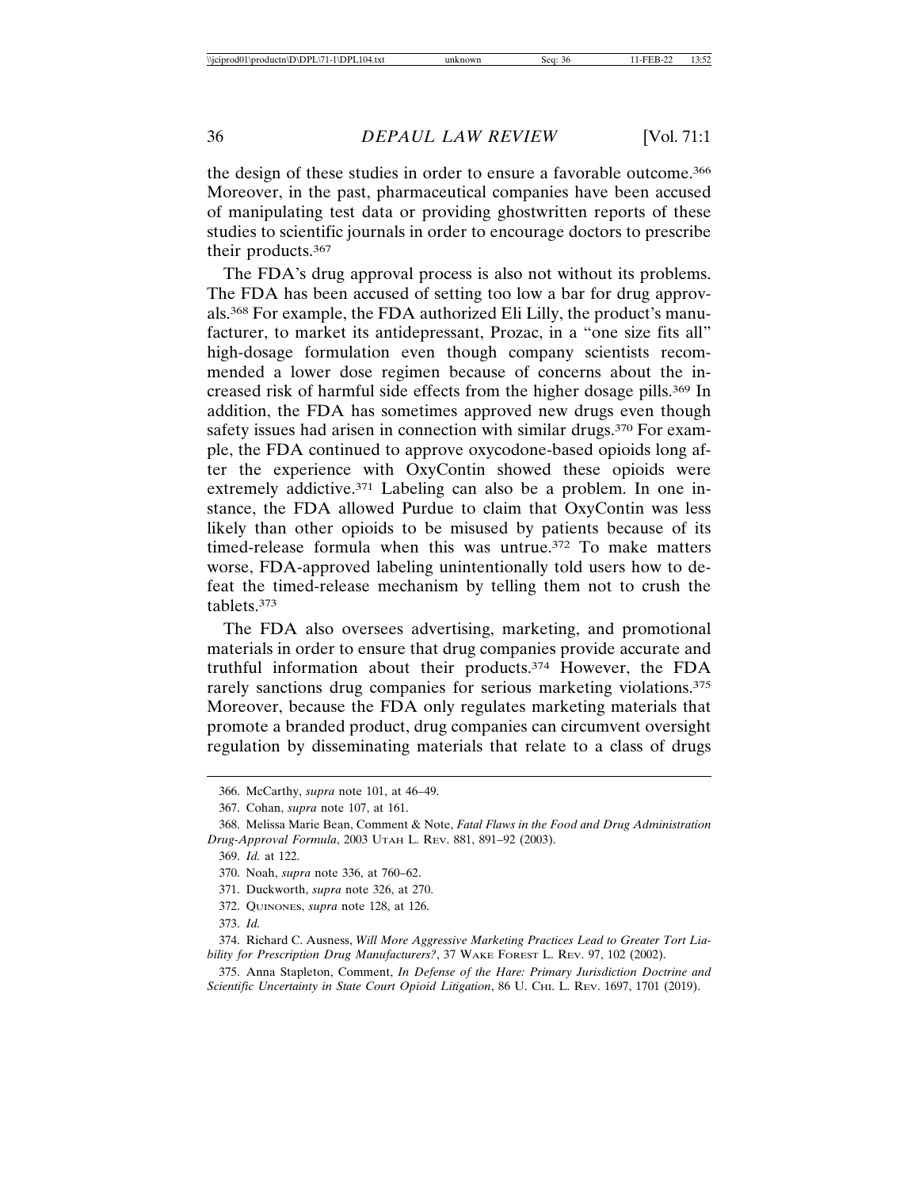the design of these studies in order to ensure a favorable outcome.[366] Moreover, in the past, pharmaceutical companies have been accused of manipulating test data or providing ghostwritten reports of these studies to scientific journals in order to encourage doctors to prescribe their products.[367]

The FDA's drug approval process is also not without its problems. The FDA has been accused of setting too low a bar for drug approvals.[368] For example, the FDA authorized Eli Lilly, the product's manufacturer, to market its antidepressant, Prozac, in a "one size fits all" high-dosage formulation even though company scientists recommended a lower dose regimen because of concerns about the increased risk of harmful side effects from the higher dosage pills.[369] In addition, the FDA has sometimes approved new drugs even though safety issues had arisen in connection with similar drugs.[370] For example, the FDA continued to approve oxycodone-based opioids long after the experience with OxyContin showed these opioids were extremely addictive.[371] Labeling can also be a problem. In one instance, the FDA allowed Purdue to claim that OxyContin was less likely than other opioids to be misused by patients because of its timed-release formula when this was untrue.[372] To make matters worse, FDA-approved labeling unintentionally told users how to defeat the timed-release mechanism by telling them not to crush the tablets.[373]

The FDA also oversees advertising, marketing, and promotional materials in order to ensure that drug companies provide accurate and truthful information about their products.[374] However, the FDA rarely sanctions drug companies for serious marketing violations.[375] Moreover, because the FDA only regulates marketing materials that promote a branded product, drug companies can circumvent oversight regulation by disseminating materials that relate to a class of drugs

---

366. McCarthy, *supra* note 101, at 46–49.

367. Cohan, *supra* note 107, at 161.

368. Melissa Marie Bean, Comment & Note, *Fatal Flaws in the Food and Drug Administration Drug-Approval Formula*, 2003 Utah L. Rev. 881, 891–92 (2003).

369. *Id.* at 122.

370. Noah, *supra* note 336, at 760–62.

371. Duckworth, *supra* note 326, at 270.

372. Quinones, *supra* note 128, at 126.

373. *Id.*

374. Richard C. Ausness, *Will More Aggressive Marketing Practices Lead to Greater Tort Liability for Prescription Drug Manufacturers?*, 37 Wake Forest L. Rev. 97, 102 (2002).

375. Anna Stapleton, Comment, *In Defense of the Hare: Primary Jurisdiction Doctrine and Scientific Uncertainty in State Court Opioid Litigation*, 86 U. Chi. L. Rev. 1697, 1701 (2019).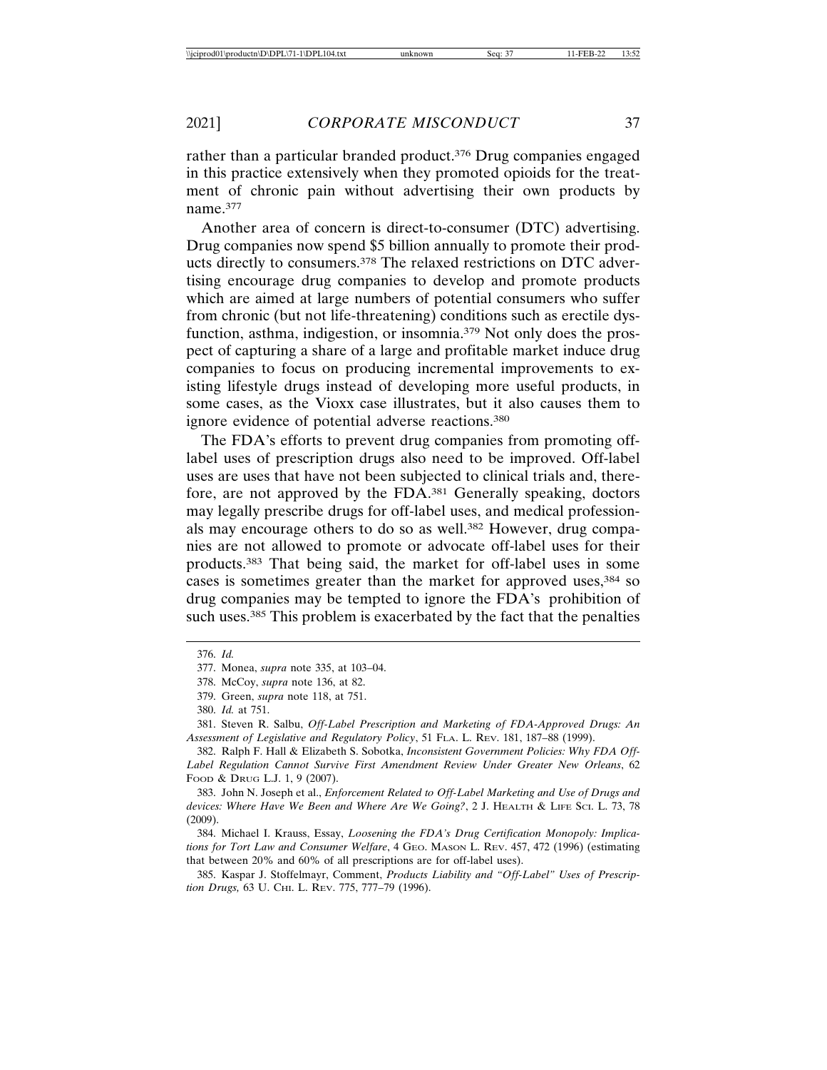rather than a particular branded product.[376] Drug companies engaged in this practice extensively when they promoted opioids for the treatment of chronic pain without advertising their own products by name.[377]

Another area of concern is direct-to-consumer (DTC) advertising. Drug companies now spend $5 billion annually to promote their products directly to consumers.[378] The relaxed restrictions on DTC advertising encourage drug companies to develop and promote products which are aimed at large numbers of potential consumers who suffer from chronic (but not life-threatening) conditions such as erectile dysfunction, asthma, indigestion, or insomnia.[379] Not only does the prospect of capturing a share of a large and profitable market induce drug companies to focus on producing incremental improvements to existing lifestyle drugs instead of developing more useful products, in some cases, as the Vioxx case illustrates, but it also causes them to ignore evidence of potential adverse reactions.[380]

The FDA's efforts to prevent drug companies from promoting off-label uses of prescription drugs also need to be improved. Off-label uses are uses that have not been subjected to clinical trials and, therefore, are not approved by the FDA.[381] Generally speaking, doctors may legally prescribe drugs for off-label uses, and medical professionals may encourage others to do so as well.[382] However, drug companies are not allowed to promote or advocate off-label uses for their products.[383] That being said, the market for off-label uses in some cases is sometimes greater than the market for approved uses,[384] so drug companies may be tempted to ignore the FDA's prohibition of such uses.[385] This problem is exacerbated by the fact that the penalties

---

376. *Id.*

377. Monea, *supra* note 335, at 103–04.

378. McCoy, *supra* note 136, at 82.

379. Green, *supra* note 118, at 751.

380. *Id.* at 751.

381. Steven R. Salbu, *Off-Label Prescription and Marketing of FDA-Approved Drugs: An Assessment of Legislative and Regulatory Policy*, 51 FLA. L. REV. 181, 187–88 (1999).

382. Ralph F. Hall & Elizabeth S. Sobotka, *Inconsistent Government Policies: Why FDA Off-Label Regulation Cannot Survive First Amendment Review Under Greater New Orleans*, 62 FOOD & DRUG L.J. 1, 9 (2007).

383. John N. Joseph et al., *Enforcement Related to Off-Label Marketing and Use of Drugs and devices: Where Have We Been and Where Are We Going?*, 2 J. HEALTH & LIFE SCI. L. 73, 78 (2009).

384. Michael I. Krauss, Essay, *Loosening the FDA's Drug Certification Monopoly: Implications for Tort Law and Consumer Welfare*, 4 GEO. MASON L. REV. 457, 472 (1996) (estimating that between 20% and 60% of all prescriptions are for off-label uses).

385. Kaspar J. Stoffelmayr, Comment, *Products Liability and "Off-Label" Uses of Prescription Drugs,* 63 U. CHI. L. REV. 775, 777–79 (1996).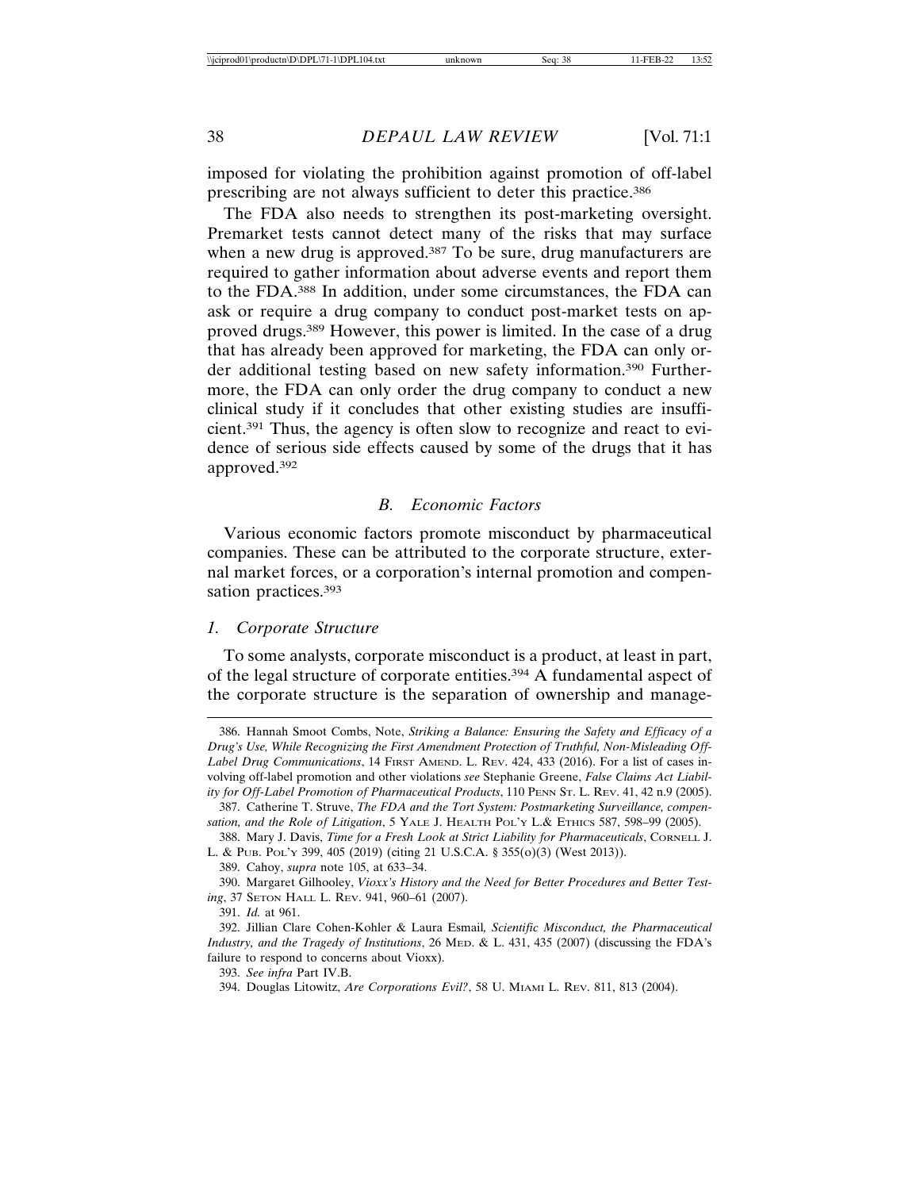imposed for violating the prohibition against promotion of off-label prescribing are not always sufficient to deter this practice.[386]

The FDA also needs to strengthen its post-marketing oversight. Premarket tests cannot detect many of the risks that may surface when a new drug is approved.[387] To be sure, drug manufacturers are required to gather information about adverse events and report them to the FDA.[388] In addition, under some circumstances, the FDA can ask or require a drug company to conduct post-market tests on approved drugs.[389] However, this power is limited. In the case of a drug that has already been approved for marketing, the FDA can only order additional testing based on new safety information.[390] Furthermore, the FDA can only order the drug company to conduct a new clinical study if it concludes that other existing studies are insufficient.[391] Thus, the agency is often slow to recognize and react to evidence of serious side effects caused by some of the drugs that it has approved.[392]

### *B. Economic Factors*

Various economic factors promote misconduct by pharmaceutical companies. These can be attributed to the corporate structure, external market forces, or a corporation's internal promotion and compensation practices.[393]

#### *1. Corporate Structure*

To some analysts, corporate misconduct is a product, at least in part, of the legal structure of corporate entities.[394] A fundamental aspect of the corporate structure is the separation of ownership and manage-

---

386. Hannah Smoot Combs, Note, *Striking a Balance: Ensuring the Safety and Efficacy of a Drug's Use, While Recognizing the First Amendment Protection of Truthful, Non-Misleading Off-Label Drug Communications*, 14 First Amend. L. Rev. 424, 433 (2016). For a list of cases involving off-label promotion and other violations *see* Stephanie Greene, *False Claims Act Liability for Off-Label Promotion of Pharmaceutical Products*, 110 Penn St. L. Rev. 41, 42 n.9 (2005).

387. Catherine T. Struve, *The FDA and the Tort System: Postmarketing Surveillance, compensation, and the Role of Litigation*, 5 Yale J. Health Pol'y L.& Ethics 587, 598–99 (2005).

388. Mary J. Davis, *Time for a Fresh Look at Strict Liability for Pharmaceuticals*, Cornell J. L. & Pub. Pol'y 399, 405 (2019) (citing 21 U.S.C.A. § 355(o)(3) (West 2013)).

389. Cahoy, *supra* note 105, at 633–34.

390. Margaret Gilhooley, *Vioxx's History and the Need for Better Procedures and Better Testing*, 37 Seton Hall L. Rev. 941, 960–61 (2007).

391. *Id.* at 961.

392. Jillian Clare Cohen-Kohler & Laura Esmail, *Scientific Misconduct, the Pharmaceutical Industry, and the Tragedy of Institutions*, 26 Med. & L. 431, 435 (2007) (discussing the FDA's failure to respond to concerns about Vioxx).

393. *See infra* Part IV.B.

394. Douglas Litowitz, *Are Corporations Evil?*, 58 U. Miami L. Rev. 811, 813 (2004).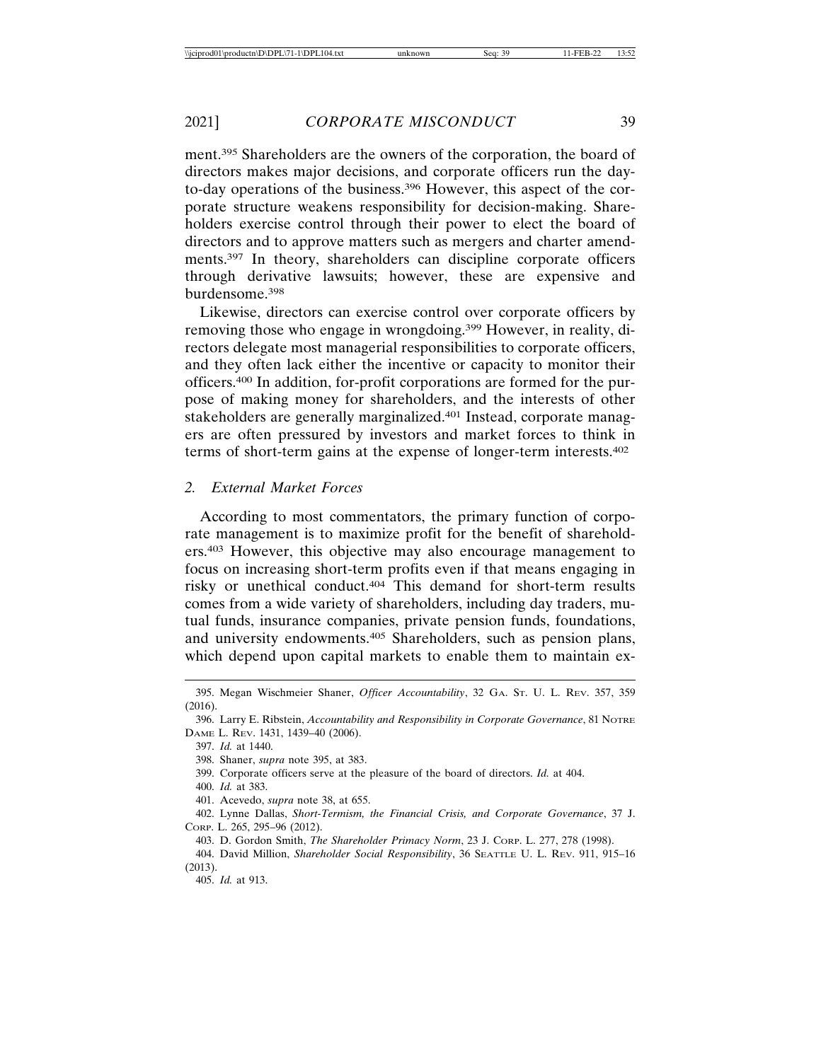ment.[395] Shareholders are the owners of the corporation, the board of directors makes major decisions, and corporate officers run the day-to-day operations of the business.[396] However, this aspect of the corporate structure weakens responsibility for decision-making. Shareholders exercise control through their power to elect the board of directors and to approve matters such as mergers and charter amendments.[397] In theory, shareholders can discipline corporate officers through derivative lawsuits; however, these are expensive and burdensome.[398]

Likewise, directors can exercise control over corporate officers by removing those who engage in wrongdoing.[399] However, in reality, directors delegate most managerial responsibilities to corporate officers, and they often lack either the incentive or capacity to monitor their officers.[400] In addition, for-profit corporations are formed for the purpose of making money for shareholders, and the interests of other stakeholders are generally marginalized.[401] Instead, corporate managers are often pressured by investors and market forces to think in terms of short-term gains at the expense of longer-term interests.[402]

### *2. External Market Forces*

According to most commentators, the primary function of corporate management is to maximize profit for the benefit of shareholders.[403] However, this objective may also encourage management to focus on increasing short-term profits even if that means engaging in risky or unethical conduct.[404] This demand for short-term results comes from a wide variety of shareholders, including day traders, mutual funds, insurance companies, private pension funds, foundations, and university endowments.[405] Shareholders, such as pension plans, which depend upon capital markets to enable them to maintain ex-

---

395. Megan Wischmeier Shaner, *Officer Accountability*, 32 GA. ST. U. L. REV. 357, 359 (2016).

396. Larry E. Ribstein, *Accountability and Responsibility in Corporate Governance*, 81 NOTRE DAME L. REV. 1431, 1439–40 (2006).

397. *Id.* at 1440.

398. Shaner, *supra* note 395, at 383.

399. Corporate officers serve at the pleasure of the board of directors. *Id.* at 404.

400. *Id.* at 383.

401. Acevedo, *supra* note 38, at 655.

402. Lynne Dallas, *Short-Termism, the Financial Crisis, and Corporate Governance*, 37 J. CORP. L. 265, 295–96 (2012).

403. D. Gordon Smith, *The Shareholder Primacy Norm*, 23 J. CORP. L. 277, 278 (1998).

404. David Million, *Shareholder Social Responsibility*, 36 SEATTLE U. L. REV. 911, 915–16 (2013).

405. *Id.* at 913.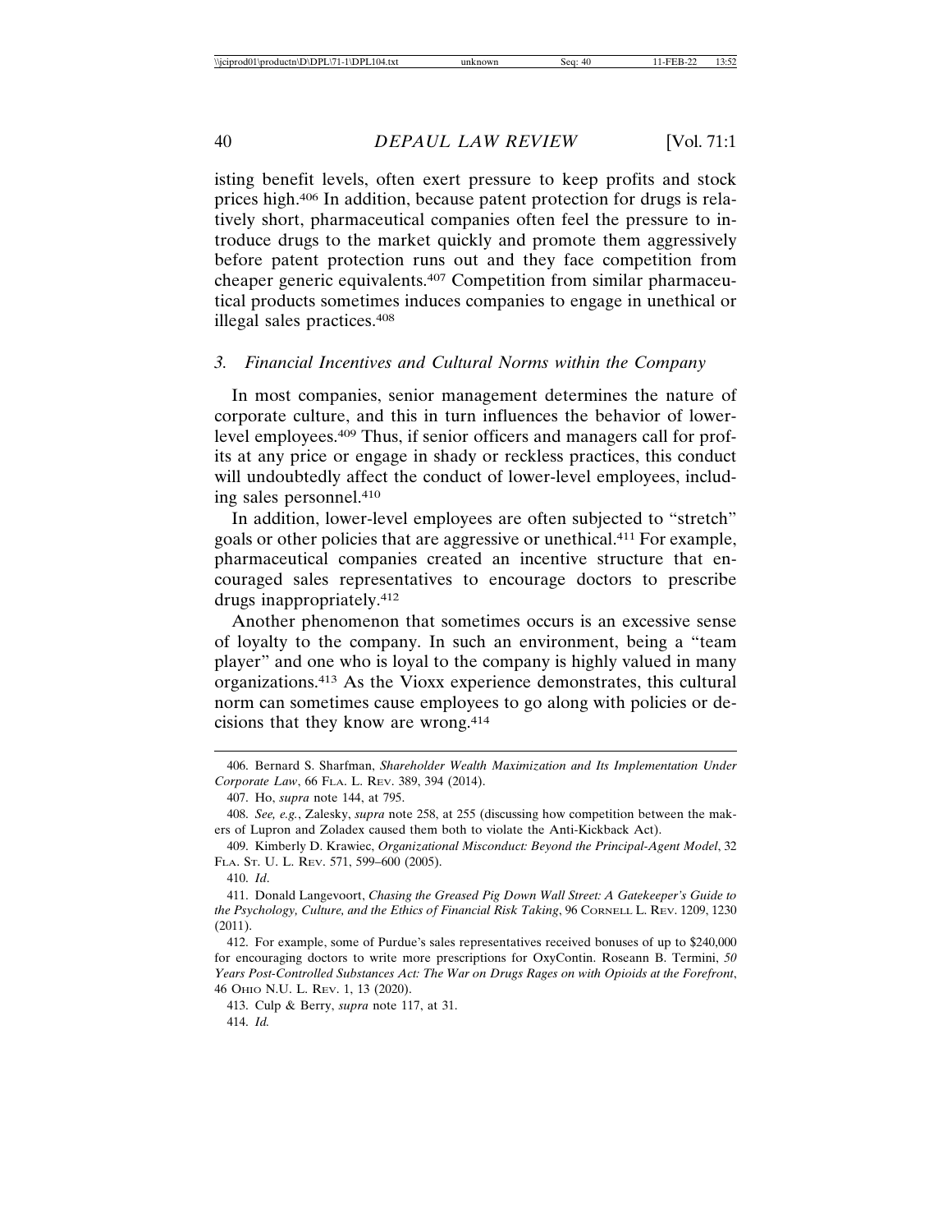isting benefit levels, often exert pressure to keep profits and stock prices high.[406] In addition, because patent protection for drugs is relatively short, pharmaceutical companies often feel the pressure to introduce drugs to the market quickly and promote them aggressively before patent protection runs out and they face competition from cheaper generic equivalents.[407] Competition from similar pharmaceutical products sometimes induces companies to engage in unethical or illegal sales practices.[408]

### 3. *Financial Incentives and Cultural Norms within the Company*

In most companies, senior management determines the nature of corporate culture, and this in turn influences the behavior of lower-level employees.[409] Thus, if senior officers and managers call for profits at any price or engage in shady or reckless practices, this conduct will undoubtedly affect the conduct of lower-level employees, including sales personnel.[410]

In addition, lower-level employees are often subjected to "stretch" goals or other policies that are aggressive or unethical.[411] For example, pharmaceutical companies created an incentive structure that encouraged sales representatives to encourage doctors to prescribe drugs inappropriately.[412]

Another phenomenon that sometimes occurs is an excessive sense of loyalty to the company. In such an environment, being a "team player" and one who is loyal to the company is highly valued in many organizations.[413] As the Vioxx experience demonstrates, this cultural norm can sometimes cause employees to go along with policies or decisions that they know are wrong.[414]

---

406. Bernard S. Sharfman, *Shareholder Wealth Maximization and Its Implementation Under Corporate Law*, 66 FLA. L. REV. 389, 394 (2014).

407. Ho, *supra* note 144, at 795.

408. *See, e.g.*, Zalesky, *supra* note 258, at 255 (discussing how competition between the makers of Lupron and Zoladex caused them both to violate the Anti-Kickback Act).

409. Kimberly D. Krawiec, *Organizational Misconduct: Beyond the Principal-Agent Model*, 32 FLA. ST. U. L. REV. 571, 599–600 (2005).

410. *Id*.

411. Donald Langevoort, *Chasing the Greased Pig Down Wall Street: A Gatekeeper's Guide to the Psychology, Culture, and the Ethics of Financial Risk Taking*, 96 CORNELL L. REV. 1209, 1230 (2011).

412. For example, some of Purdue's sales representatives received bonuses of up to $240,000 for encouraging doctors to write more prescriptions for OxyContin. Roseann B. Termini, *50 Years Post-Controlled Substances Act: The War on Drugs Rages on with Opioids at the Forefront*, 46 OHIO N.U. L. REV. 1, 13 (2020).

413. Culp & Berry, *supra* note 117, at 31.

414. *Id.*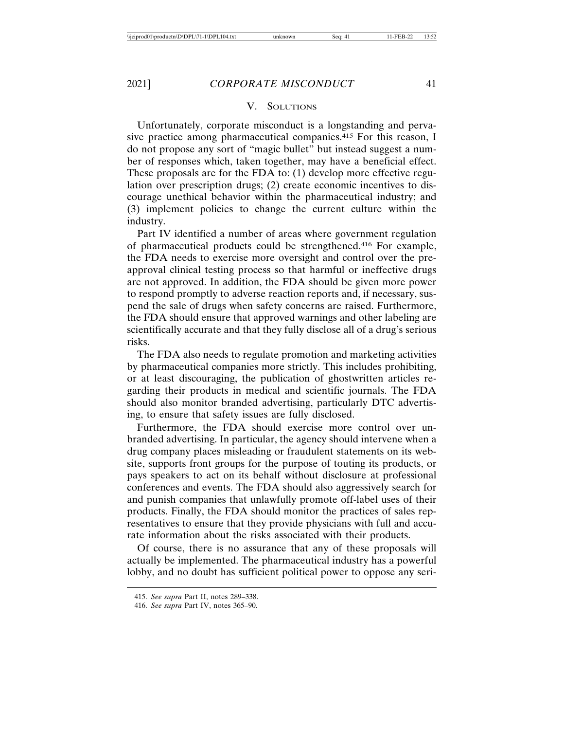## V. Solutions

Unfortunately, corporate misconduct is a longstanding and pervasive practice among pharmaceutical companies.[415] For this reason, I do not propose any sort of "magic bullet" but instead suggest a number of responses which, taken together, may have a beneficial effect. These proposals are for the FDA to: (1) develop more effective regulation over prescription drugs; (2) create economic incentives to discourage unethical behavior within the pharmaceutical industry; and (3) implement policies to change the current culture within the industry.

Part IV identified a number of areas where government regulation of pharmaceutical products could be strengthened.[416] For example, the FDA needs to exercise more oversight and control over the pre-approval clinical testing process so that harmful or ineffective drugs are not approved. In addition, the FDA should be given more power to respond promptly to adverse reaction reports and, if necessary, suspend the sale of drugs when safety concerns are raised. Furthermore, the FDA should ensure that approved warnings and other labeling are scientifically accurate and that they fully disclose all of a drug's serious risks.

The FDA also needs to regulate promotion and marketing activities by pharmaceutical companies more strictly. This includes prohibiting, or at least discouraging, the publication of ghostwritten articles regarding their products in medical and scientific journals. The FDA should also monitor branded advertising, particularly DTC advertising, to ensure that safety issues are fully disclosed.

Furthermore, the FDA should exercise more control over unbranded advertising. In particular, the agency should intervene when a drug company places misleading or fraudulent statements on its website, supports front groups for the purpose of touting its products, or pays speakers to act on its behalf without disclosure at professional conferences and events. The FDA should also aggressively search for and punish companies that unlawfully promote off-label uses of their products. Finally, the FDA should monitor the practices of sales representatives to ensure that they provide physicians with full and accurate information about the risks associated with their products.

Of course, there is no assurance that any of these proposals will actually be implemented. The pharmaceutical industry has a powerful lobby, and no doubt has sufficient political power to oppose any seri-

415. *See supra* Part II, notes 289–338.

416. *See supra* Part IV, notes 365–90.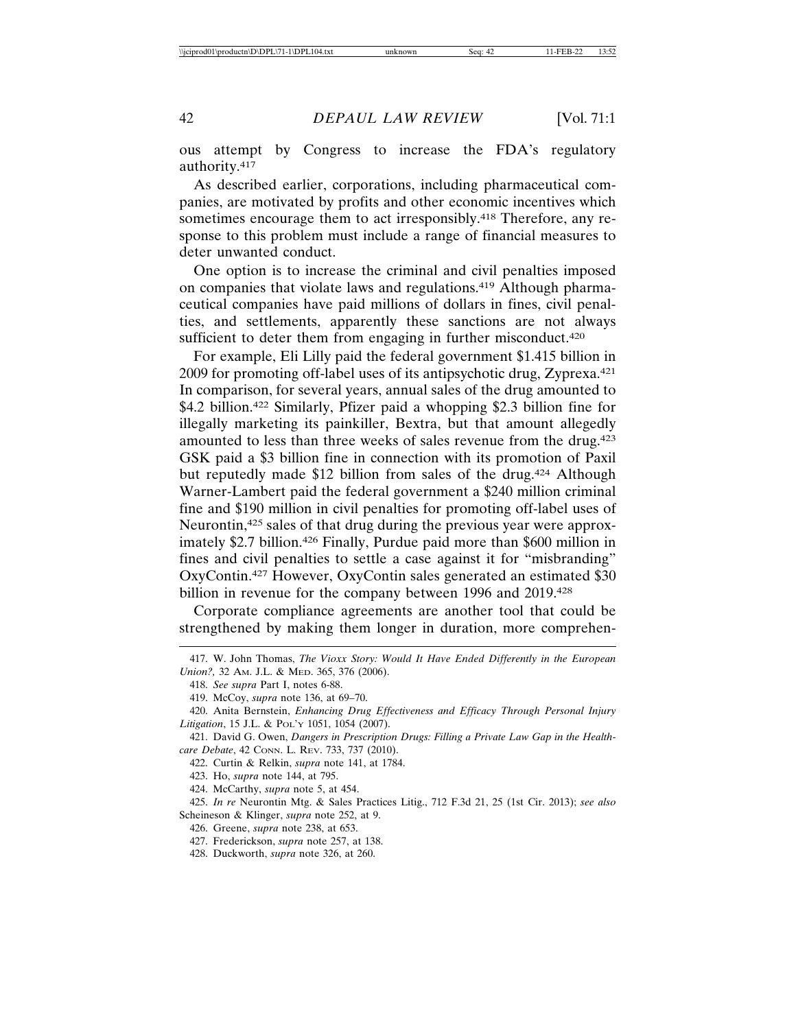ous attempt by Congress to increase the FDA's regulatory authority.[417]

As described earlier, corporations, including pharmaceutical companies, are motivated by profits and other economic incentives which sometimes encourage them to act irresponsibly.[418] Therefore, any response to this problem must include a range of financial measures to deter unwanted conduct.

One option is to increase the criminal and civil penalties imposed on companies that violate laws and regulations.[419] Although pharmaceutical companies have paid millions of dollars in fines, civil penalties, and settlements, apparently these sanctions are not always sufficient to deter them from engaging in further misconduct.[420]

For example, Eli Lilly paid the federal government $1.415 billion in 2009 for promoting off-label uses of its antipsychotic drug, Zyprexa.[421] In comparison, for several years, annual sales of the drug amounted to $4.2 billion.[422] Similarly, Pfizer paid a whopping $2.3 billion fine for illegally marketing its painkiller, Bextra, but that amount allegedly amounted to less than three weeks of sales revenue from the drug.[423] GSK paid a $3 billion fine in connection with its promotion of Paxil but reputedly made $12 billion from sales of the drug.[424] Although Warner-Lambert paid the federal government a $240 million criminal fine and $190 million in civil penalties for promoting off-label uses of Neurontin,[425] sales of that drug during the previous year were approximately $2.7 billion.[426] Finally, Purdue paid more than $600 million in fines and civil penalties to settle a case against it for "misbranding" OxyContin.[427] However, OxyContin sales generated an estimated $30 billion in revenue for the company between 1996 and 2019.[428]

Corporate compliance agreements are another tool that could be strengthened by making them longer in duration, more comprehen-

---

417. W. John Thomas, *The Vioxx Story: Would It Have Ended Differently in the European Union?,* 32 AM. J.L. & MED. 365, 376 (2006).

418. *See supra* Part I, notes 6-88.

419. McCoy, *supra* note 136, at 69–70.

420. Anita Bernstein, *Enhancing Drug Effectiveness and Efficacy Through Personal Injury Litigation*, 15 J.L. & POL'Y 1051, 1054 (2007).

421. David G. Owen, *Dangers in Prescription Drugs: Filling a Private Law Gap in the Healthcare Debate*, 42 CONN. L. REV. 733, 737 (2010).

422. Curtin & Relkin, *supra* note 141, at 1784.

423. Ho, *supra* note 144, at 795.

424. McCarthy, *supra* note 5, at 454.

425. *In re* Neurontin Mtg. & Sales Practices Litig., 712 F.3d 21, 25 (1st Cir. 2013); *see also* Scheineson & Klinger, *supra* note 252, at 9.

426. Greene, *supra* note 238, at 653.

427. Frederickson, *supra* note 257, at 138.

428. Duckworth, *supra* note 326, at 260.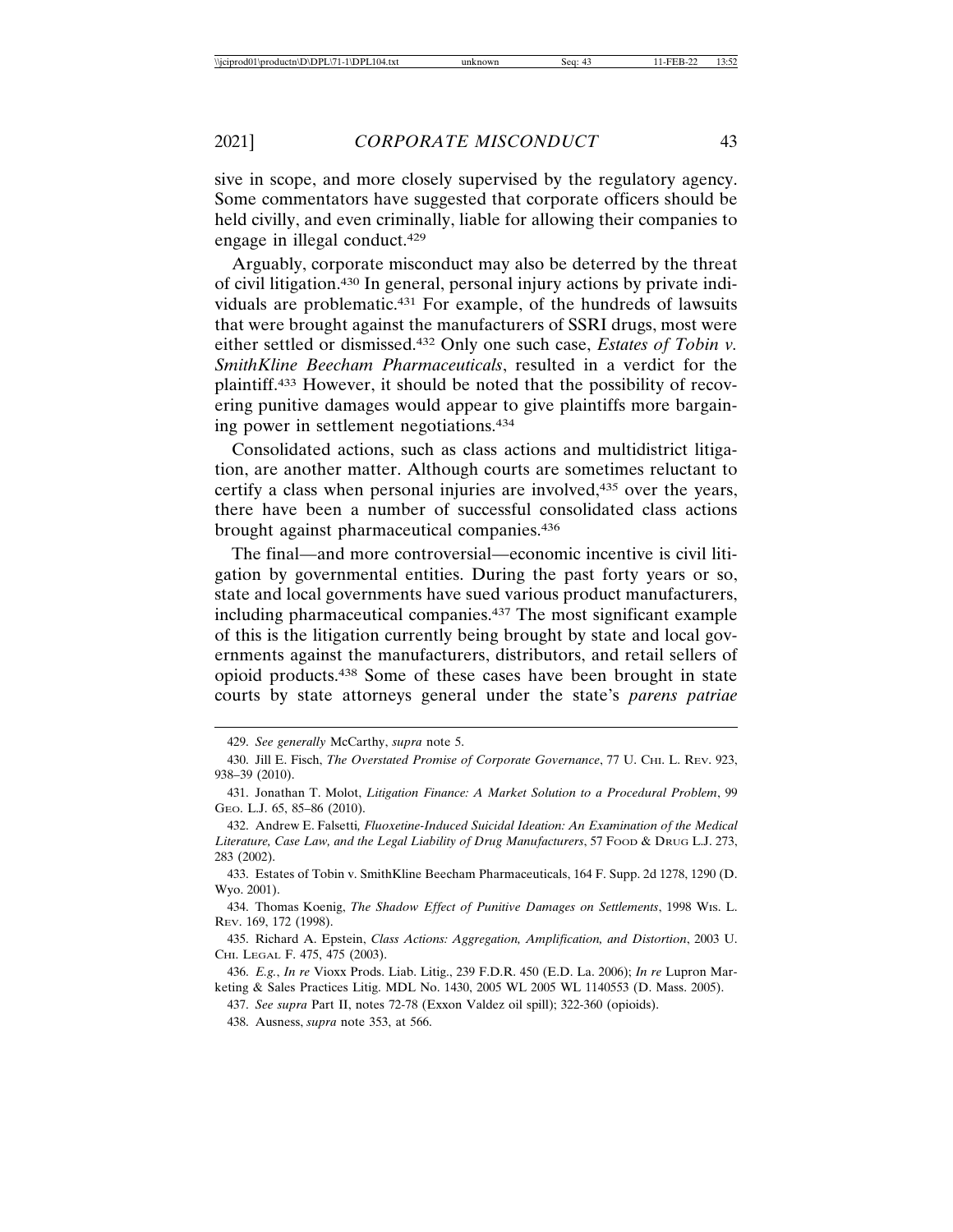sive in scope, and more closely supervised by the regulatory agency. Some commentators have suggested that corporate officers should be held civilly, and even criminally, liable for allowing their companies to engage in illegal conduct.[429]

Arguably, corporate misconduct may also be deterred by the threat of civil litigation.[430] In general, personal injury actions by private individuals are problematic.[431] For example, of the hundreds of lawsuits that were brought against the manufacturers of SSRI drugs, most were either settled or dismissed.[432] Only one such case, *Estates of Tobin v. SmithKline Beecham Pharmaceuticals*, resulted in a verdict for the plaintiff.[433] However, it should be noted that the possibility of recovering punitive damages would appear to give plaintiffs more bargaining power in settlement negotiations.[434]

Consolidated actions, such as class actions and multidistrict litigation, are another matter. Although courts are sometimes reluctant to certify a class when personal injuries are involved,[435] over the years, there have been a number of successful consolidated class actions brought against pharmaceutical companies.[436]

The final—and more controversial—economic incentive is civil litigation by governmental entities. During the past forty years or so, state and local governments have sued various product manufacturers, including pharmaceutical companies.[437] The most significant example of this is the litigation currently being brought by state and local governments against the manufacturers, distributors, and retail sellers of opioid products.[438] Some of these cases have been brought in state courts by state attorneys general under the state's *parens patriae*

---

429. *See generally* McCarthy, *supra* note 5.

430. Jill E. Fisch, *The Overstated Promise of Corporate Governance*, 77 U. Chi. L. Rev. 923, 938–39 (2010).

431. Jonathan T. Molot, *Litigation Finance: A Market Solution to a Procedural Problem*, 99 Geo. L.J. 65, 85–86 (2010).

432. Andrew E. Falsetti, *Fluoxetine-Induced Suicidal Ideation: An Examination of the Medical Literature, Case Law, and the Legal Liability of Drug Manufacturers*, 57 Food & Drug L.J. 273, 283 (2002).

433. Estates of Tobin v. SmithKline Beecham Pharmaceuticals, 164 F. Supp. 2d 1278, 1290 (D. Wyo. 2001).

434. Thomas Koenig, *The Shadow Effect of Punitive Damages on Settlements*, 1998 Wis. L. Rev. 169, 172 (1998).

435. Richard A. Epstein, *Class Actions: Aggregation, Amplification, and Distortion*, 2003 U. Chi. Legal F. 475, 475 (2003).

436. *E.g.*, *In re* Vioxx Prods. Liab. Litig., 239 F.D.R. 450 (E.D. La. 2006); *In re* Lupron Marketing & Sales Practices Litig. MDL No. 1430, 2005 WL 2005 WL 1140553 (D. Mass. 2005).

437. *See supra* Part II, notes 72-78 (Exxon Valdez oil spill); 322-360 (opioids).

438. Ausness, *supra* note 353, at 566.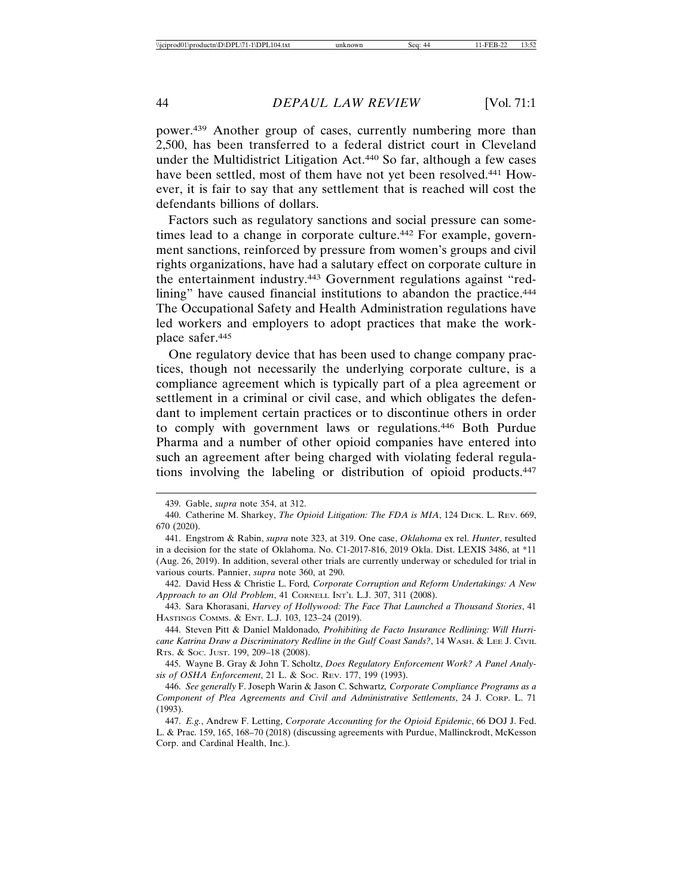power.[439] Another group of cases, currently numbering more than 2,500, has been transferred to a federal district court in Cleveland under the Multidistrict Litigation Act.[440] So far, although a few cases have been settled, most of them have not yet been resolved.[441] However, it is fair to say that any settlement that is reached will cost the defendants billions of dollars.

Factors such as regulatory sanctions and social pressure can sometimes lead to a change in corporate culture.[442] For example, government sanctions, reinforced by pressure from women's groups and civil rights organizations, have had a salutary effect on corporate culture in the entertainment industry.[443] Government regulations against "redlining" have caused financial institutions to abandon the practice.[444] The Occupational Safety and Health Administration regulations have led workers and employers to adopt practices that make the workplace safer.[445]

One regulatory device that has been used to change company practices, though not necessarily the underlying corporate culture, is a compliance agreement which is typically part of a plea agreement or settlement in a criminal or civil case, and which obligates the defendant to implement certain practices or to discontinue others in order to comply with government laws or regulations.[446] Both Purdue Pharma and a number of other opioid companies have entered into such an agreement after being charged with violating federal regulations involving the labeling or distribution of opioid products.[447]

---

439. Gable, *supra* note 354, at 312.

440. Catherine M. Sharkey, *The Opioid Litigation: The FDA is MIA*, 124 DICK. L. REV. 669, 670 (2020).

441. Engstrom & Rabin, *supra* note 323, at 319. One case, *Oklahoma* ex rel. *Hunter*, resulted in a decision for the state of Oklahoma. No. C1-2017-816, 2019 Okla. Dist. LEXIS 3486, at *11 (Aug. 26, 2019). In addition, several other trials are currently underway or scheduled for trial in various courts. Pannier, *supra* note 360, at 290.

442. David Hess & Christie L. Ford, *Corporate Corruption and Reform Undertakings: A New Approach to an Old Problem*, 41 CORNELL INT'L L.J. 307, 311 (2008).

443. Sara Khorasani, *Harvey of Hollywood: The Face That Launched a Thousand Stories*, 41 HASTINGS COMMS. & ENT. L.J. 103, 123–24 (2019).

444. Steven Pitt & Daniel Maldonado, *Prohibiting de Facto Insurance Redlining: Will Hurricane Katrina Draw a Discriminatory Redline in the Gulf Coast Sands?*, 14 WASH. & LEE J. CIVIL RTS. & SOC. JUST. 199, 209–18 (2008).

445. Wayne B. Gray & John T. Scholtz, *Does Regulatory Enforcement Work? A Panel Analysis of OSHA Enforcement*, 21 L. & SOC. REV. 177, 199 (1993).

446. *See generally* F. Joseph Warin & Jason C. Schwartz, *Corporate Compliance Programs as a Component of Plea Agreements and Civil and Administrative Settlements*, 24 J. CORP. L. 71 (1993).

447. *E.g.*, Andrew F. Letting, *Corporate Accounting for the Opioid Epidemic*, 66 DOJ J. Fed. L. & Prac. 159, 165, 168–70 (2018) (discussing agreements with Purdue, Mallinckrodt, McKesson Corp. and Cardinal Health, Inc.).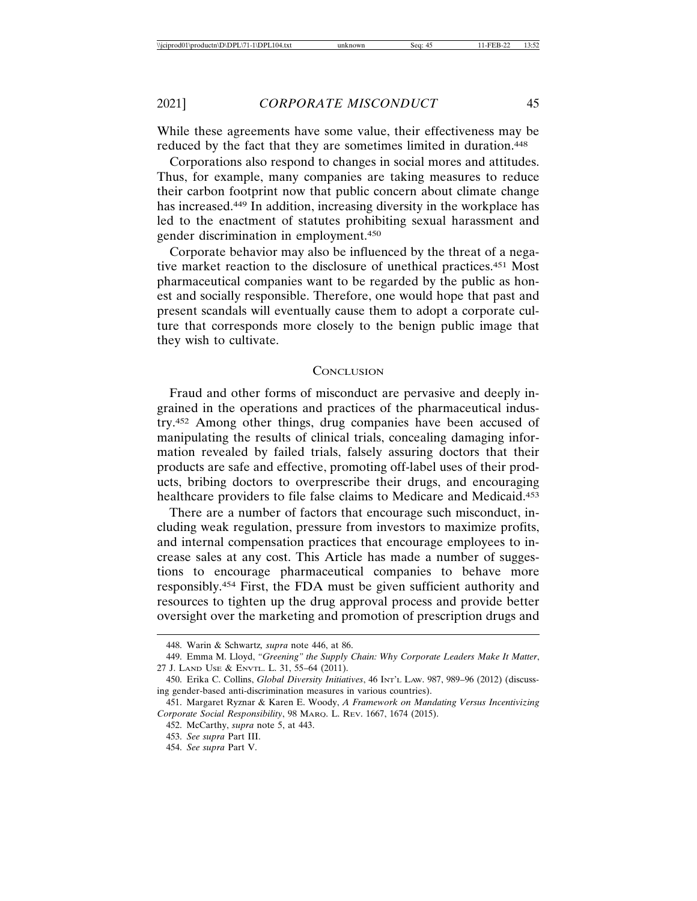While these agreements have some value, their effectiveness may be reduced by the fact that they are sometimes limited in duration.[448]

Corporations also respond to changes in social mores and attitudes. Thus, for example, many companies are taking measures to reduce their carbon footprint now that public concern about climate change has increased.[449] In addition, increasing diversity in the workplace has led to the enactment of statutes prohibiting sexual harassment and gender discrimination in employment.[450]

Corporate behavior may also be influenced by the threat of a negative market reaction to the disclosure of unethical practices.[451] Most pharmaceutical companies want to be regarded by the public as honest and socially responsible. Therefore, one would hope that past and present scandals will eventually cause them to adopt a corporate culture that corresponds more closely to the benign public image that they wish to cultivate.

## CONCLUSION

Fraud and other forms of misconduct are pervasive and deeply ingrained in the operations and practices of the pharmaceutical industry.[452] Among other things, drug companies have been accused of manipulating the results of clinical trials, concealing damaging information revealed by failed trials, falsely assuring doctors that their products are safe and effective, promoting off-label uses of their products, bribing doctors to overprescribe their drugs, and encouraging healthcare providers to file false claims to Medicare and Medicaid.[453]

There are a number of factors that encourage such misconduct, including weak regulation, pressure from investors to maximize profits, and internal compensation practices that encourage employees to increase sales at any cost. This Article has made a number of suggestions to encourage pharmaceutical companies to behave more responsibly.[454] First, the FDA must be given sufficient authority and resources to tighten up the drug approval process and provide better oversight over the marketing and promotion of prescription drugs and

448. Warin & Schwartz, *supra* note 446, at 86.

449. Emma M. Lloyd, *"Greening" the Supply Chain: Why Corporate Leaders Make It Matter*, 27 J. LAND USE & ENVTL. L. 31, 55–64 (2011).

450. Erika C. Collins, *Global Diversity Initiatives*, 46 INT'L LAW. 987, 989–96 (2012) (discussing gender-based anti-discrimination measures in various countries).

451. Margaret Ryznar & Karen E. Woody, *A Framework on Mandating Versus Incentivizing Corporate Social Responsibility*, 98 MARQ. L. REV. 1667, 1674 (2015).

452. McCarthy, *supra* note 5, at 443.

453. *See supra* Part III.

454. *See supra* Part V.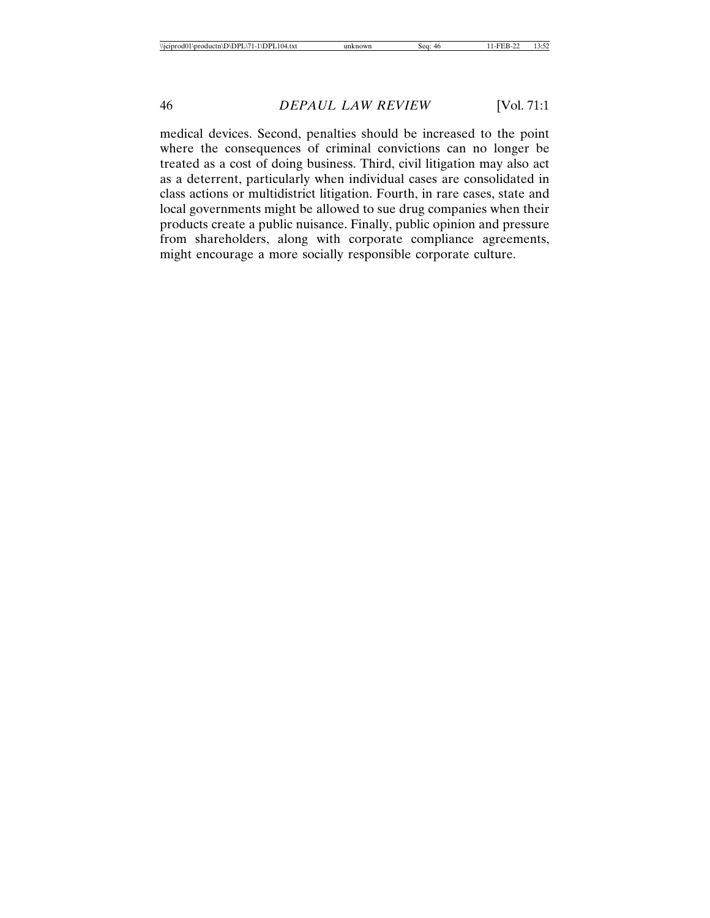medical devices. Second, penalties should be increased to the point where the consequences of criminal convictions can no longer be treated as a cost of doing business. Third, civil litigation may also act as a deterrent, particularly when individual cases are consolidated in class actions or multidistrict litigation. Fourth, in rare cases, state and local governments might be allowed to sue drug companies when their products create a public nuisance. Finally, public opinion and pressure from shareholders, along with corporate compliance agreements, might encourage a more socially responsible corporate culture.